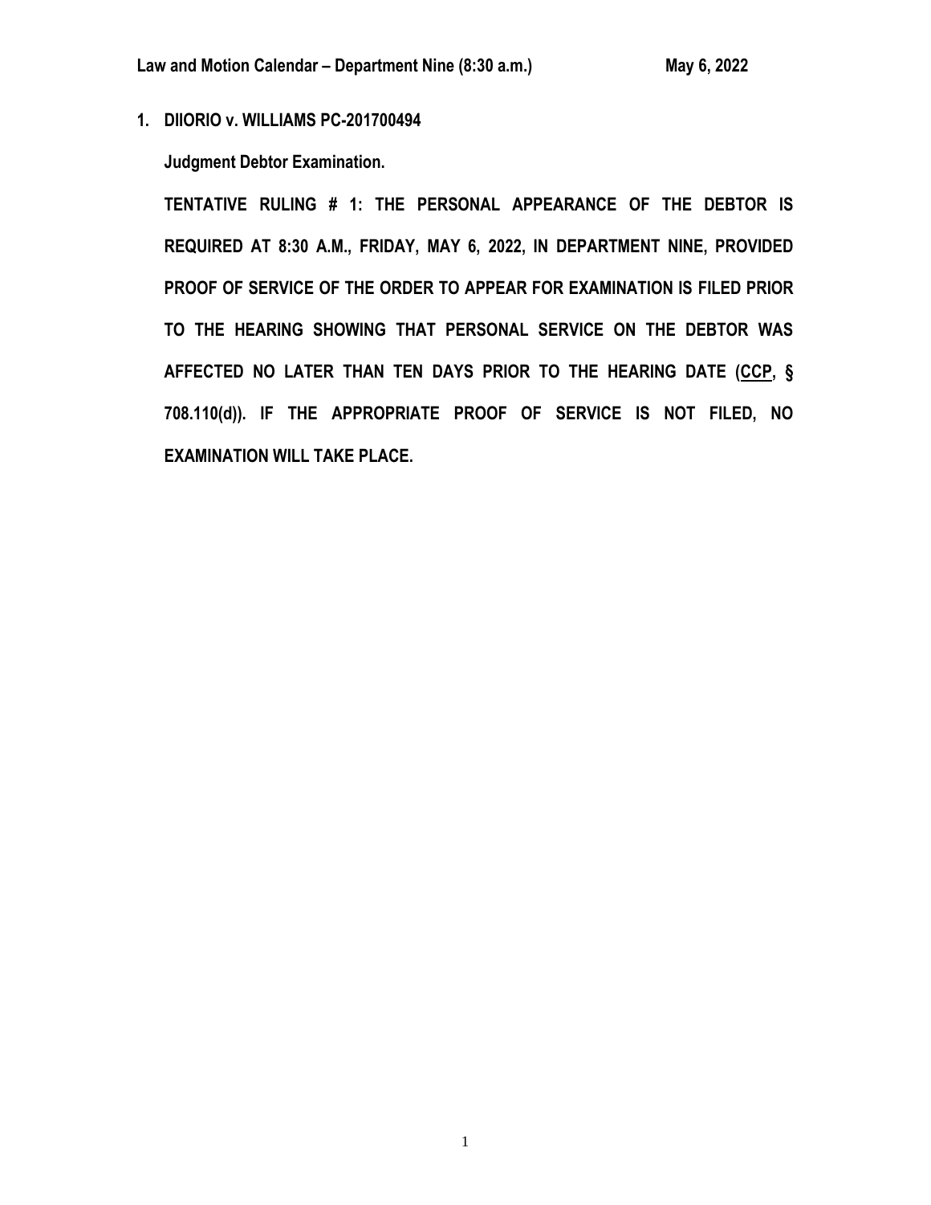**Law and Motion Calendar – Department Nine (8:30 a.m.) May 6, 2022**

**1. DIIORIO v. WILLIAMS PC-201700494**

**Judgment Debtor Examination.**

**TENTATIVE RULING # 1: THE PERSONAL APPEARANCE OF THE DEBTOR IS REQUIRED AT 8:30 A.M., FRIDAY, MAY 6, 2022, IN DEPARTMENT NINE, PROVIDED PROOF OF SERVICE OF THE ORDER TO APPEAR FOR EXAMINATION IS FILED PRIOR TO THE HEARING SHOWING THAT PERSONAL SERVICE ON THE DEBTOR WAS AFFECTED NO LATER THAN TEN DAYS PRIOR TO THE HEARING DATE (CCP, § 708.110(d)). IF THE APPROPRIATE PROOF OF SERVICE IS NOT FILED, NO EXAMINATION WILL TAKE PLACE.**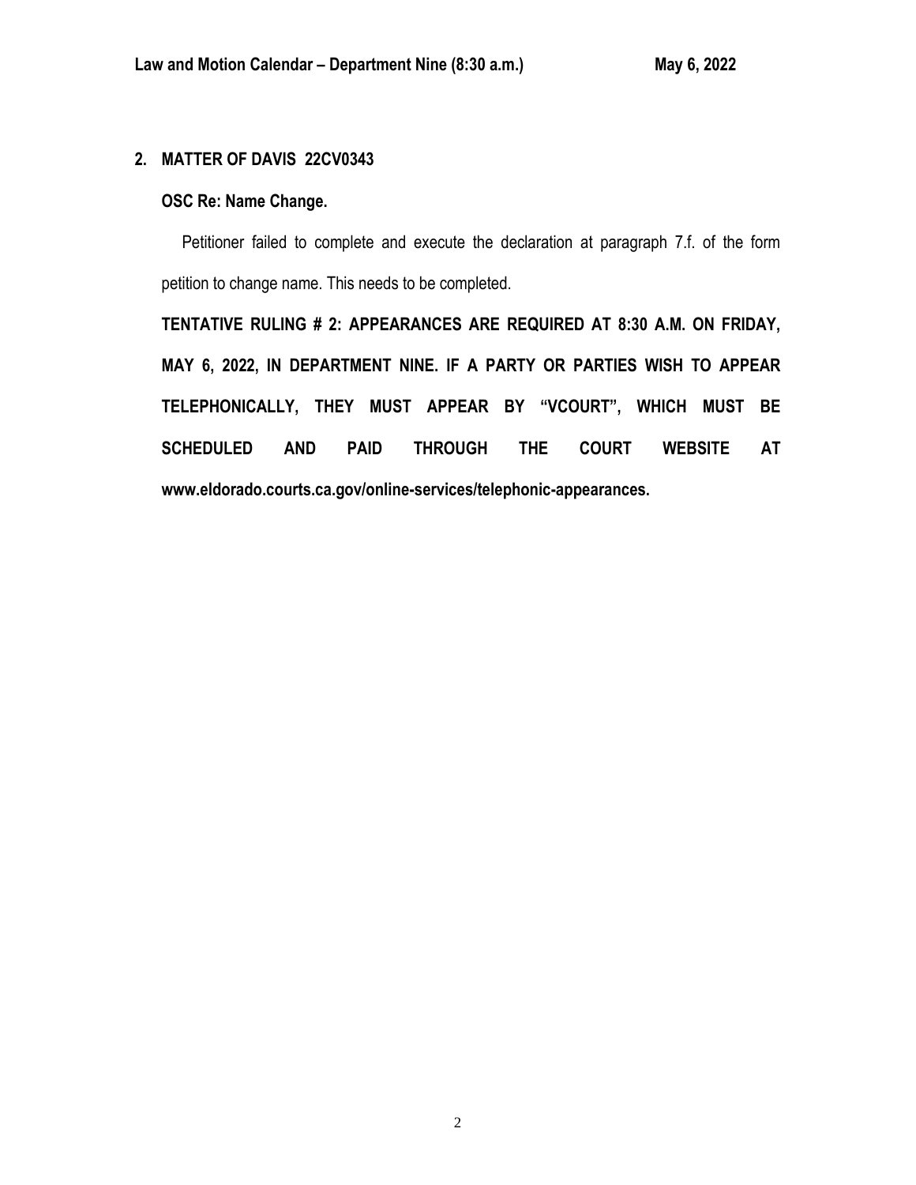## 2. MATTER OF DAVIS 22CV0343

**OSC Re: Name Change.**

Petitioner failed to complete and execute the declaration at paragraph 7.f. of the form petition to change name. This needs to be completed.

**TENTATIVE RULING # 2: APPEARANCES ARE REQUIRED AT 8:30 A.M. ON FRIDAY, MAY 6, 2022, IN DEPARTMENT NINE. IF A PARTY OR PARTIES WISH TO APPEAR TELEPHONICALLY, THEY MUST APPEAR BY "VCOURT", WHICH MUST BE SCHEDULED AND PAID THROUGH THE COURT WEBSITE AT www.eldorado.courts.ca.gov/online-services/telephonic-appearances.**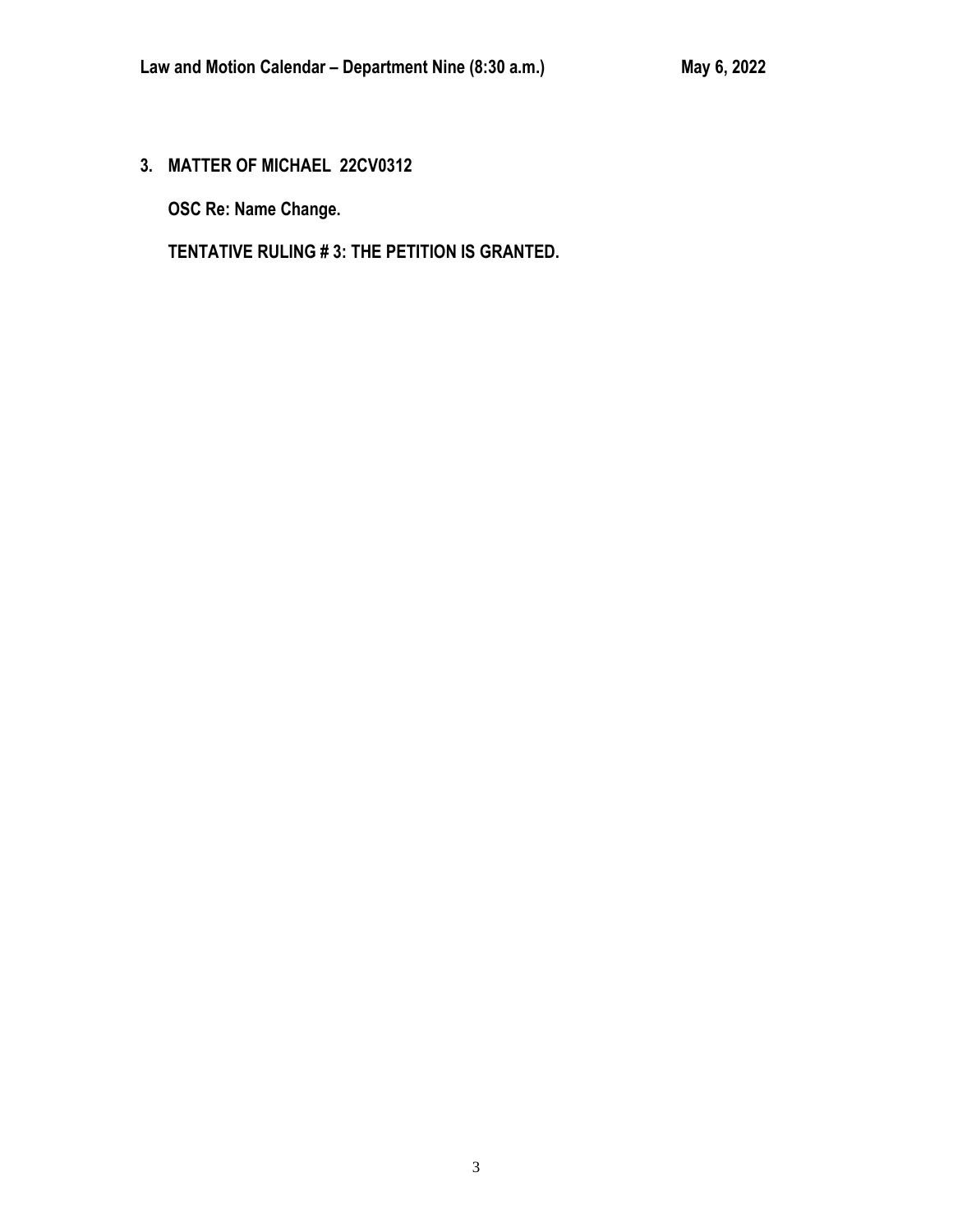**3. MATTER OF MICHAEL 22CV0312**

**OSC Re: Name Change.**

**TENTATIVE RULING # 3: THE PETITION IS GRANTED.**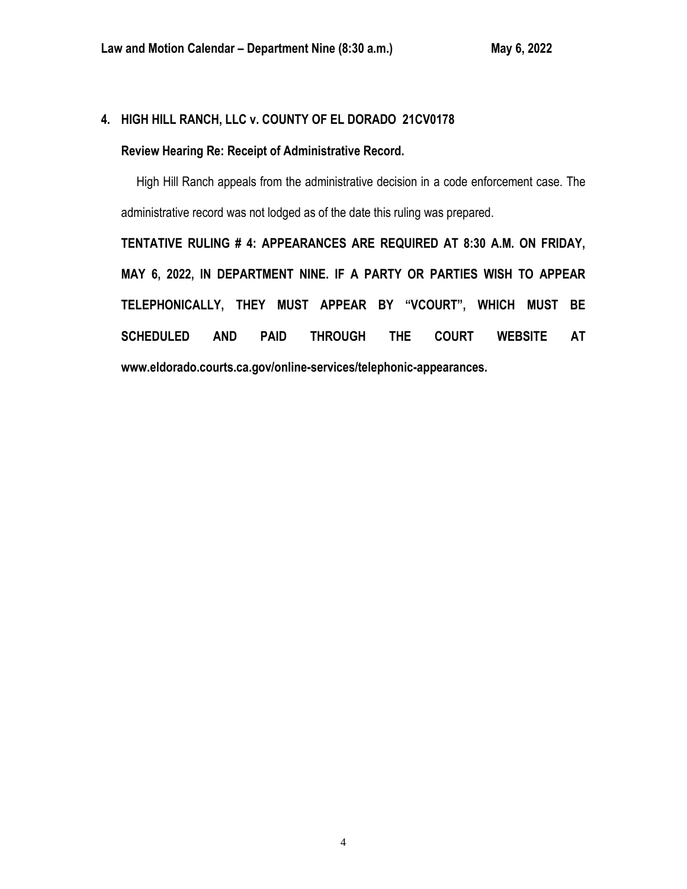**4. HIGH HILL RANCH, LLC v. COUNTY OF EL DORADO 21CV0178**

**Review Hearing Re: Receipt of Administrative Record.**

High Hill Ranch appeals from the administrative decision in a code enforcement case. The administrative record was not lodged as of the date this ruling was prepared.

**TENTATIVE RULING # 4: APPEARANCES ARE REQUIRED AT 8:30 A.M. ON FRIDAY, MAY 6, 2022, IN DEPARTMENT NINE. IF A PARTY OR PARTIES WISH TO APPEAR TELEPHONICALLY, THEY MUST APPEAR BY "VCOURT", WHICH MUST BE SCHEDULED AND PAID THROUGH THE COURT WEBSITE AT www.eldorado.courts.ca.gov/online-services/telephonic-appearances.**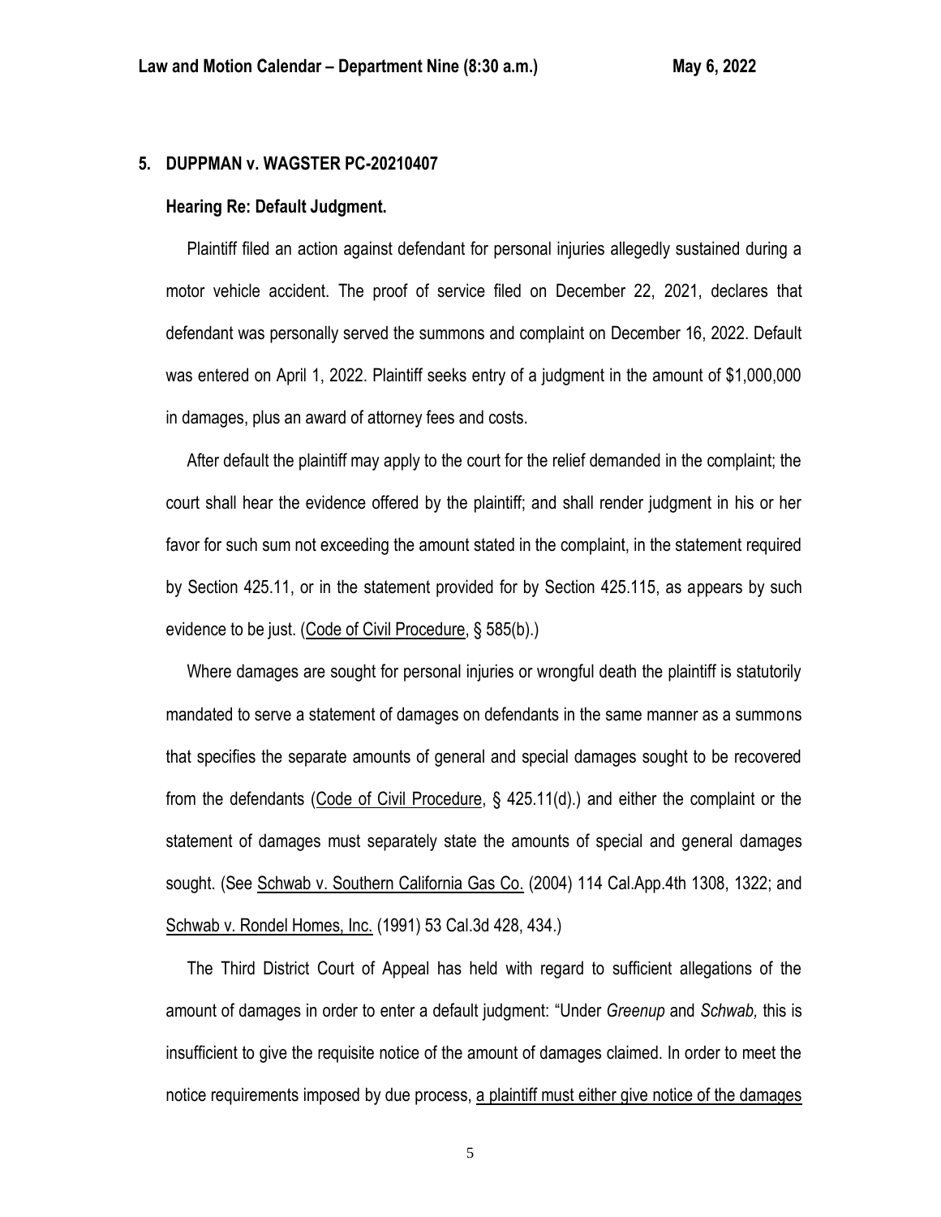## 5. DUPPMAN v. WAGSTER PC-20210407

**Hearing Re: Default Judgment.**

Plaintiff filed an action against defendant for personal injuries allegedly sustained during a motor vehicle accident. The proof of service filed on December 22, 2021, declares that defendant was personally served the summons and complaint on December 16, 2022. Default was entered on April 1, 2022. Plaintiff seeks entry of a judgment in the amount of $1,000,000 in damages, plus an award of attorney fees and costs.

After default the plaintiff may apply to the court for the relief demanded in the complaint; the court shall hear the evidence offered by the plaintiff; and shall render judgment in his or her favor for such sum not exceeding the amount stated in the complaint, in the statement required by Section 425.11, or in the statement provided for by Section 425.115, as appears by such evidence to be just. (<u>Code of Civil Procedure</u>, § 585(b).)

Where damages are sought for personal injuries or wrongful death the plaintiff is statutorily mandated to serve a statement of damages on defendants in the same manner as a summons that specifies the separate amounts of general and special damages sought to be recovered from the defendants (<u>Code of Civil Procedure</u>, § 425.11(d).) and either the complaint or the statement of damages must separately state the amounts of special and general damages sought. (See <u>Schwab v. Southern California Gas Co.</u> (2004) 114 Cal.App.4th 1308, 1322; and <u>Schwab v. Rondel Homes, Inc.</u> (1991) 53 Cal.3d 428, 434.)

The Third District Court of Appeal has held with regard to sufficient allegations of the amount of damages in order to enter a default judgment: "Under *Greenup* and *Schwab,* this is insufficient to give the requisite notice of the amount of damages claimed. In order to meet the notice requirements imposed by due process, <u>a plaintiff must either give notice of the damages</u>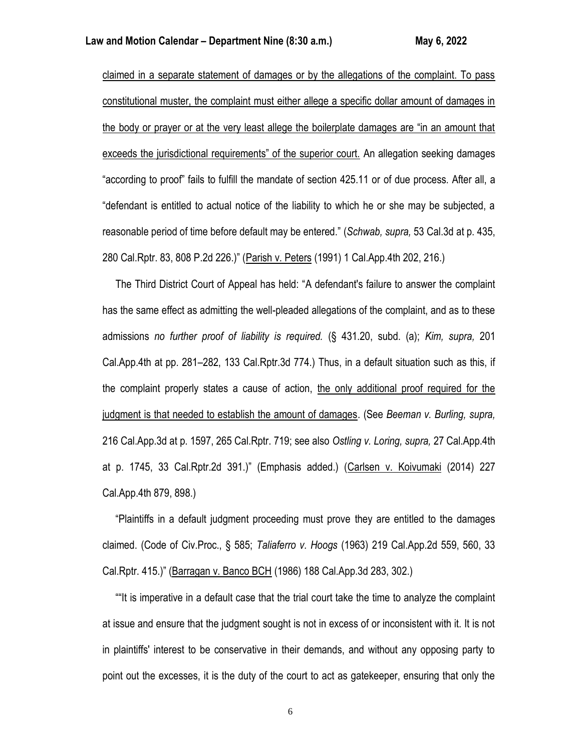claimed in a separate statement of damages or by the allegations of the complaint. To pass constitutional muster, the complaint must either allege a specific dollar amount of damages in the body or prayer or at the very least allege the boilerplate damages are "in an amount that exceeds the jurisdictional requirements" of the superior court. An allegation seeking damages "according to proof" fails to fulfill the mandate of section 425.11 or of due process. After all, a "defendant is entitled to actual notice of the liability to which he or she may be subjected, a reasonable period of time before default may be entered." (*Schwab, supra,* 53 Cal.3d at p. 435, 280 Cal.Rptr. 83, 808 P.2d 226.)" (Parish v. Peters (1991) 1 Cal.App.4th 202, 216.)

The Third District Court of Appeal has held: "A defendant's failure to answer the complaint has the same effect as admitting the well-pleaded allegations of the complaint, and as to these admissions *no further proof of liability is required.* (§ 431.20, subd. (a); *Kim, supra,* 201 Cal.App.4th at pp. 281–282, 133 Cal.Rptr.3d 774.) Thus, in a default situation such as this, if the complaint properly states a cause of action, the only additional proof required for the judgment is that needed to establish the amount of damages. (See *Beeman v. Burling, supra,* 216 Cal.App.3d at p. 1597, 265 Cal.Rptr. 719; see also *Ostling v. Loring, supra,* 27 Cal.App.4th at p. 1745, 33 Cal.Rptr.2d 391.)" (Emphasis added.) (Carlsen v. Koivumaki (2014) 227 Cal.App.4th 879, 898.)

"Plaintiffs in a default judgment proceeding must prove they are entitled to the damages claimed. (Code of Civ.Proc., § 585; *Taliaferro v. Hoogs* (1963) 219 Cal.App.2d 559, 560, 33 Cal.Rptr. 415.)" (Barragan v. Banco BCH (1986) 188 Cal.App.3d 283, 302.)

""It is imperative in a default case that the trial court take the time to analyze the complaint at issue and ensure that the judgment sought is not in excess of or inconsistent with it. It is not in plaintiffs' interest to be conservative in their demands, and without any opposing party to point out the excesses, it is the duty of the court to act as gatekeeper, ensuring that only the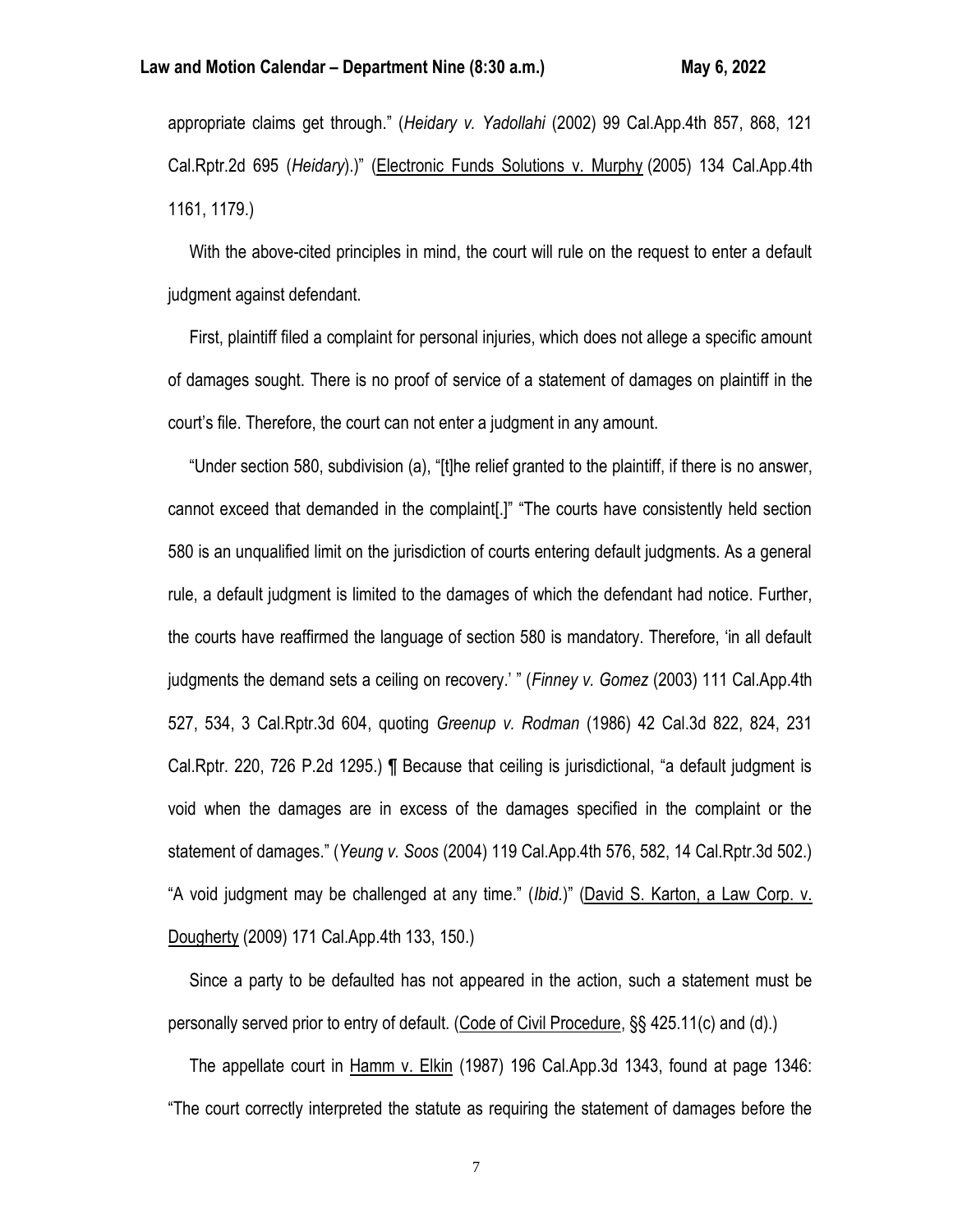appropriate claims get through." (*Heidary v. Yadollahi* (2002) 99 Cal.App.4th 857, 868, 121 Cal.Rptr.2d 695 (*Heidary*).)" (Electronic Funds Solutions v. Murphy (2005) 134 Cal.App.4th 1161, 1179.)

With the above-cited principles in mind, the court will rule on the request to enter a default judgment against defendant.

First, plaintiff filed a complaint for personal injuries, which does not allege a specific amount of damages sought. There is no proof of service of a statement of damages on plaintiff in the court's file. Therefore, the court can not enter a judgment in any amount.

"Under section 580, subdivision (a), "[t]he relief granted to the plaintiff, if there is no answer, cannot exceed that demanded in the complaint[.]" "The courts have consistently held section 580 is an unqualified limit on the jurisdiction of courts entering default judgments. As a general rule, a default judgment is limited to the damages of which the defendant had notice. Further, the courts have reaffirmed the language of section 580 is mandatory. Therefore, 'in all default judgments the demand sets a ceiling on recovery.' " (*Finney v. Gomez* (2003) 111 Cal.App.4th 527, 534, 3 Cal.Rptr.3d 604, quoting *Greenup v. Rodman* (1986) 42 Cal.3d 822, 824, 231 Cal.Rptr. 220, 726 P.2d 1295.) ¶ Because that ceiling is jurisdictional, "a default judgment is void when the damages are in excess of the damages specified in the complaint or the statement of damages." (*Yeung v. Soos* (2004) 119 Cal.App.4th 576, 582, 14 Cal.Rptr.3d 502.) "A void judgment may be challenged at any time." (*Ibid.*)" (David S. Karton, a Law Corp. v. Dougherty (2009) 171 Cal.App.4th 133, 150.)

Since a party to be defaulted has not appeared in the action, such a statement must be personally served prior to entry of default. (Code of Civil Procedure, §§ 425.11(c) and (d).)

The appellate court in Hamm v. Elkin (1987) 196 Cal.App.3d 1343, found at page 1346: "The court correctly interpreted the statute as requiring the statement of damages before the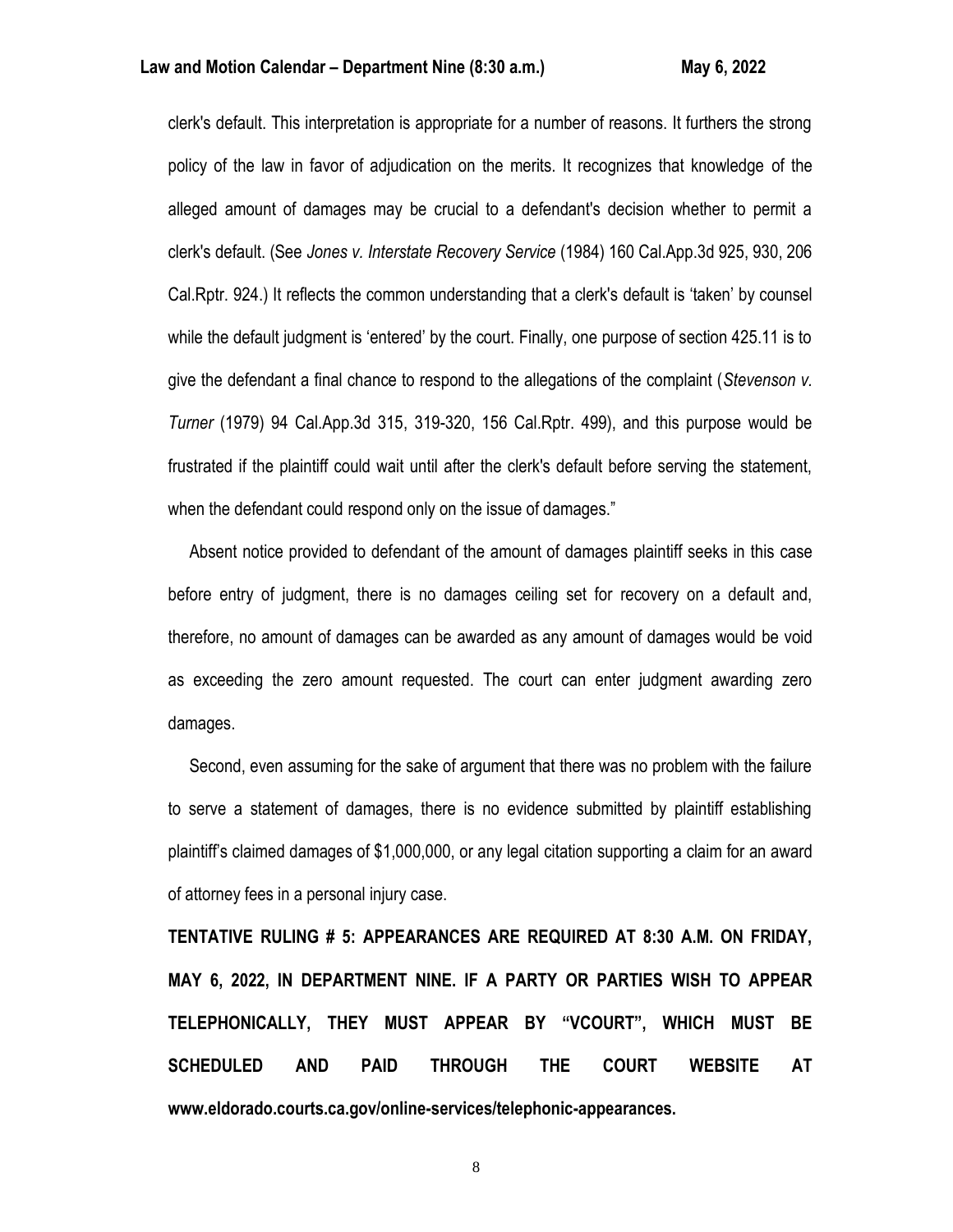clerk's default. This interpretation is appropriate for a number of reasons. It furthers the strong policy of the law in favor of adjudication on the merits. It recognizes that knowledge of the alleged amount of damages may be crucial to a defendant's decision whether to permit a clerk's default. (See *Jones v. Interstate Recovery Service* (1984) 160 Cal.App.3d 925, 930, 206 Cal.Rptr. 924.) It reflects the common understanding that a clerk's default is 'taken' by counsel while the default judgment is 'entered' by the court. Finally, one purpose of section 425.11 is to give the defendant a final chance to respond to the allegations of the complaint (*Stevenson v. Turner* (1979) 94 Cal.App.3d 315, 319-320, 156 Cal.Rptr. 499), and this purpose would be frustrated if the plaintiff could wait until after the clerk's default before serving the statement, when the defendant could respond only on the issue of damages."

Absent notice provided to defendant of the amount of damages plaintiff seeks in this case before entry of judgment, there is no damages ceiling set for recovery on a default and, therefore, no amount of damages can be awarded as any amount of damages would be void as exceeding the zero amount requested. The court can enter judgment awarding zero damages.

Second, even assuming for the sake of argument that there was no problem with the failure to serve a statement of damages, there is no evidence submitted by plaintiff establishing plaintiff's claimed damages of $1,000,000, or any legal citation supporting a claim for an award of attorney fees in a personal injury case.

**TENTATIVE RULING # 5: APPEARANCES ARE REQUIRED AT 8:30 A.M. ON FRIDAY, MAY 6, 2022, IN DEPARTMENT NINE. IF A PARTY OR PARTIES WISH TO APPEAR TELEPHONICALLY, THEY MUST APPEAR BY "VCOURT", WHICH MUST BE SCHEDULED AND PAID THROUGH THE COURT WEBSITE AT www.eldorado.courts.ca.gov/online-services/telephonic-appearances.**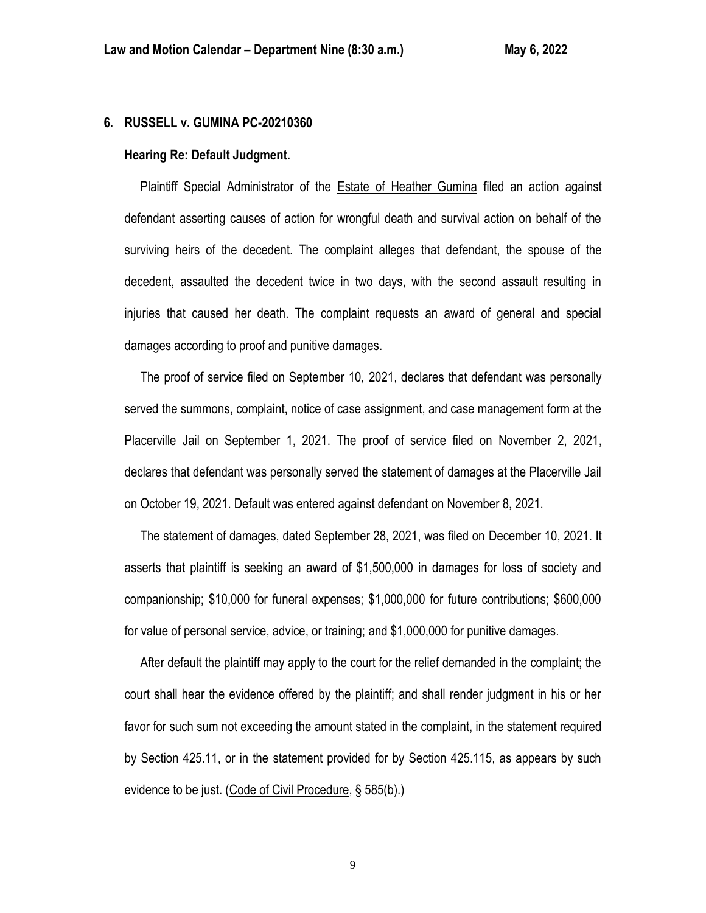**6. RUSSELL v. GUMINA PC-20210360**

**Hearing Re: Default Judgment.**

Plaintiff Special Administrator of the Estate of Heather Gumina filed an action against defendant asserting causes of action for wrongful death and survival action on behalf of the surviving heirs of the decedent. The complaint alleges that defendant, the spouse of the decedent, assaulted the decedent twice in two days, with the second assault resulting in injuries that caused her death. The complaint requests an award of general and special damages according to proof and punitive damages.

The proof of service filed on September 10, 2021, declares that defendant was personally served the summons, complaint, notice of case assignment, and case management form at the Placerville Jail on September 1, 2021. The proof of service filed on November 2, 2021, declares that defendant was personally served the statement of damages at the Placerville Jail on October 19, 2021. Default was entered against defendant on November 8, 2021.

The statement of damages, dated September 28, 2021, was filed on December 10, 2021. It asserts that plaintiff is seeking an award of $1,500,000 in damages for loss of society and companionship; $10,000 for funeral expenses; $1,000,000 for future contributions; $600,000 for value of personal service, advice, or training; and $1,000,000 for punitive damages.

After default the plaintiff may apply to the court for the relief demanded in the complaint; the court shall hear the evidence offered by the plaintiff; and shall render judgment in his or her favor for such sum not exceeding the amount stated in the complaint, in the statement required by Section 425.11, or in the statement provided for by Section 425.115, as appears by such evidence to be just. (Code of Civil Procedure, § 585(b).)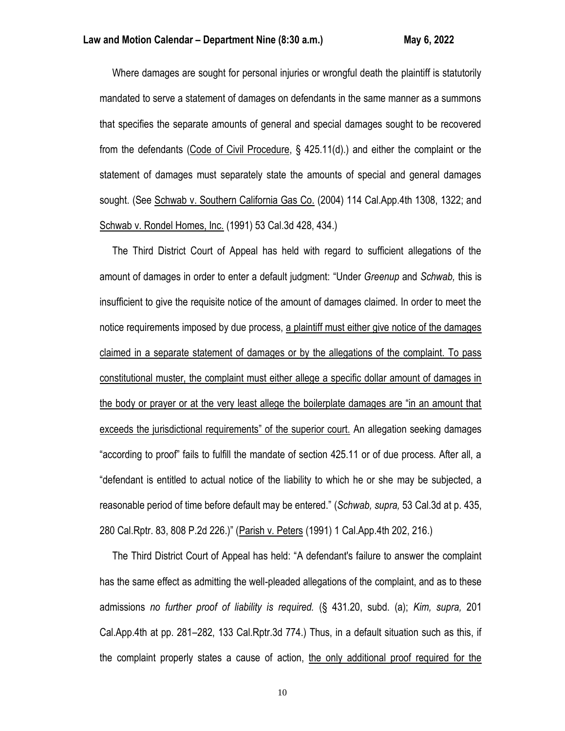Where damages are sought for personal injuries or wrongful death the plaintiff is statutorily mandated to serve a statement of damages on defendants in the same manner as a summons that specifies the separate amounts of general and special damages sought to be recovered from the defendants (<u>Code of Civil Procedure</u>, § 425.11(d).) and either the complaint or the statement of damages must separately state the amounts of special and general damages sought. (See <u>Schwab v. Southern California Gas Co.</u> (2004) 114 Cal.App.4th 1308, 1322; and <u>Schwab v. Rondel Homes, Inc.</u> (1991) 53 Cal.3d 428, 434.)

The Third District Court of Appeal has held with regard to sufficient allegations of the amount of damages in order to enter a default judgment: "Under *Greenup* and *Schwab,* this is insufficient to give the requisite notice of the amount of damages claimed. In order to meet the notice requirements imposed by due process, <u>a plaintiff must either give notice of the damages claimed in a separate statement of damages or by the allegations of the complaint. To pass constitutional muster, the complaint must either allege a specific dollar amount of damages in the body or prayer or at the very least allege the boilerplate damages are "in an amount that exceeds the jurisdictional requirements" of the superior court.</u> An allegation seeking damages "according to proof" fails to fulfill the mandate of section 425.11 or of due process. After all, a "defendant is entitled to actual notice of the liability to which he or she may be subjected, a reasonable period of time before default may be entered." (*Schwab, supra,* 53 Cal.3d at p. 435, 280 Cal.Rptr. 83, 808 P.2d 226.)" (<u>Parish v. Peters</u> (1991) 1 Cal.App.4th 202, 216.)

The Third District Court of Appeal has held: "A defendant's failure to answer the complaint has the same effect as admitting the well-pleaded allegations of the complaint, and as to these admissions *no further proof of liability is required.* (§ 431.20, subd. (a); *Kim, supra,* 201 Cal.App.4th at pp. 281–282, 133 Cal.Rptr.3d 774.) Thus, in a default situation such as this, if the complaint properly states a cause of action, <u>the only additional proof required for the</u>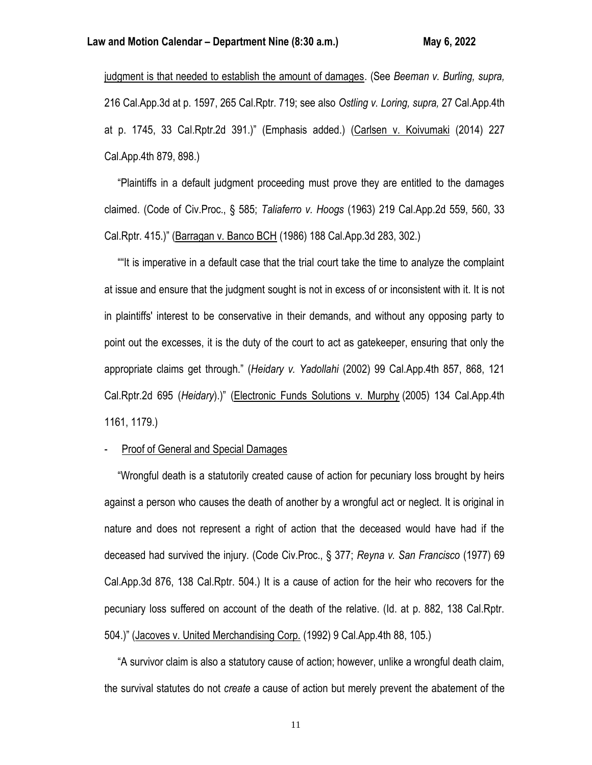<u>judgment is that needed to establish the amount of damages</u>. (See *Beeman v. Burling, supra,* 216 Cal.App.3d at p. 1597, 265 Cal.Rptr. 719; see also *Ostling v. Loring, supra,* 27 Cal.App.4th at p. 1745, 33 Cal.Rptr.2d 391.)" (Emphasis added.) (<u>Carlsen v. Koivumaki</u> (2014) 227 Cal.App.4th 879, 898.)

"Plaintiffs in a default judgment proceeding must prove they are entitled to the damages claimed. (Code of Civ.Proc., § 585; *Taliaferro v. Hoogs* (1963) 219 Cal.App.2d 559, 560, 33 Cal.Rptr. 415.)" (<u>Barragan v. Banco BCH</u> (1986) 188 Cal.App.3d 283, 302.)

""It is imperative in a default case that the trial court take the time to analyze the complaint at issue and ensure that the judgment sought is not in excess of or inconsistent with it. It is not in plaintiffs' interest to be conservative in their demands, and without any opposing party to point out the excesses, it is the duty of the court to act as gatekeeper, ensuring that only the appropriate claims get through." (*Heidary v. Yadollahi* (2002) 99 Cal.App.4th 857, 868, 121 Cal.Rptr.2d 695 (*Heidary*).)" (<u>Electronic Funds Solutions v. Murphy</u> (2005) 134 Cal.App.4th 1161, 1179.)

- <u>Proof of General and Special Damages</u>

"Wrongful death is a statutorily created cause of action for pecuniary loss brought by heirs against a person who causes the death of another by a wrongful act or neglect. It is original in nature and does not represent a right of action that the deceased would have had if the deceased had survived the injury. (Code Civ.Proc., § 377; *Reyna v. San Francisco* (1977) 69 Cal.App.3d 876, 138 Cal.Rptr. 504.) It is a cause of action for the heir who recovers for the pecuniary loss suffered on account of the death of the relative. (Id. at p. 882, 138 Cal.Rptr. 504.)" (<u>Jacoves v. United Merchandising Corp.</u> (1992) 9 Cal.App.4th 88, 105.)

"A survivor claim is also a statutory cause of action; however, unlike a wrongful death claim, the survival statutes do not *create* a cause of action but merely prevent the abatement of the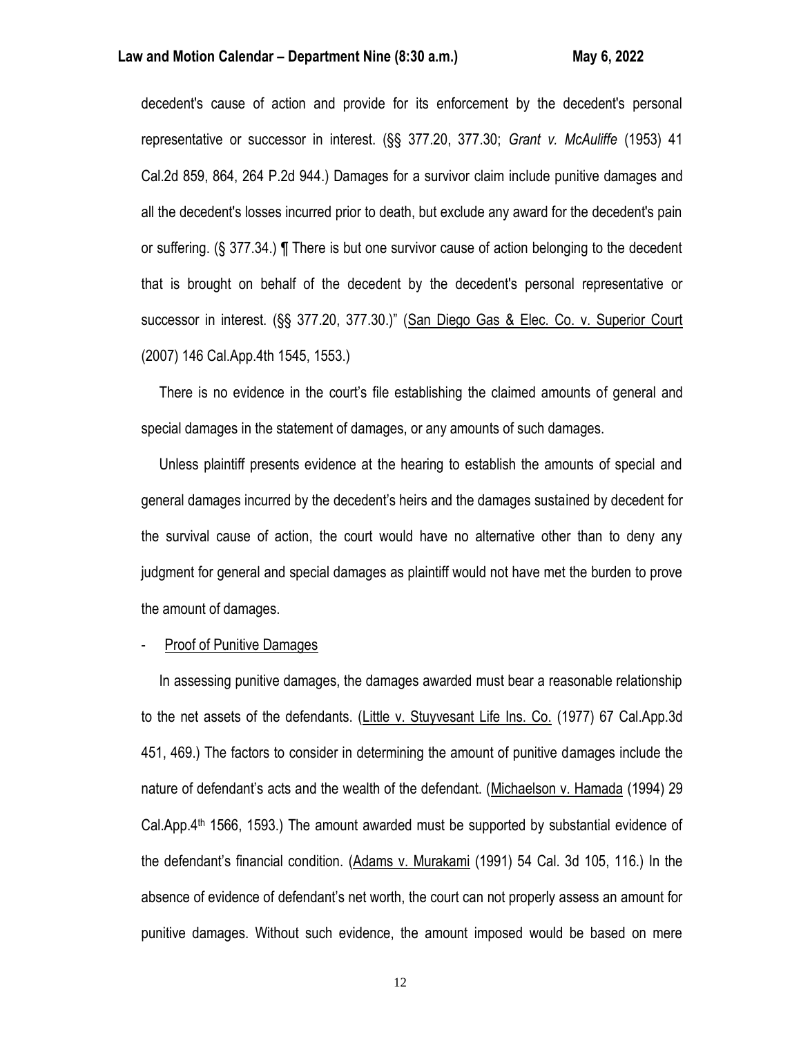decedent's cause of action and provide for its enforcement by the decedent's personal representative or successor in interest. (§§ 377.20, 377.30; *Grant v. McAuliffe* (1953) 41 Cal.2d 859, 864, 264 P.2d 944.) Damages for a survivor claim include punitive damages and all the decedent's losses incurred prior to death, but exclude any award for the decedent's pain or suffering. (§ 377.34.) ¶ There is but one survivor cause of action belonging to the decedent that is brought on behalf of the decedent by the decedent's personal representative or successor in interest. (§§ 377.20, 377.30.)" (San Diego Gas & Elec. Co. v. Superior Court (2007) 146 Cal.App.4th 1545, 1553.)

There is no evidence in the court's file establishing the claimed amounts of general and special damages in the statement of damages, or any amounts of such damages.

Unless plaintiff presents evidence at the hearing to establish the amounts of special and general damages incurred by the decedent's heirs and the damages sustained by decedent for the survival cause of action, the court would have no alternative other than to deny any judgment for general and special damages as plaintiff would not have met the burden to prove the amount of damages.

- Proof of Punitive Damages

In assessing punitive damages, the damages awarded must bear a reasonable relationship to the net assets of the defendants. (Little v. Stuyvesant Life Ins. Co. (1977) 67 Cal.App.3d 451, 469.) The factors to consider in determining the amount of punitive damages include the nature of defendant's acts and the wealth of the defendant. (Michaelson v. Hamada (1994) 29 Cal.App.4th 1566, 1593.) The amount awarded must be supported by substantial evidence of the defendant's financial condition. (Adams v. Murakami (1991) 54 Cal. 3d 105, 116.) In the absence of evidence of defendant's net worth, the court can not properly assess an amount for punitive damages. Without such evidence, the amount imposed would be based on mere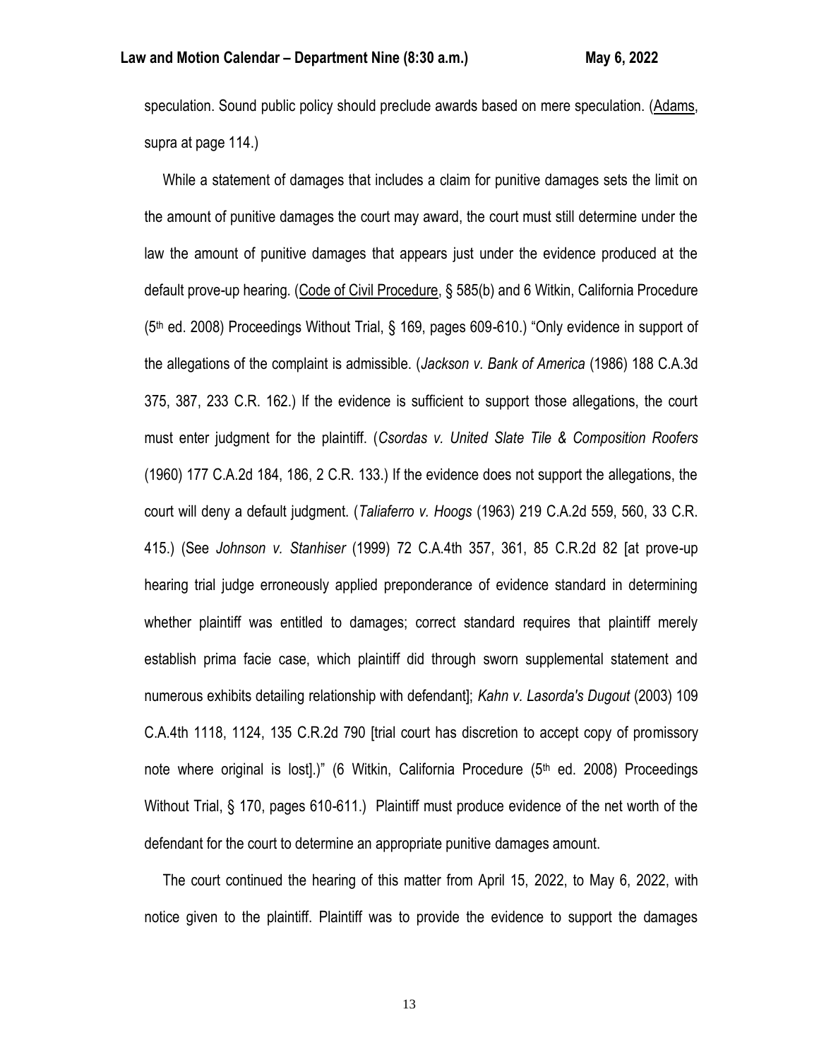speculation. Sound public policy should preclude awards based on mere speculation. (Adams, supra at page 114.)

While a statement of damages that includes a claim for punitive damages sets the limit on the amount of punitive damages the court may award, the court must still determine under the law the amount of punitive damages that appears just under the evidence produced at the default prove-up hearing. (Code of Civil Procedure, § 585(b) and 6 Witkin, California Procedure (5th ed. 2008) Proceedings Without Trial, § 169, pages 609-610.) "Only evidence in support of the allegations of the complaint is admissible. (*Jackson v. Bank of America* (1986) 188 C.A.3d 375, 387, 233 C.R. 162.) If the evidence is sufficient to support those allegations, the court must enter judgment for the plaintiff. (*Csordas v. United Slate Tile & Composition Roofers* (1960) 177 C.A.2d 184, 186, 2 C.R. 133.) If the evidence does not support the allegations, the court will deny a default judgment. (*Taliaferro v. Hoogs* (1963) 219 C.A.2d 559, 560, 33 C.R. 415.) (See *Johnson v. Stanhiser* (1999) 72 C.A.4th 357, 361, 85 C.R.2d 82 [at prove-up hearing trial judge erroneously applied preponderance of evidence standard in determining whether plaintiff was entitled to damages; correct standard requires that plaintiff merely establish prima facie case, which plaintiff did through sworn supplemental statement and numerous exhibits detailing relationship with defendant]; *Kahn v. Lasorda's Dugout* (2003) 109 C.A.4th 1118, 1124, 135 C.R.2d 790 [trial court has discretion to accept copy of promissory note where original is lost].)" (6 Witkin, California Procedure (5th ed. 2008) Proceedings Without Trial, § 170, pages 610-611.) Plaintiff must produce evidence of the net worth of the defendant for the court to determine an appropriate punitive damages amount.

The court continued the hearing of this matter from April 15, 2022, to May 6, 2022, with notice given to the plaintiff. Plaintiff was to provide the evidence to support the damages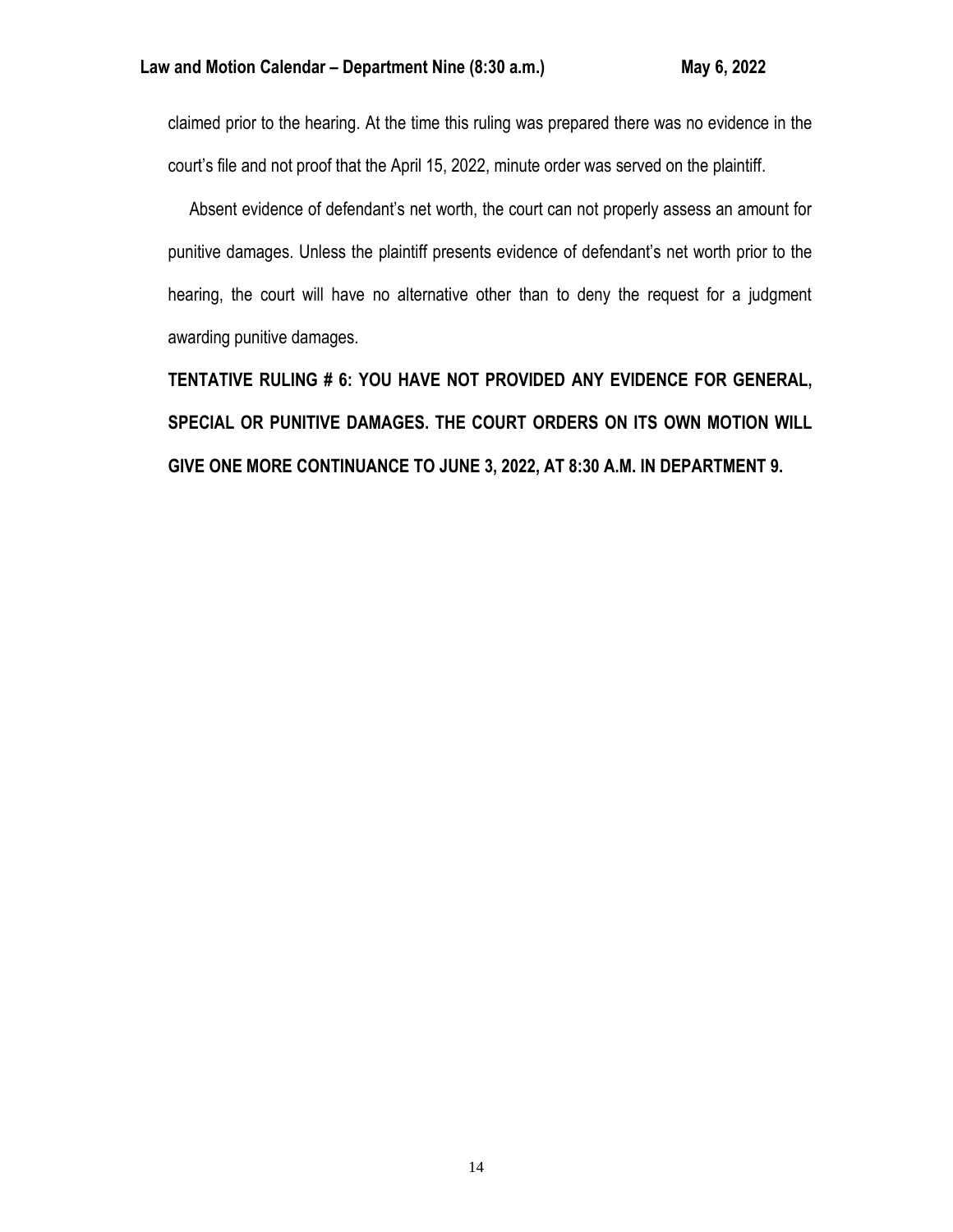claimed prior to the hearing. At the time this ruling was prepared there was no evidence in the court's file and not proof that the April 15, 2022, minute order was served on the plaintiff.

Absent evidence of defendant's net worth, the court can not properly assess an amount for punitive damages. Unless the plaintiff presents evidence of defendant's net worth prior to the hearing, the court will have no alternative other than to deny the request for a judgment awarding punitive damages.

**TENTATIVE RULING # 6: YOU HAVE NOT PROVIDED ANY EVIDENCE FOR GENERAL, SPECIAL OR PUNITIVE DAMAGES. THE COURT ORDERS ON ITS OWN MOTION WILL GIVE ONE MORE CONTINUANCE TO JUNE 3, 2022, AT 8:30 A.M. IN DEPARTMENT 9.**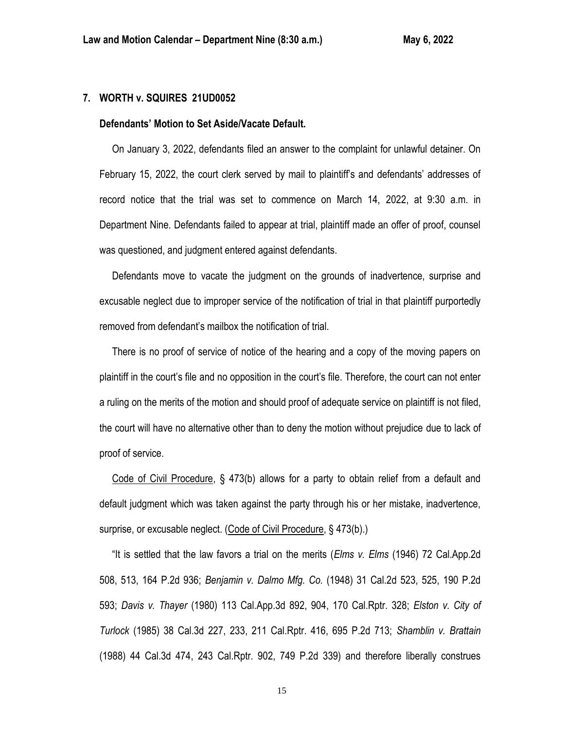**7. WORTH v. SQUIRES 21UD0052**

**Defendants' Motion to Set Aside/Vacate Default.**

On January 3, 2022, defendants filed an answer to the complaint for unlawful detainer. On February 15, 2022, the court clerk served by mail to plaintiff's and defendants' addresses of record notice that the trial was set to commence on March 14, 2022, at 9:30 a.m. in Department Nine. Defendants failed to appear at trial, plaintiff made an offer of proof, counsel was questioned, and judgment entered against defendants.

Defendants move to vacate the judgment on the grounds of inadvertence, surprise and excusable neglect due to improper service of the notification of trial in that plaintiff purportedly removed from defendant's mailbox the notification of trial.

There is no proof of service of notice of the hearing and a copy of the moving papers on plaintiff in the court's file and no opposition in the court's file. Therefore, the court can not enter a ruling on the merits of the motion and should proof of adequate service on plaintiff is not filed, the court will have no alternative other than to deny the motion without prejudice due to lack of proof of service.

Code of Civil Procedure, § 473(b) allows for a party to obtain relief from a default and default judgment which was taken against the party through his or her mistake, inadvertence, surprise, or excusable neglect. (Code of Civil Procedure, § 473(b).)

"It is settled that the law favors a trial on the merits (*Elms v. Elms* (1946) 72 Cal.App.2d 508, 513, 164 P.2d 936; *Benjamin v. Dalmo Mfg. Co.* (1948) 31 Cal.2d 523, 525, 190 P.2d 593; *Davis v. Thayer* (1980) 113 Cal.App.3d 892, 904, 170 Cal.Rptr. 328; *Elston v. City of Turlock* (1985) 38 Cal.3d 227, 233, 211 Cal.Rptr. 416, 695 P.2d 713; *Shamblin v. Brattain* (1988) 44 Cal.3d 474, 243 Cal.Rptr. 902, 749 P.2d 339) and therefore liberally construes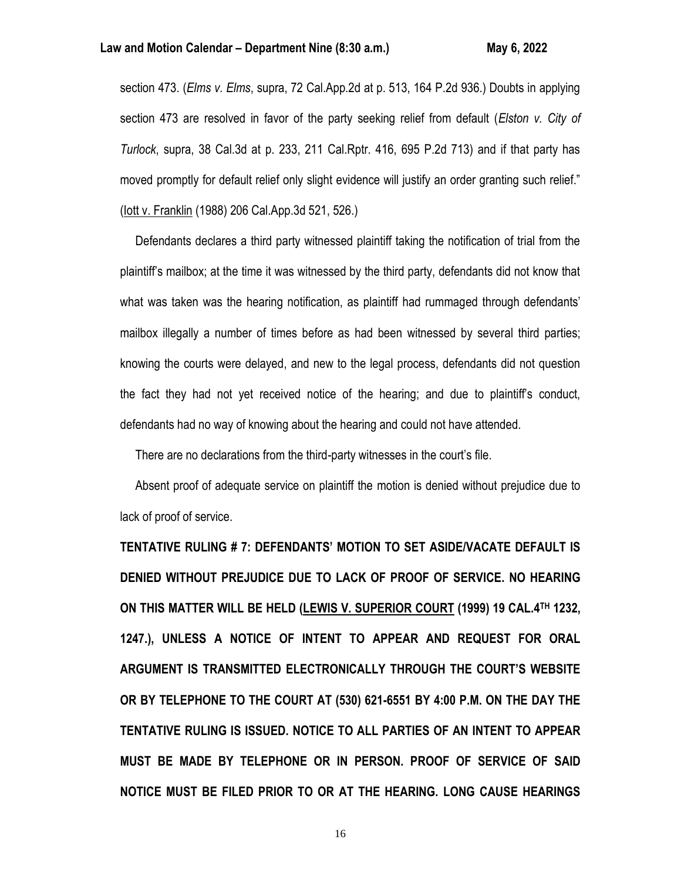section 473. (*Elms v. Elms*, supra, 72 Cal.App.2d at p. 513, 164 P.2d 936.) Doubts in applying section 473 are resolved in favor of the party seeking relief from default (*Elston v. City of Turlock*, supra, 38 Cal.3d at p. 233, 211 Cal.Rptr. 416, 695 P.2d 713) and if that party has moved promptly for default relief only slight evidence will justify an order granting such relief." (Iott v. Franklin (1988) 206 Cal.App.3d 521, 526.)

Defendants declares a third party witnessed plaintiff taking the notification of trial from the plaintiff's mailbox; at the time it was witnessed by the third party, defendants did not know that what was taken was the hearing notification, as plaintiff had rummaged through defendants' mailbox illegally a number of times before as had been witnessed by several third parties; knowing the courts were delayed, and new to the legal process, defendants did not question the fact they had not yet received notice of the hearing; and due to plaintiff's conduct, defendants had no way of knowing about the hearing and could not have attended.

There are no declarations from the third-party witnesses in the court's file.

Absent proof of adequate service on plaintiff the motion is denied without prejudice due to lack of proof of service.

**TENTATIVE RULING # 7: DEFENDANTS' MOTION TO SET ASIDE/VACATE DEFAULT IS DENIED WITHOUT PREJUDICE DUE TO LACK OF PROOF OF SERVICE. NO HEARING ON THIS MATTER WILL BE HELD (LEWIS V. SUPERIOR COURT (1999) 19 CAL.4TH 1232, 1247.), UNLESS A NOTICE OF INTENT TO APPEAR AND REQUEST FOR ORAL ARGUMENT IS TRANSMITTED ELECTRONICALLY THROUGH THE COURT'S WEBSITE OR BY TELEPHONE TO THE COURT AT (530) 621-6551 BY 4:00 P.M. ON THE DAY THE TENTATIVE RULING IS ISSUED. NOTICE TO ALL PARTIES OF AN INTENT TO APPEAR MUST BE MADE BY TELEPHONE OR IN PERSON. PROOF OF SERVICE OF SAID NOTICE MUST BE FILED PRIOR TO OR AT THE HEARING. LONG CAUSE HEARINGS**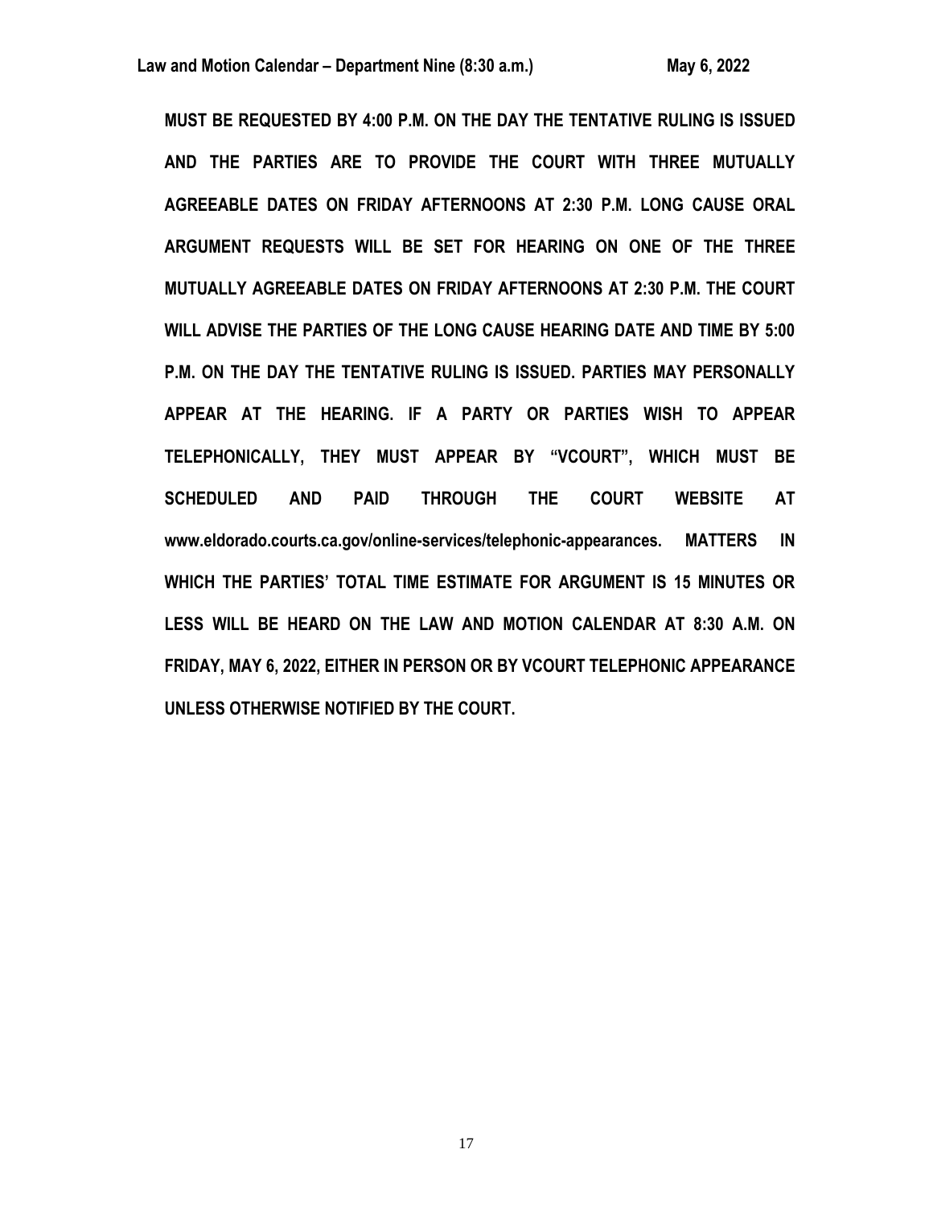**MUST BE REQUESTED BY 4:00 P.M. ON THE DAY THE TENTATIVE RULING IS ISSUED AND THE PARTIES ARE TO PROVIDE THE COURT WITH THREE MUTUALLY AGREEABLE DATES ON FRIDAY AFTERNOONS AT 2:30 P.M. LONG CAUSE ORAL ARGUMENT REQUESTS WILL BE SET FOR HEARING ON ONE OF THE THREE MUTUALLY AGREEABLE DATES ON FRIDAY AFTERNOONS AT 2:30 P.M. THE COURT WILL ADVISE THE PARTIES OF THE LONG CAUSE HEARING DATE AND TIME BY 5:00 P.M. ON THE DAY THE TENTATIVE RULING IS ISSUED. PARTIES MAY PERSONALLY APPEAR AT THE HEARING. IF A PARTY OR PARTIES WISH TO APPEAR TELEPHONICALLY, THEY MUST APPEAR BY "VCOURT", WHICH MUST BE SCHEDULED AND PAID THROUGH THE COURT WEBSITE AT www.eldorado.courts.ca.gov/online-services/telephonic-appearances. MATTERS IN WHICH THE PARTIES' TOTAL TIME ESTIMATE FOR ARGUMENT IS 15 MINUTES OR LESS WILL BE HEARD ON THE LAW AND MOTION CALENDAR AT 8:30 A.M. ON FRIDAY, MAY 6, 2022, EITHER IN PERSON OR BY VCOURT TELEPHONIC APPEARANCE UNLESS OTHERWISE NOTIFIED BY THE COURT.**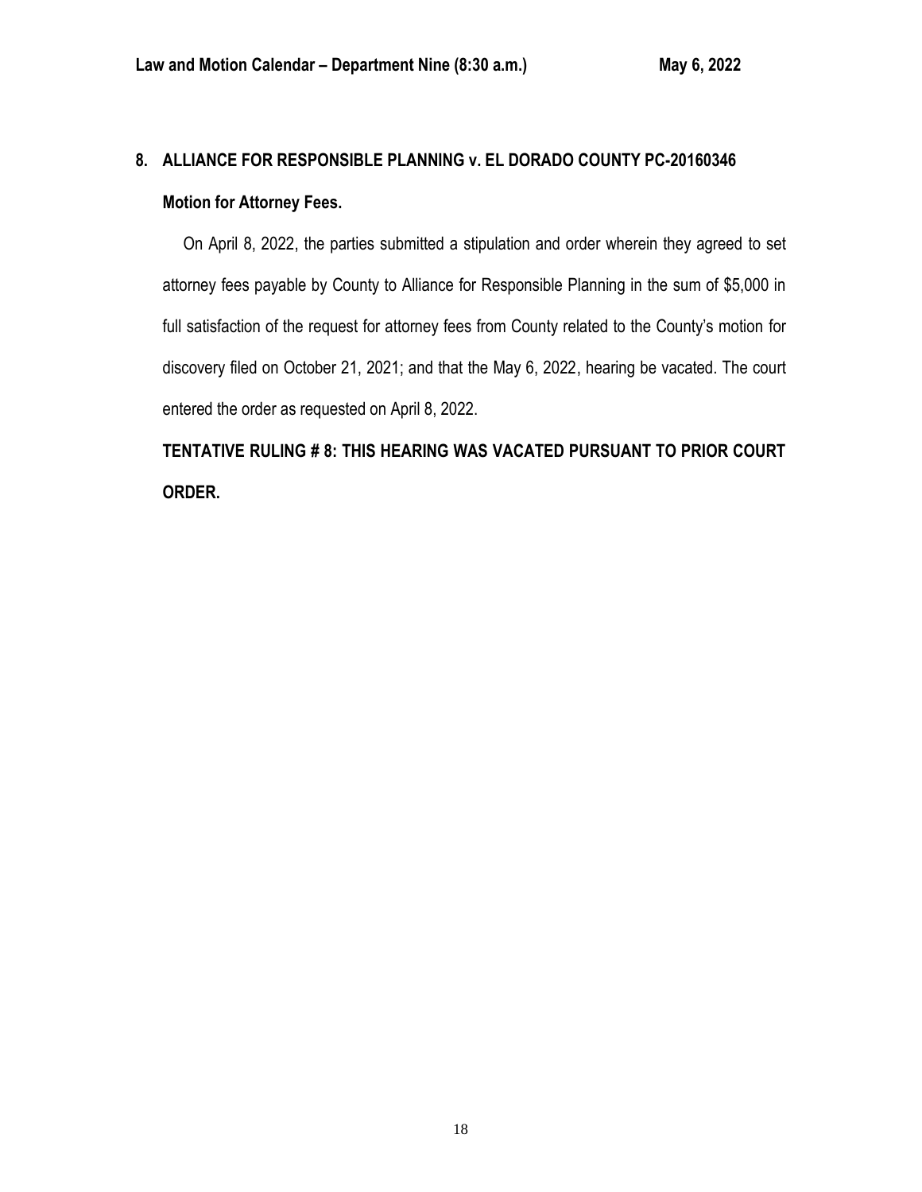**8. ALLIANCE FOR RESPONSIBLE PLANNING v. EL DORADO COUNTY PC-20160346**

**Motion for Attorney Fees.**

On April 8, 2022, the parties submitted a stipulation and order wherein they agreed to set attorney fees payable by County to Alliance for Responsible Planning in the sum of $5,000 in full satisfaction of the request for attorney fees from County related to the County's motion for discovery filed on October 21, 2021; and that the May 6, 2022, hearing be vacated. The court entered the order as requested on April 8, 2022.

**TENTATIVE RULING # 8: THIS HEARING WAS VACATED PURSUANT TO PRIOR COURT ORDER.**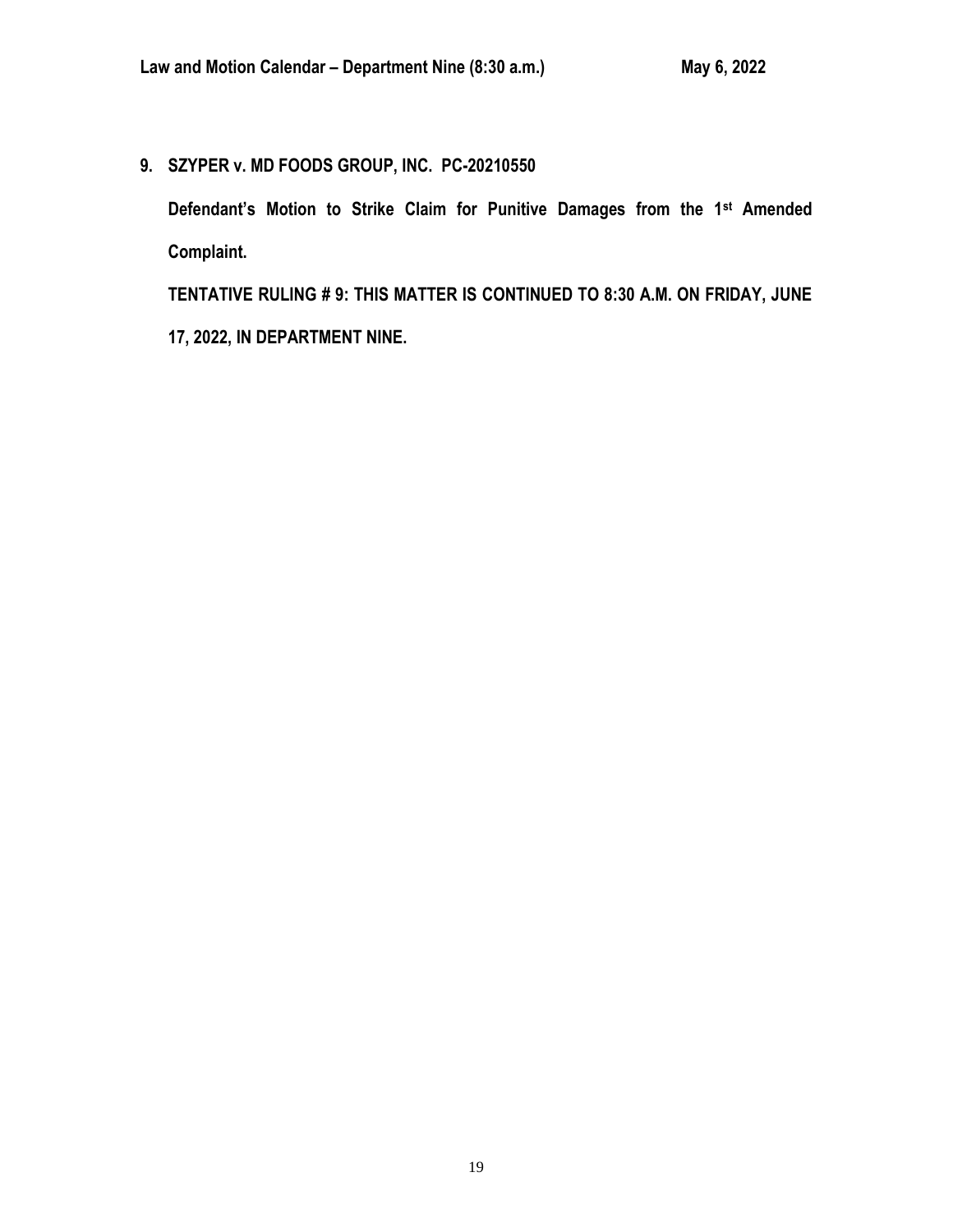**9. SZYPER v. MD FOODS GROUP, INC. PC-20210550**

**Defendant's Motion to Strike Claim for Punitive Damages from the 1st Amended Complaint.**

**TENTATIVE RULING # 9: THIS MATTER IS CONTINUED TO 8:30 A.M. ON FRIDAY, JUNE 17, 2022, IN DEPARTMENT NINE.**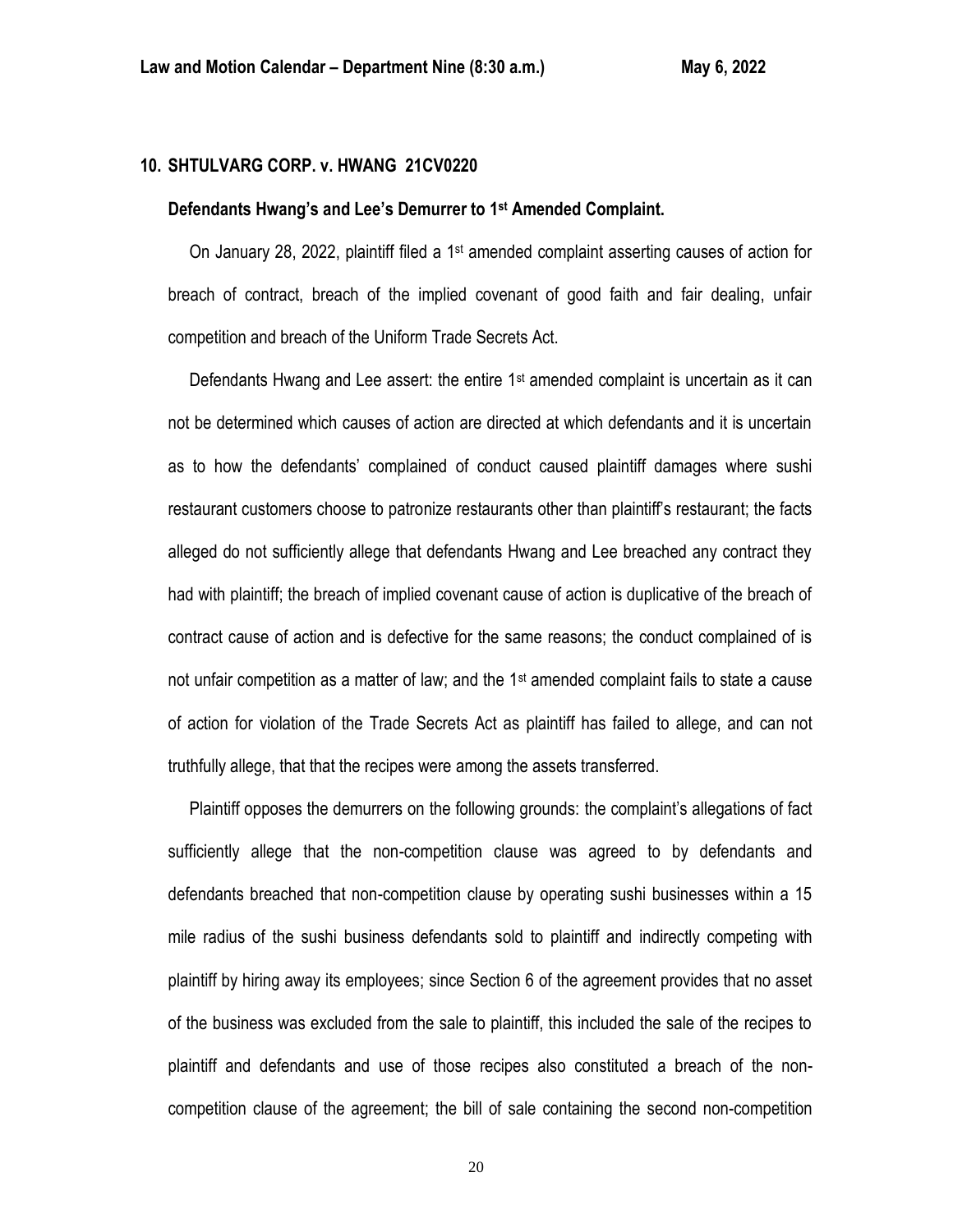## 10. SHTULVARG CORP. v. HWANG 21CV0220

### Defendants Hwang's and Lee's Demurrer to 1st Amended Complaint.

On January 28, 2022, plaintiff filed a 1st amended complaint asserting causes of action for breach of contract, breach of the implied covenant of good faith and fair dealing, unfair competition and breach of the Uniform Trade Secrets Act.

Defendants Hwang and Lee assert: the entire 1st amended complaint is uncertain as it can not be determined which causes of action are directed at which defendants and it is uncertain as to how the defendants' complained of conduct caused plaintiff damages where sushi restaurant customers choose to patronize restaurants other than plaintiff's restaurant; the facts alleged do not sufficiently allege that defendants Hwang and Lee breached any contract they had with plaintiff; the breach of implied covenant cause of action is duplicative of the breach of contract cause of action and is defective for the same reasons; the conduct complained of is not unfair competition as a matter of law; and the 1st amended complaint fails to state a cause of action for violation of the Trade Secrets Act as plaintiff has failed to allege, and can not truthfully allege, that that the recipes were among the assets transferred.

Plaintiff opposes the demurrers on the following grounds: the complaint's allegations of fact sufficiently allege that the non-competition clause was agreed to by defendants and defendants breached that non-competition clause by operating sushi businesses within a 15 mile radius of the sushi business defendants sold to plaintiff and indirectly competing with plaintiff by hiring away its employees; since Section 6 of the agreement provides that no asset of the business was excluded from the sale to plaintiff, this included the sale of the recipes to plaintiff and defendants and use of those recipes also constituted a breach of the non-competition clause of the agreement; the bill of sale containing the second non-competition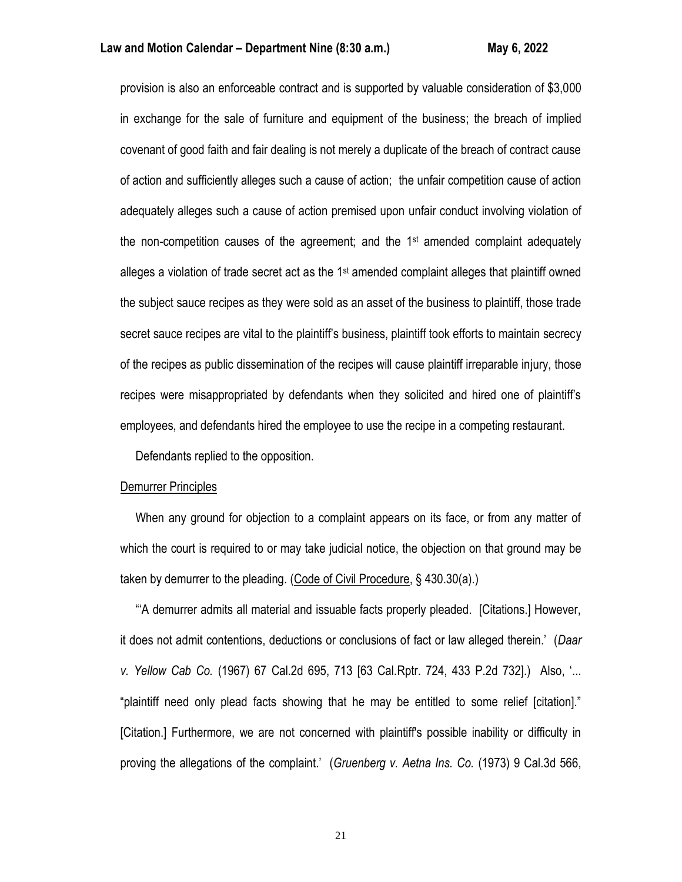provision is also an enforceable contract and is supported by valuable consideration of $3,000 in exchange for the sale of furniture and equipment of the business; the breach of implied covenant of good faith and fair dealing is not merely a duplicate of the breach of contract cause of action and sufficiently alleges such a cause of action; the unfair competition cause of action adequately alleges such a cause of action premised upon unfair conduct involving violation of the non-competition causes of the agreement; and the 1st amended complaint adequately alleges a violation of trade secret act as the 1st amended complaint alleges that plaintiff owned the subject sauce recipes as they were sold as an asset of the business to plaintiff, those trade secret sauce recipes are vital to the plaintiff's business, plaintiff took efforts to maintain secrecy of the recipes as public dissemination of the recipes will cause plaintiff irreparable injury, those recipes were misappropriated by defendants when they solicited and hired one of plaintiff's employees, and defendants hired the employee to use the recipe in a competing restaurant.

Defendants replied to the opposition.

Demurrer Principles

When any ground for objection to a complaint appears on its face, or from any matter of which the court is required to or may take judicial notice, the objection on that ground may be taken by demurrer to the pleading. (Code of Civil Procedure, § 430.30(a).)

"'A demurrer admits all material and issuable facts properly pleaded. [Citations.] However, it does not admit contentions, deductions or conclusions of fact or law alleged therein.' (*Daar v. Yellow Cab Co.* (1967) 67 Cal.2d 695, 713 [63 Cal.Rptr. 724, 433 P.2d 732].) Also, '... "plaintiff need only plead facts showing that he may be entitled to some relief [citation]." [Citation.] Furthermore, we are not concerned with plaintiff's possible inability or difficulty in proving the allegations of the complaint.' (*Gruenberg v. Aetna Ins. Co.* (1973) 9 Cal.3d 566,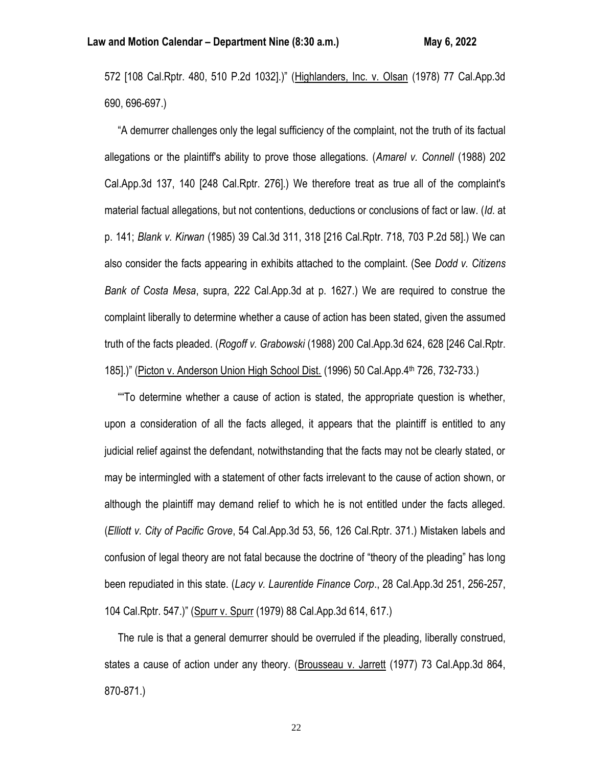572 [108 Cal.Rptr. 480, 510 P.2d 1032].)" (Highlanders, Inc. v. Olsan (1978) 77 Cal.App.3d 690, 696-697.)

"A demurrer challenges only the legal sufficiency of the complaint, not the truth of its factual allegations or the plaintiff's ability to prove those allegations. (*Amarel v. Connell* (1988) 202 Cal.App.3d 137, 140 [248 Cal.Rptr. 276].) We therefore treat as true all of the complaint's material factual allegations, but not contentions, deductions or conclusions of fact or law. (*Id.* at p. 141; *Blank v. Kirwan* (1985) 39 Cal.3d 311, 318 [216 Cal.Rptr. 718, 703 P.2d 58].) We can also consider the facts appearing in exhibits attached to the complaint. (See *Dodd v. Citizens Bank of Costa Mesa*, supra, 222 Cal.App.3d at p. 1627.) We are required to construe the complaint liberally to determine whether a cause of action has been stated, given the assumed truth of the facts pleaded. (*Rogoff v. Grabowski* (1988) 200 Cal.App.3d 624, 628 [246 Cal.Rptr. 185].)" (Picton v. Anderson Union High School Dist. (1996) 50 Cal.App.4th 726, 732-733.)

""To determine whether a cause of action is stated, the appropriate question is whether, upon a consideration of all the facts alleged, it appears that the plaintiff is entitled to any judicial relief against the defendant, notwithstanding that the facts may not be clearly stated, or may be intermingled with a statement of other facts irrelevant to the cause of action shown, or although the plaintiff may demand relief to which he is not entitled under the facts alleged. (*Elliott v. City of Pacific Grove*, 54 Cal.App.3d 53, 56, 126 Cal.Rptr. 371.) Mistaken labels and confusion of legal theory are not fatal because the doctrine of "theory of the pleading" has long been repudiated in this state. (*Lacy v. Laurentide Finance Corp*., 28 Cal.App.3d 251, 256-257, 104 Cal.Rptr. 547.)" (Spurr v. Spurr (1979) 88 Cal.App.3d 614, 617.)

The rule is that a general demurrer should be overruled if the pleading, liberally construed, states a cause of action under any theory. (Brousseau v. Jarrett (1977) 73 Cal.App.3d 864, 870-871.)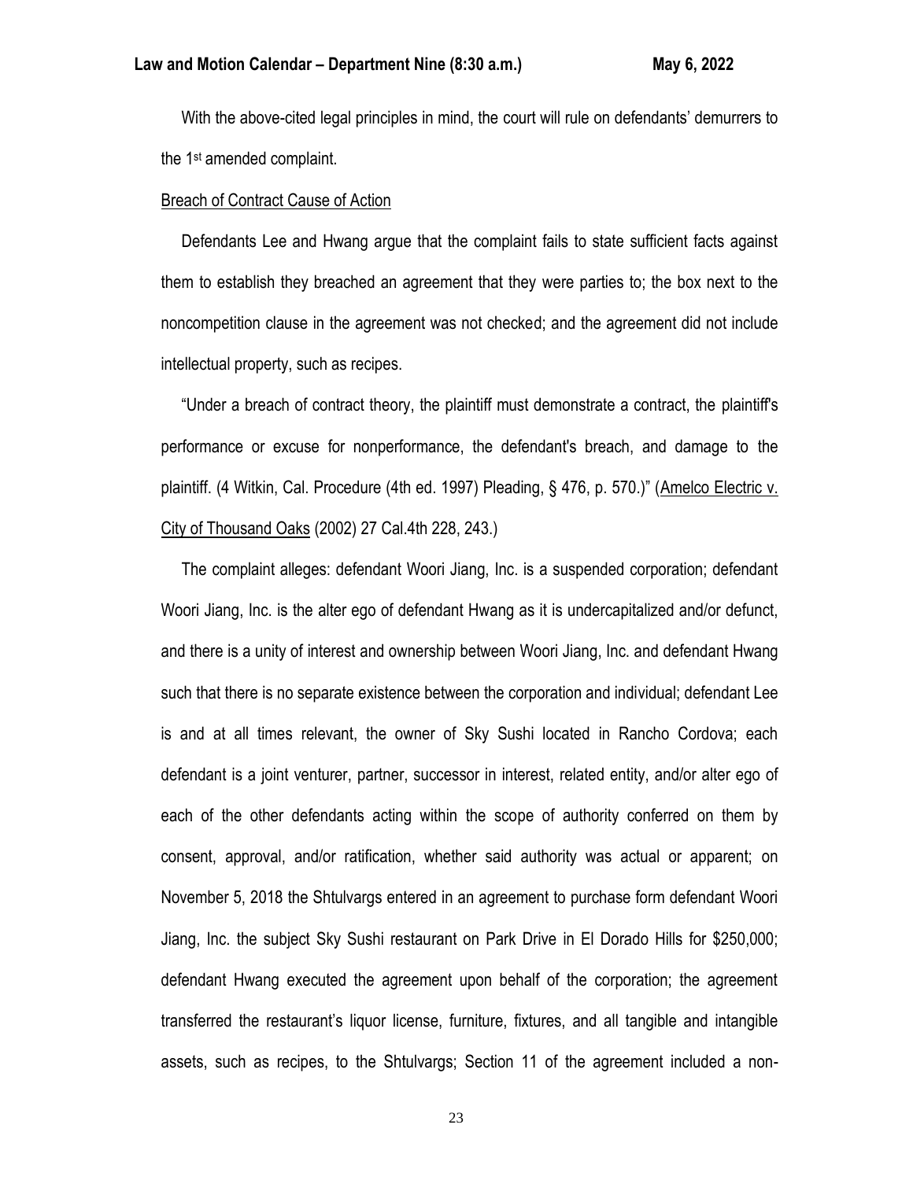With the above-cited legal principles in mind, the court will rule on defendants' demurrers to the 1st amended complaint.

Breach of Contract Cause of Action

Defendants Lee and Hwang argue that the complaint fails to state sufficient facts against them to establish they breached an agreement that they were parties to; the box next to the noncompetition clause in the agreement was not checked; and the agreement did not include intellectual property, such as recipes.

"Under a breach of contract theory, the plaintiff must demonstrate a contract, the plaintiff's performance or excuse for nonperformance, the defendant's breach, and damage to the plaintiff. (4 Witkin, Cal. Procedure (4th ed. 1997) Pleading, § 476, p. 570.)" (Amelco Electric v. City of Thousand Oaks (2002) 27 Cal.4th 228, 243.)

The complaint alleges: defendant Woori Jiang, Inc. is a suspended corporation; defendant Woori Jiang, Inc. is the alter ego of defendant Hwang as it is undercapitalized and/or defunct, and there is a unity of interest and ownership between Woori Jiang, Inc. and defendant Hwang such that there is no separate existence between the corporation and individual; defendant Lee is and at all times relevant, the owner of Sky Sushi located in Rancho Cordova; each defendant is a joint venturer, partner, successor in interest, related entity, and/or alter ego of each of the other defendants acting within the scope of authority conferred on them by consent, approval, and/or ratification, whether said authority was actual or apparent; on November 5, 2018 the Shtulvargs entered in an agreement to purchase form defendant Woori Jiang, Inc. the subject Sky Sushi restaurant on Park Drive in El Dorado Hills for $250,000; defendant Hwang executed the agreement upon behalf of the corporation; the agreement transferred the restaurant's liquor license, furniture, fixtures, and all tangible and intangible assets, such as recipes, to the Shtulvargs; Section 11 of the agreement included a non-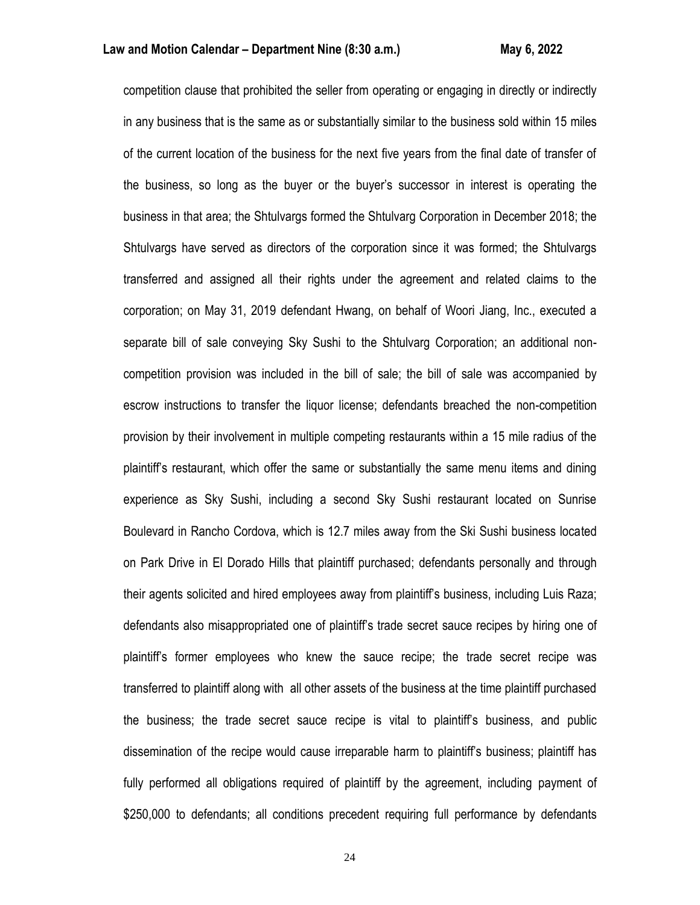competition clause that prohibited the seller from operating or engaging in directly or indirectly in any business that is the same as or substantially similar to the business sold within 15 miles of the current location of the business for the next five years from the final date of transfer of the business, so long as the buyer or the buyer's successor in interest is operating the business in that area; the Shtulvargs formed the Shtulvarg Corporation in December 2018; the Shtulvargs have served as directors of the corporation since it was formed; the Shtulvargs transferred and assigned all their rights under the agreement and related claims to the corporation; on May 31, 2019 defendant Hwang, on behalf of Woori Jiang, Inc., executed a separate bill of sale conveying Sky Sushi to the Shtulvarg Corporation; an additional non-competition provision was included in the bill of sale; the bill of sale was accompanied by escrow instructions to transfer the liquor license; defendants breached the non-competition provision by their involvement in multiple competing restaurants within a 15 mile radius of the plaintiff's restaurant, which offer the same or substantially the same menu items and dining experience as Sky Sushi, including a second Sky Sushi restaurant located on Sunrise Boulevard in Rancho Cordova, which is 12.7 miles away from the Ski Sushi business located on Park Drive in El Dorado Hills that plaintiff purchased; defendants personally and through their agents solicited and hired employees away from plaintiff's business, including Luis Raza; defendants also misappropriated one of plaintiff's trade secret sauce recipes by hiring one of plaintiff's former employees who knew the sauce recipe; the trade secret recipe was transferred to plaintiff along with all other assets of the business at the time plaintiff purchased the business; the trade secret sauce recipe is vital to plaintiff's business, and public dissemination of the recipe would cause irreparable harm to plaintiff's business; plaintiff has fully performed all obligations required of plaintiff by the agreement, including payment of $250,000 to defendants; all conditions precedent requiring full performance by defendants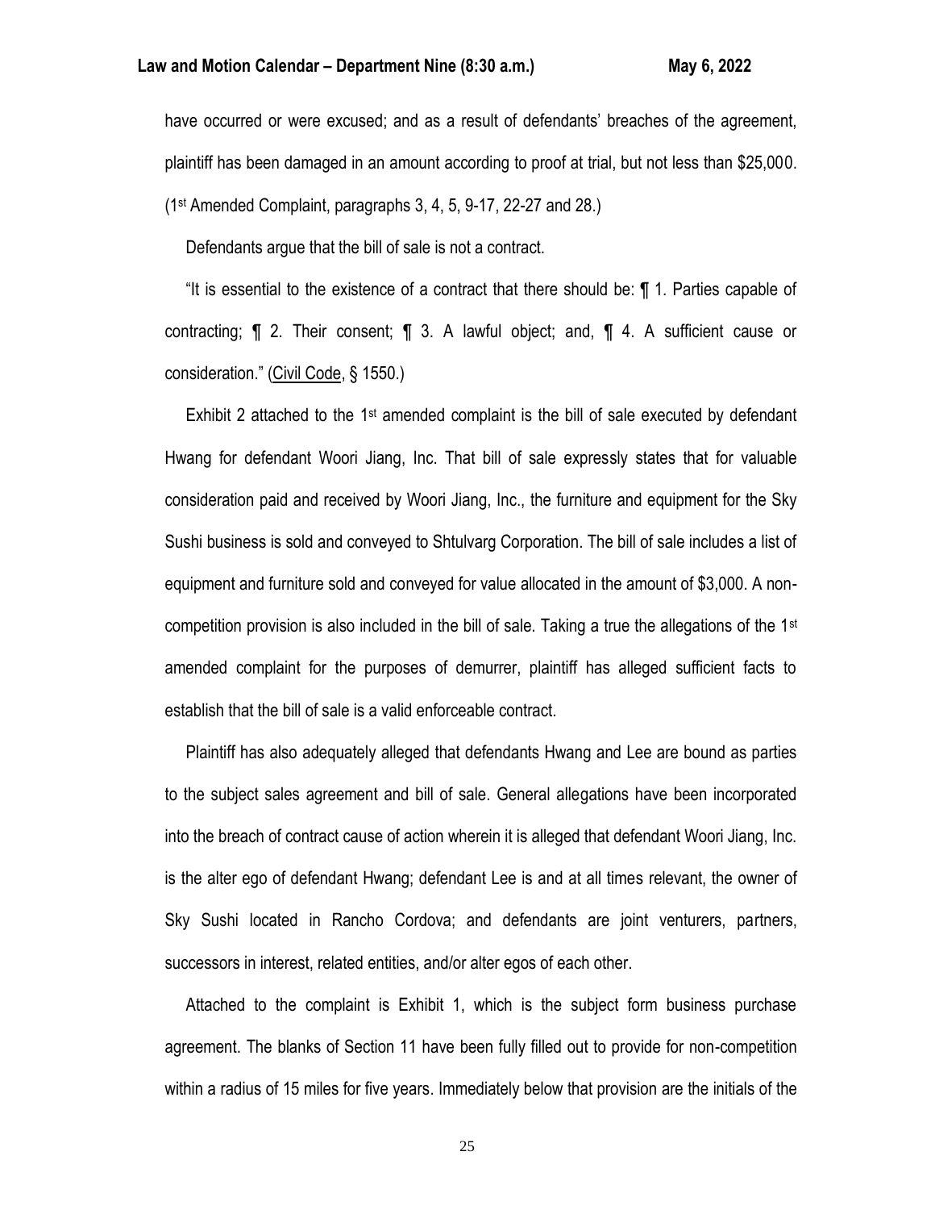have occurred or were excused; and as a result of defendants' breaches of the agreement, plaintiff has been damaged in an amount according to proof at trial, but not less than $25,000. (1st Amended Complaint, paragraphs 3, 4, 5, 9-17, 22-27 and 28.)

Defendants argue that the bill of sale is not a contract.

"It is essential to the existence of a contract that there should be: ¶ 1. Parties capable of contracting; ¶ 2. Their consent; ¶ 3. A lawful object; and, ¶ 4. A sufficient cause or consideration." (Civil Code, § 1550.)

Exhibit 2 attached to the 1st amended complaint is the bill of sale executed by defendant Hwang for defendant Woori Jiang, Inc. That bill of sale expressly states that for valuable consideration paid and received by Woori Jiang, Inc., the furniture and equipment for the Sky Sushi business is sold and conveyed to Shtulvarg Corporation. The bill of sale includes a list of equipment and furniture sold and conveyed for value allocated in the amount of $3,000. A non-competition provision is also included in the bill of sale. Taking a true the allegations of the 1st amended complaint for the purposes of demurrer, plaintiff has alleged sufficient facts to establish that the bill of sale is a valid enforceable contract.

Plaintiff has also adequately alleged that defendants Hwang and Lee are bound as parties to the subject sales agreement and bill of sale. General allegations have been incorporated into the breach of contract cause of action wherein it is alleged that defendant Woori Jiang, Inc. is the alter ego of defendant Hwang; defendant Lee is and at all times relevant, the owner of Sky Sushi located in Rancho Cordova; and defendants are joint venturers, partners, successors in interest, related entities, and/or alter egos of each other.

Attached to the complaint is Exhibit 1, which is the subject form business purchase agreement. The blanks of Section 11 have been fully filled out to provide for non-competition within a radius of 15 miles for five years. Immediately below that provision are the initials of the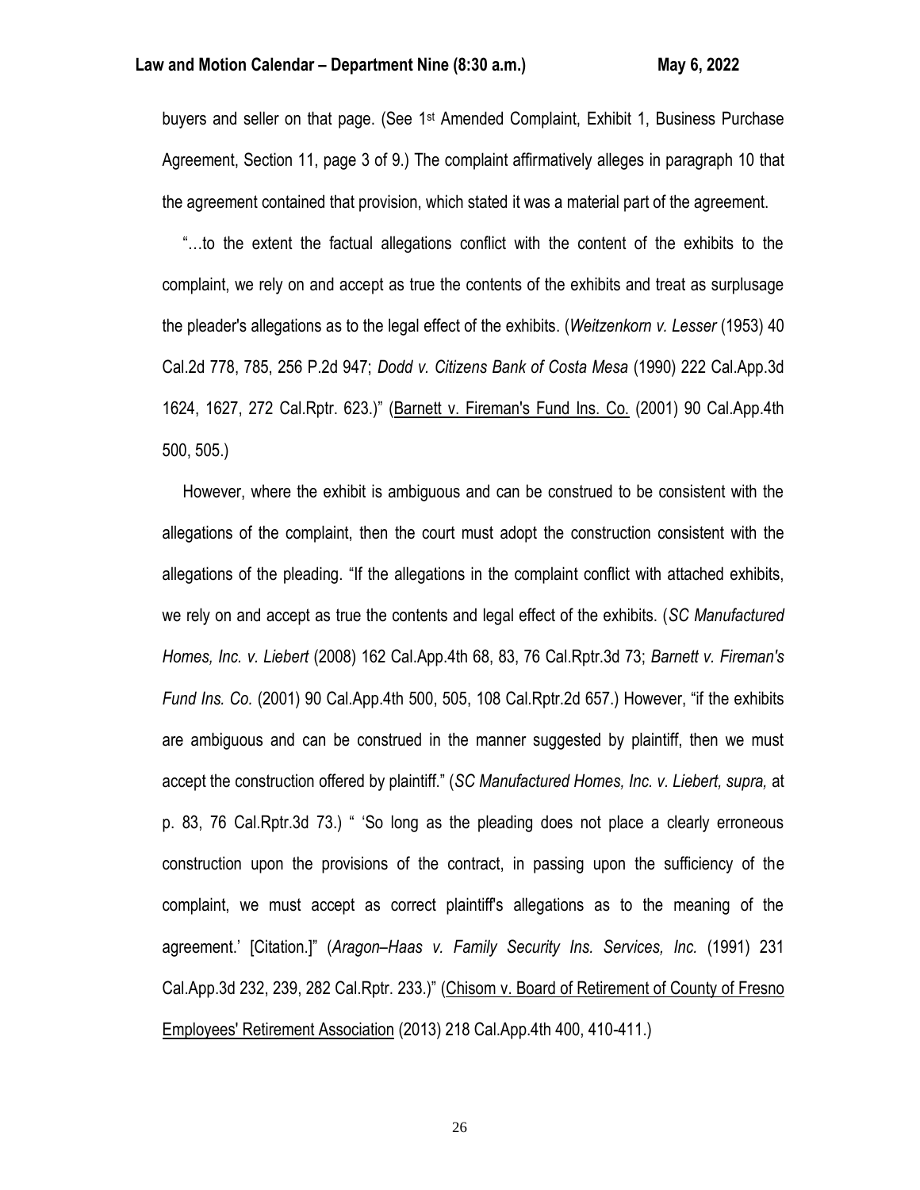buyers and seller on that page. (See 1st Amended Complaint, Exhibit 1, Business Purchase Agreement, Section 11, page 3 of 9.) The complaint affirmatively alleges in paragraph 10 that the agreement contained that provision, which stated it was a material part of the agreement.

"…to the extent the factual allegations conflict with the content of the exhibits to the complaint, we rely on and accept as true the contents of the exhibits and treat as surplusage the pleader's allegations as to the legal effect of the exhibits. (*Weitzenkorn v. Lesser* (1953) 40 Cal.2d 778, 785, 256 P.2d 947; *Dodd v. Citizens Bank of Costa Mesa* (1990) 222 Cal.App.3d 1624, 1627, 272 Cal.Rptr. 623.)" (Barnett v. Fireman's Fund Ins. Co. (2001) 90 Cal.App.4th 500, 505.)

However, where the exhibit is ambiguous and can be construed to be consistent with the allegations of the complaint, then the court must adopt the construction consistent with the allegations of the pleading. "If the allegations in the complaint conflict with attached exhibits, we rely on and accept as true the contents and legal effect of the exhibits. (*SC Manufactured Homes, Inc. v. Liebert* (2008) 162 Cal.App.4th 68, 83, 76 Cal.Rptr.3d 73; *Barnett v. Fireman's Fund Ins. Co.* (2001) 90 Cal.App.4th 500, 505, 108 Cal.Rptr.2d 657.) However, "if the exhibits are ambiguous and can be construed in the manner suggested by plaintiff, then we must accept the construction offered by plaintiff." (*SC Manufactured Homes, Inc. v. Liebert, supra,* at p. 83, 76 Cal.Rptr.3d 73.) " 'So long as the pleading does not place a clearly erroneous construction upon the provisions of the contract, in passing upon the sufficiency of the complaint, we must accept as correct plaintiff's allegations as to the meaning of the agreement.' [Citation.]" (*Aragon–Haas v. Family Security Ins. Services, Inc.* (1991) 231 Cal.App.3d 232, 239, 282 Cal.Rptr. 233.)" (Chisom v. Board of Retirement of County of Fresno Employees' Retirement Association (2013) 218 Cal.App.4th 400, 410-411.)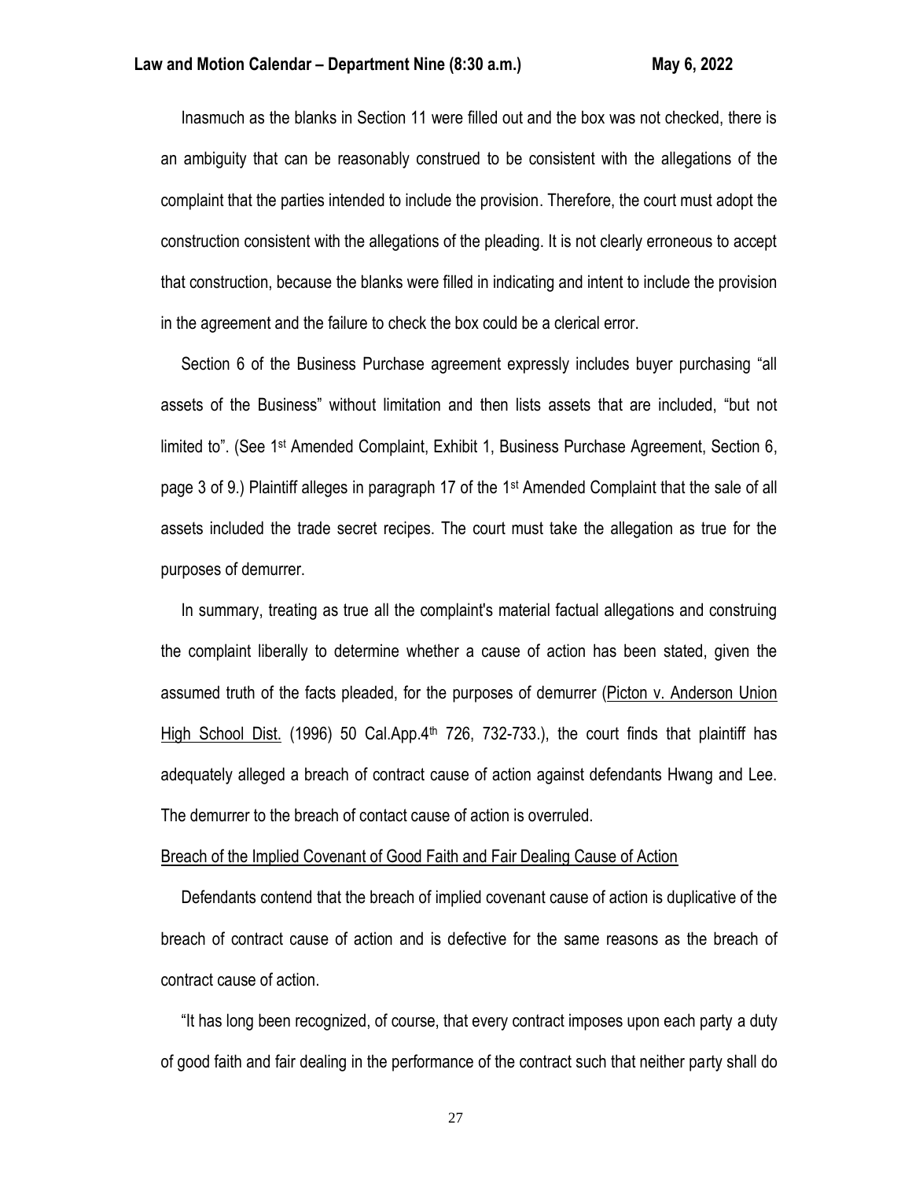Inasmuch as the blanks in Section 11 were filled out and the box was not checked, there is an ambiguity that can be reasonably construed to be consistent with the allegations of the complaint that the parties intended to include the provision. Therefore, the court must adopt the construction consistent with the allegations of the pleading. It is not clearly erroneous to accept that construction, because the blanks were filled in indicating and intent to include the provision in the agreement and the failure to check the box could be a clerical error.

Section 6 of the Business Purchase agreement expressly includes buyer purchasing "all assets of the Business" without limitation and then lists assets that are included, "but not limited to". (See 1st Amended Complaint, Exhibit 1, Business Purchase Agreement, Section 6, page 3 of 9.) Plaintiff alleges in paragraph 17 of the 1st Amended Complaint that the sale of all assets included the trade secret recipes. The court must take the allegation as true for the purposes of demurrer.

In summary, treating as true all the complaint's material factual allegations and construing the complaint liberally to determine whether a cause of action has been stated, given the assumed truth of the facts pleaded, for the purposes of demurrer (Picton v. Anderson Union High School Dist. (1996) 50 Cal.App.4th 726, 732-733.), the court finds that plaintiff has adequately alleged a breach of contract cause of action against defendants Hwang and Lee. The demurrer to the breach of contact cause of action is overruled.

Breach of the Implied Covenant of Good Faith and Fair Dealing Cause of Action

Defendants contend that the breach of implied covenant cause of action is duplicative of the breach of contract cause of action and is defective for the same reasons as the breach of contract cause of action.

"It has long been recognized, of course, that every contract imposes upon each party a duty of good faith and fair dealing in the performance of the contract such that neither party shall do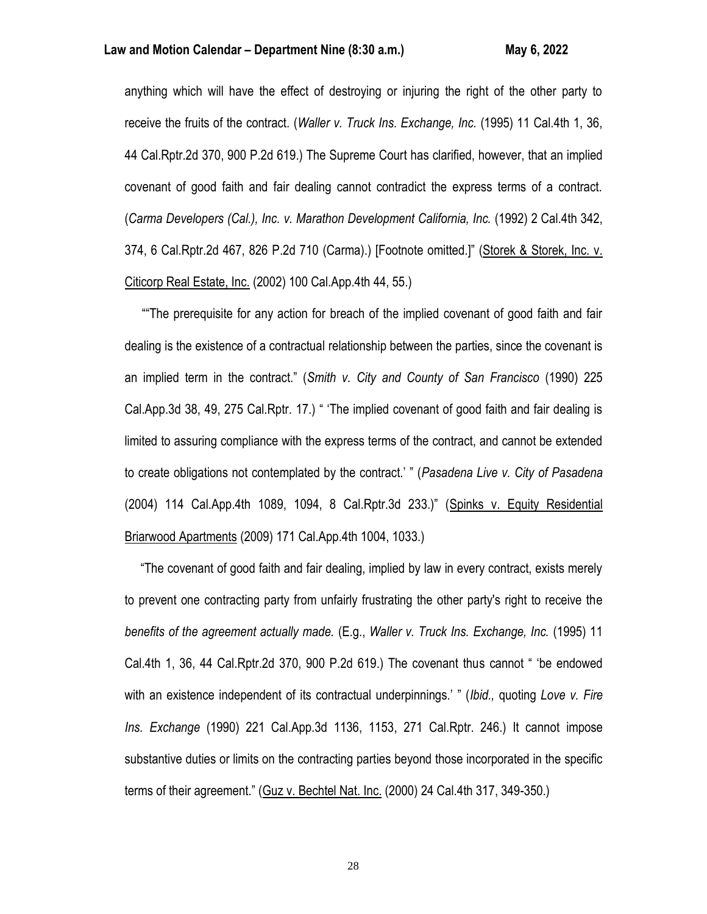anything which will have the effect of destroying or injuring the right of the other party to receive the fruits of the contract. (*Waller v. Truck Ins. Exchange, Inc.* (1995) 11 Cal.4th 1, 36, 44 Cal.Rptr.2d 370, 900 P.2d 619.) The Supreme Court has clarified, however, that an implied covenant of good faith and fair dealing cannot contradict the express terms of a contract. (*Carma Developers (Cal.), Inc. v. Marathon Development California, Inc.* (1992) 2 Cal.4th 342, 374, 6 Cal.Rptr.2d 467, 826 P.2d 710 (Carma).) [Footnote omitted.]" (Storek & Storek, Inc. v. Citicorp Real Estate, Inc. (2002) 100 Cal.App.4th 44, 55.)

""The prerequisite for any action for breach of the implied covenant of good faith and fair dealing is the existence of a contractual relationship between the parties, since the covenant is an implied term in the contract." (*Smith v. City and County of San Francisco* (1990) 225 Cal.App.3d 38, 49, 275 Cal.Rptr. 17.) " 'The implied covenant of good faith and fair dealing is limited to assuring compliance with the express terms of the contract, and cannot be extended to create obligations not contemplated by the contract.' " (*Pasadena Live v. City of Pasadena* (2004) 114 Cal.App.4th 1089, 1094, 8 Cal.Rptr.3d 233.)" (Spinks v. Equity Residential Briarwood Apartments (2009) 171 Cal.App.4th 1004, 1033.)

"The covenant of good faith and fair dealing, implied by law in every contract, exists merely to prevent one contracting party from unfairly frustrating the other party's right to receive the *benefits of the agreement actually made.* (E.g., *Waller v. Truck Ins. Exchange, Inc.* (1995) 11 Cal.4th 1, 36, 44 Cal.Rptr.2d 370, 900 P.2d 619.) The covenant thus cannot " 'be endowed with an existence independent of its contractual underpinnings.' " (*Ibid.,* quoting *Love v. Fire Ins. Exchange* (1990) 221 Cal.App.3d 1136, 1153, 271 Cal.Rptr. 246.) It cannot impose substantive duties or limits on the contracting parties beyond those incorporated in the specific terms of their agreement." (Guz v. Bechtel Nat. Inc. (2000) 24 Cal.4th 317, 349-350.)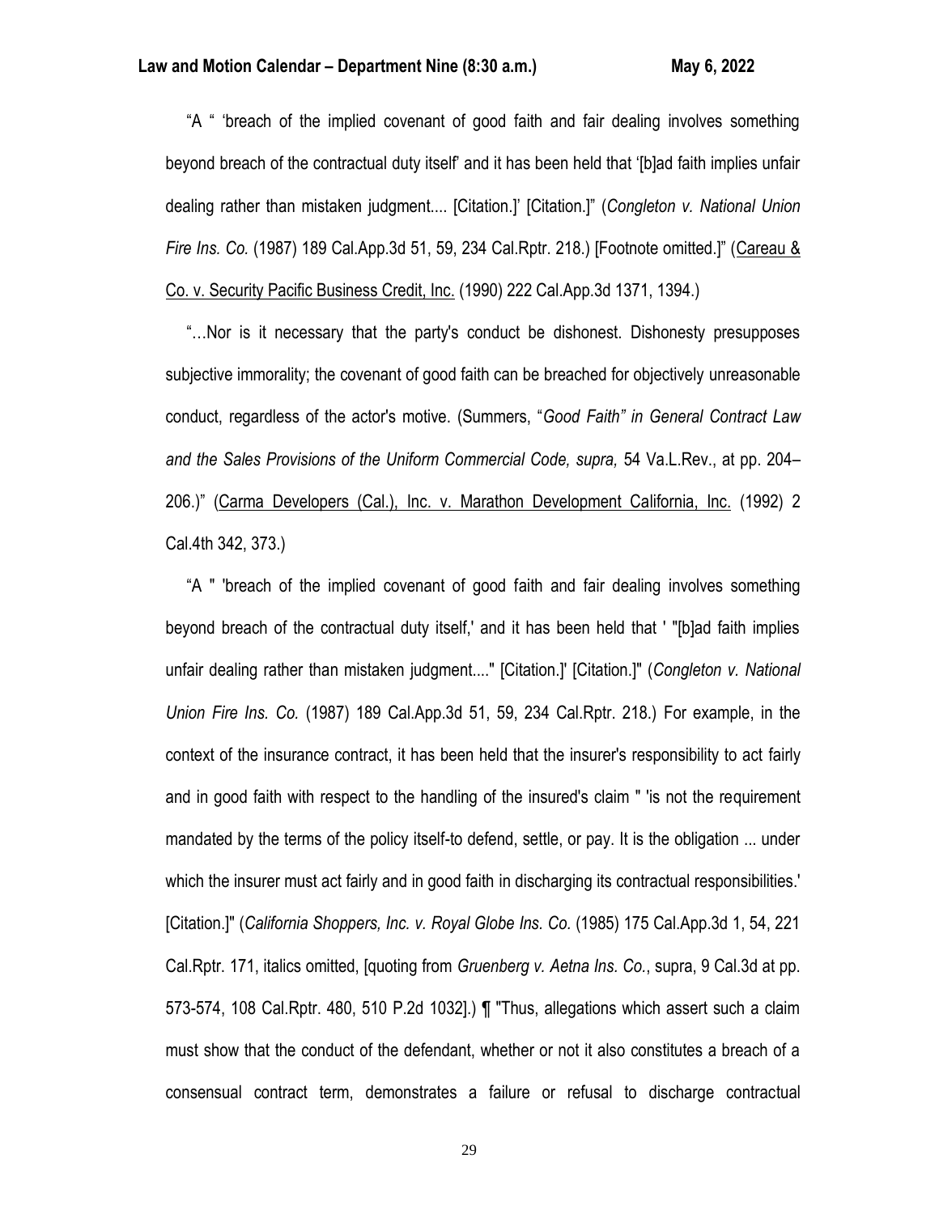"A " 'breach of the implied covenant of good faith and fair dealing involves something beyond breach of the contractual duty itself' and it has been held that '[b]ad faith implies unfair dealing rather than mistaken judgment.... [Citation.]' [Citation.]" (*Congleton v. National Union Fire Ins. Co.* (1987) 189 Cal.App.3d 51, 59, 234 Cal.Rptr. 218.) [Footnote omitted.]" (Careau & Co. v. Security Pacific Business Credit, Inc. (1990) 222 Cal.App.3d 1371, 1394.)

"…Nor is it necessary that the party's conduct be dishonest. Dishonesty presupposes subjective immorality; the covenant of good faith can be breached for objectively unreasonable conduct, regardless of the actor's motive. (Summers, "*Good Faith" in General Contract Law and the Sales Provisions of the Uniform Commercial Code, supra,* 54 Va.L.Rev., at pp. 204–206.)" (Carma Developers (Cal.), Inc. v. Marathon Development California, Inc. (1992) 2 Cal.4th 342, 373.)

"A " 'breach of the implied covenant of good faith and fair dealing involves something beyond breach of the contractual duty itself,' and it has been held that ' "[b]ad faith implies unfair dealing rather than mistaken judgment...." [Citation.]' [Citation.]" (*Congleton v. National Union Fire Ins. Co.* (1987) 189 Cal.App.3d 51, 59, 234 Cal.Rptr. 218.) For example, in the context of the insurance contract, it has been held that the insurer's responsibility to act fairly and in good faith with respect to the handling of the insured's claim " 'is not the requirement mandated by the terms of the policy itself-to defend, settle, or pay. It is the obligation ... under which the insurer must act fairly and in good faith in discharging its contractual responsibilities.' [Citation.]" (*California Shoppers, Inc. v. Royal Globe Ins. Co.* (1985) 175 Cal.App.3d 1, 54, 221 Cal.Rptr. 171, italics omitted, [quoting from *Gruenberg v. Aetna Ins. Co.*, supra, 9 Cal.3d at pp. 573-574, 108 Cal.Rptr. 480, 510 P.2d 1032].) ¶ "Thus, allegations which assert such a claim must show that the conduct of the defendant, whether or not it also constitutes a breach of a consensual contract term, demonstrates a failure or refusal to discharge contractual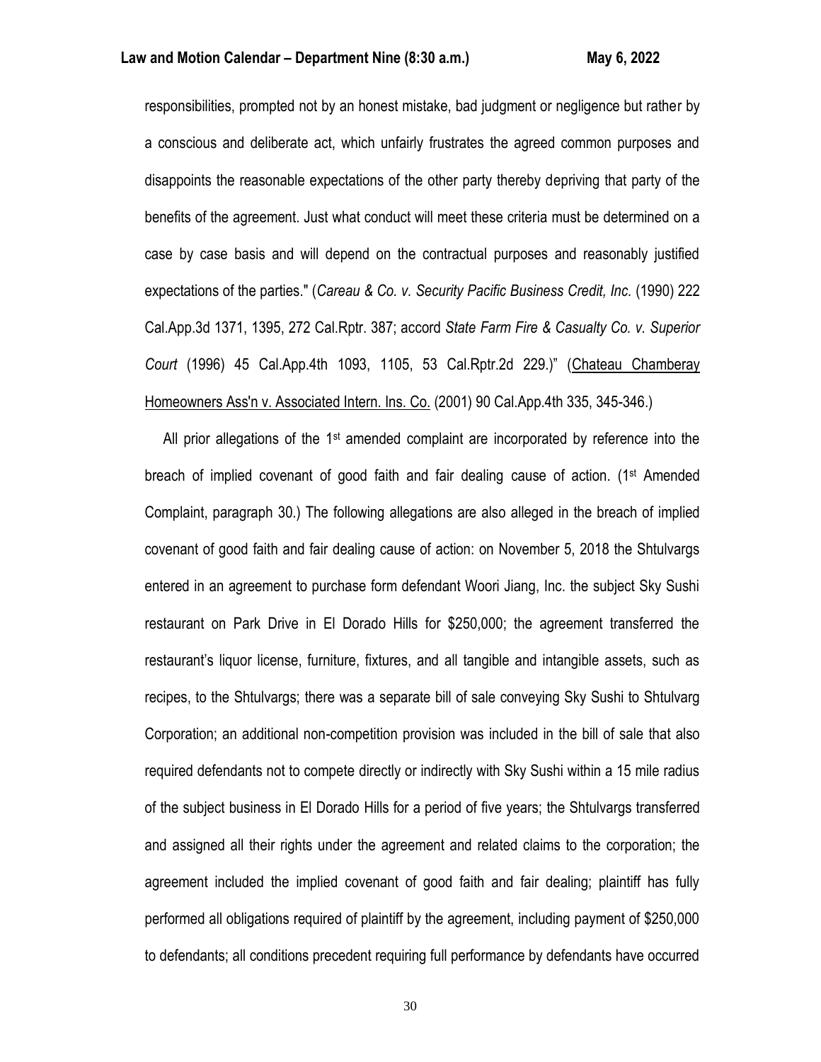responsibilities, prompted not by an honest mistake, bad judgment or negligence but rather by a conscious and deliberate act, which unfairly frustrates the agreed common purposes and disappoints the reasonable expectations of the other party thereby depriving that party of the benefits of the agreement. Just what conduct will meet these criteria must be determined on a case by case basis and will depend on the contractual purposes and reasonably justified expectations of the parties." (*Careau & Co. v. Security Pacific Business Credit, Inc.* (1990) 222 Cal.App.3d 1371, 1395, 272 Cal.Rptr. 387; accord *State Farm Fire & Casualty Co. v. Superior Court* (1996) 45 Cal.App.4th 1093, 1105, 53 Cal.Rptr.2d 229.)" (Chateau Chamberay Homeowners Ass'n v. Associated Intern. Ins. Co. (2001) 90 Cal.App.4th 335, 345-346.)

All prior allegations of the 1st amended complaint are incorporated by reference into the breach of implied covenant of good faith and fair dealing cause of action. (1st Amended Complaint, paragraph 30.) The following allegations are also alleged in the breach of implied covenant of good faith and fair dealing cause of action: on November 5, 2018 the Shtulvargs entered in an agreement to purchase form defendant Woori Jiang, Inc. the subject Sky Sushi restaurant on Park Drive in El Dorado Hills for $250,000; the agreement transferred the restaurant's liquor license, furniture, fixtures, and all tangible and intangible assets, such as recipes, to the Shtulvargs; there was a separate bill of sale conveying Sky Sushi to Shtulvarg Corporation; an additional non-competition provision was included in the bill of sale that also required defendants not to compete directly or indirectly with Sky Sushi within a 15 mile radius of the subject business in El Dorado Hills for a period of five years; the Shtulvargs transferred and assigned all their rights under the agreement and related claims to the corporation; the agreement included the implied covenant of good faith and fair dealing; plaintiff has fully performed all obligations required of plaintiff by the agreement, including payment of $250,000 to defendants; all conditions precedent requiring full performance by defendants have occurred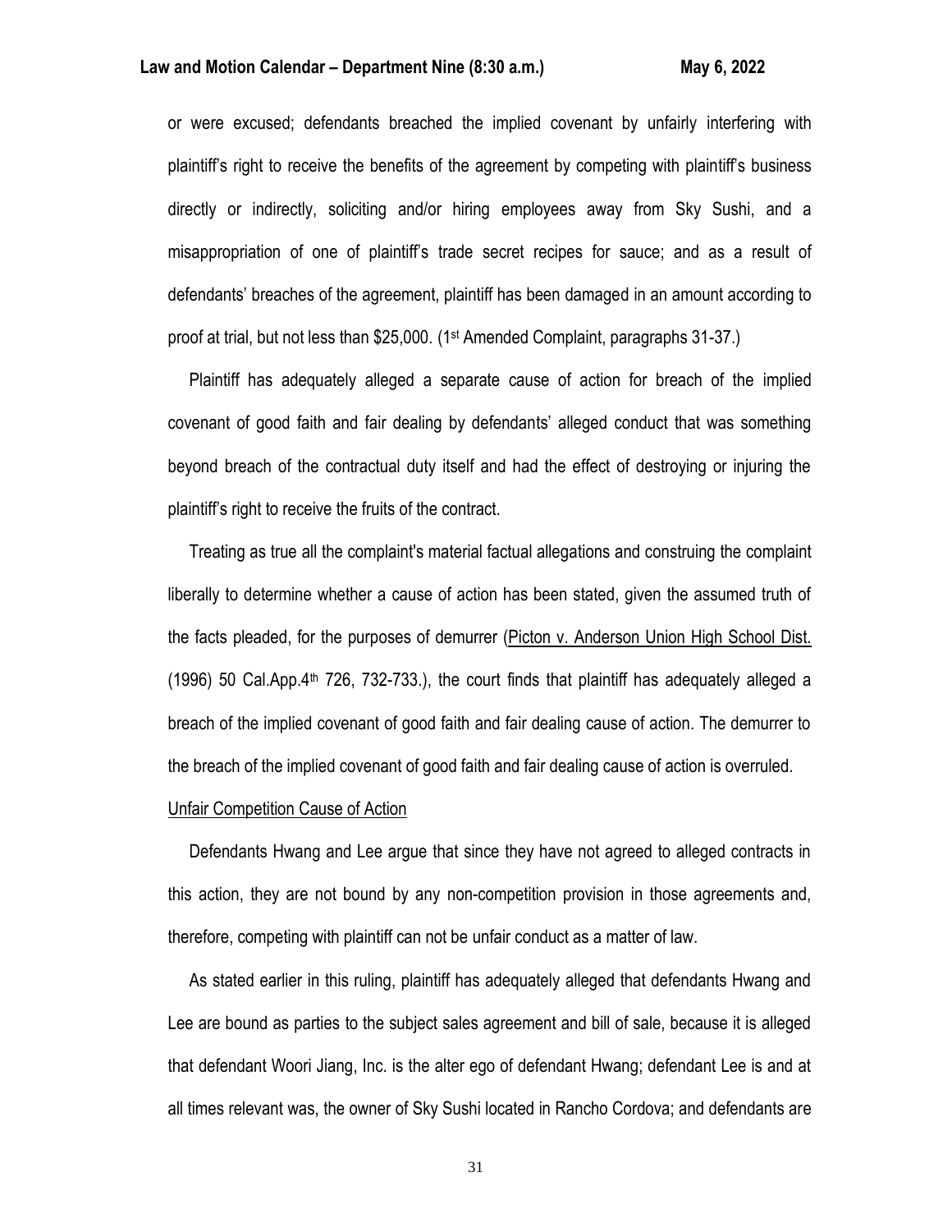or were excused; defendants breached the implied covenant by unfairly interfering with plaintiff's right to receive the benefits of the agreement by competing with plaintiff's business directly or indirectly, soliciting and/or hiring employees away from Sky Sushi, and a misappropriation of one of plaintiff's trade secret recipes for sauce; and as a result of defendants' breaches of the agreement, plaintiff has been damaged in an amount according to proof at trial, but not less than \$25,000. (1st Amended Complaint, paragraphs 31-37.)

Plaintiff has adequately alleged a separate cause of action for breach of the implied covenant of good faith and fair dealing by defendants' alleged conduct that was something beyond breach of the contractual duty itself and had the effect of destroying or injuring the plaintiff's right to receive the fruits of the contract.

Treating as true all the complaint's material factual allegations and construing the complaint liberally to determine whether a cause of action has been stated, given the assumed truth of the facts pleaded, for the purposes of demurrer (Picton v. Anderson Union High School Dist. (1996) 50 Cal.App.4th 726, 732-733.), the court finds that plaintiff has adequately alleged a breach of the implied covenant of good faith and fair dealing cause of action. The demurrer to the breach of the implied covenant of good faith and fair dealing cause of action is overruled.

Unfair Competition Cause of Action

Defendants Hwang and Lee argue that since they have not agreed to alleged contracts in this action, they are not bound by any non-competition provision in those agreements and, therefore, competing with plaintiff can not be unfair conduct as a matter of law.

As stated earlier in this ruling, plaintiff has adequately alleged that defendants Hwang and Lee are bound as parties to the subject sales agreement and bill of sale, because it is alleged that defendant Woori Jiang, Inc. is the alter ego of defendant Hwang; defendant Lee is and at all times relevant was, the owner of Sky Sushi located in Rancho Cordova; and defendants are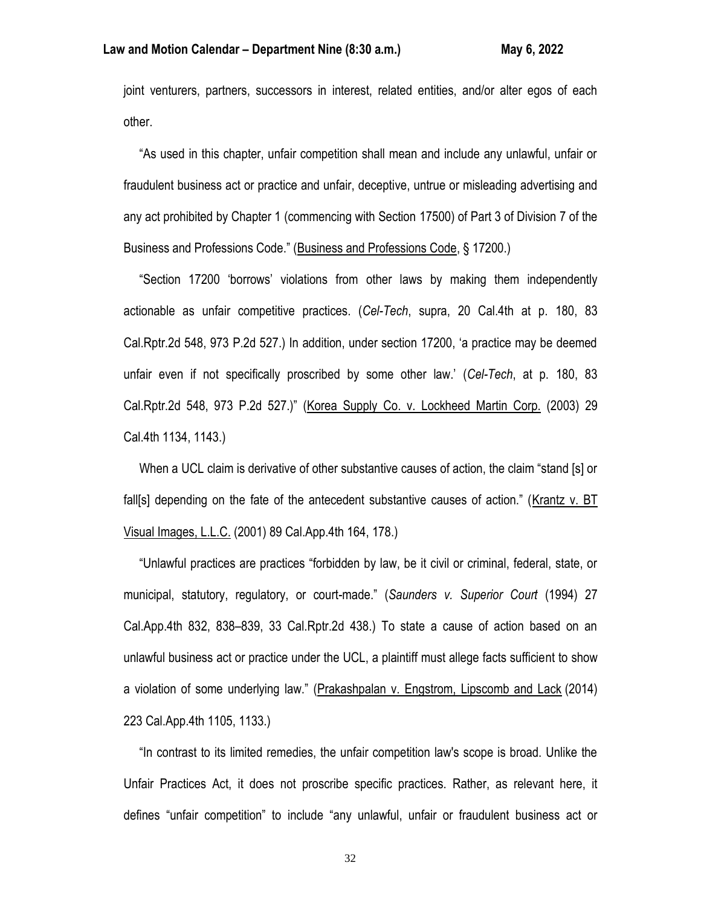joint venturers, partners, successors in interest, related entities, and/or alter egos of each other.

"As used in this chapter, unfair competition shall mean and include any unlawful, unfair or fraudulent business act or practice and unfair, deceptive, untrue or misleading advertising and any act prohibited by Chapter 1 (commencing with Section 17500) of Part 3 of Division 7 of the Business and Professions Code." (Business and Professions Code, § 17200.)

"Section 17200 'borrows' violations from other laws by making them independently actionable as unfair competitive practices. (*Cel-Tech*, supra, 20 Cal.4th at p. 180, 83 Cal.Rptr.2d 548, 973 P.2d 527.) In addition, under section 17200, 'a practice may be deemed unfair even if not specifically proscribed by some other law.' (*Cel-Tech*, at p. 180, 83 Cal.Rptr.2d 548, 973 P.2d 527.)" (Korea Supply Co. v. Lockheed Martin Corp. (2003) 29 Cal.4th 1134, 1143.)

When a UCL claim is derivative of other substantive causes of action, the claim "stand [s] or fall[s] depending on the fate of the antecedent substantive causes of action." (Krantz v. BT Visual Images, L.L.C. (2001) 89 Cal.App.4th 164, 178.)

"Unlawful practices are practices "forbidden by law, be it civil or criminal, federal, state, or municipal, statutory, regulatory, or court-made." (*Saunders v. Superior Court* (1994) 27 Cal.App.4th 832, 838–839, 33 Cal.Rptr.2d 438.) To state a cause of action based on an unlawful business act or practice under the UCL, a plaintiff must allege facts sufficient to show a violation of some underlying law." (Prakashpalan v. Engstrom, Lipscomb and Lack (2014) 223 Cal.App.4th 1105, 1133.)

"In contrast to its limited remedies, the unfair competition law's scope is broad. Unlike the Unfair Practices Act, it does not proscribe specific practices. Rather, as relevant here, it defines "unfair competition" to include "any unlawful, unfair or fraudulent business act or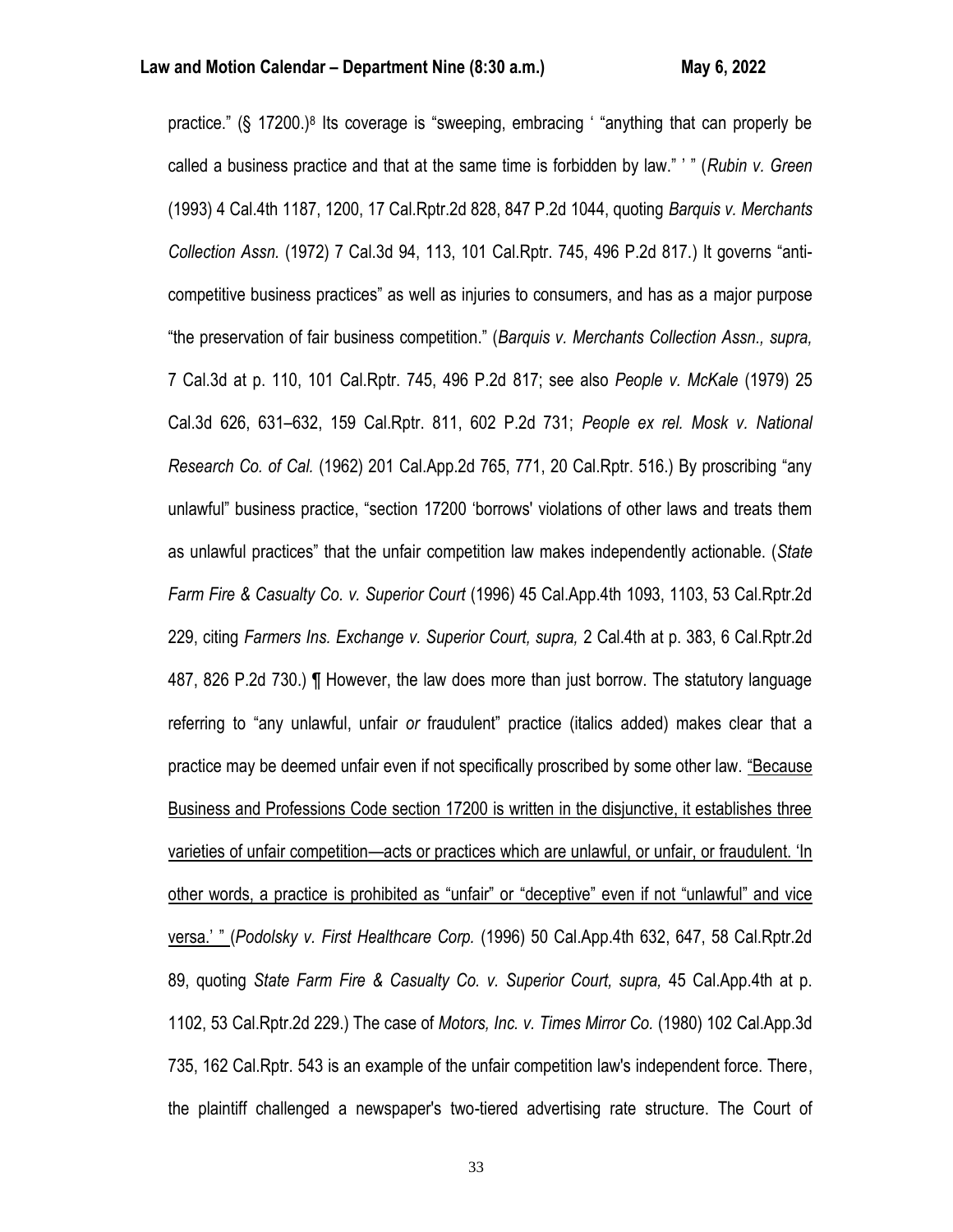practice." (§ 17200.)[8] Its coverage is "sweeping, embracing ' "anything that can properly be called a business practice and that at the same time is forbidden by law." ' " (*Rubin v. Green* (1993) 4 Cal.4th 1187, 1200, 17 Cal.Rptr.2d 828, 847 P.2d 1044, quoting *Barquis v. Merchants Collection Assn.* (1972) 7 Cal.3d 94, 113, 101 Cal.Rptr. 745, 496 P.2d 817.) It governs "anti-competitive business practices" as well as injuries to consumers, and has as a major purpose "the preservation of fair business competition." (*Barquis v. Merchants Collection Assn., supra,* 7 Cal.3d at p. 110, 101 Cal.Rptr. 745, 496 P.2d 817; see also *People v. McKale* (1979) 25 Cal.3d 626, 631–632, 159 Cal.Rptr. 811, 602 P.2d 731; *People ex rel. Mosk v. National Research Co. of Cal.* (1962) 201 Cal.App.2d 765, 771, 20 Cal.Rptr. 516.) By proscribing "any unlawful" business practice, "section 17200 'borrows' violations of other laws and treats them as unlawful practices" that the unfair competition law makes independently actionable. (*State Farm Fire & Casualty Co. v. Superior Court* (1996) 45 Cal.App.4th 1093, 1103, 53 Cal.Rptr.2d 229, citing *Farmers Ins. Exchange v. Superior Court, supra,* 2 Cal.4th at p. 383, 6 Cal.Rptr.2d 487, 826 P.2d 730.) ¶ However, the law does more than just borrow. The statutory language referring to "any unlawful, unfair *or* fraudulent" practice (italics added) makes clear that a practice may be deemed unfair even if not specifically proscribed by some other law. <u>"Because Business and Professions Code section 17200 is written in the disjunctive, it establishes three varieties of unfair competition—acts or practices which are unlawful, or unfair, or fraudulent. 'In other words, a practice is prohibited as "unfair" or "deceptive" even if not "unlawful" and vice versa.' "</u> (*Podolsky v. First Healthcare Corp.* (1996) 50 Cal.App.4th 632, 647, 58 Cal.Rptr.2d 89, quoting *State Farm Fire & Casualty Co. v. Superior Court, supra,* 45 Cal.App.4th at p. 1102, 53 Cal.Rptr.2d 229.) The case of *Motors, Inc. v. Times Mirror Co.* (1980) 102 Cal.App.3d 735, 162 Cal.Rptr. 543 is an example of the unfair competition law's independent force. There, the plaintiff challenged a newspaper's two-tiered advertising rate structure. The Court of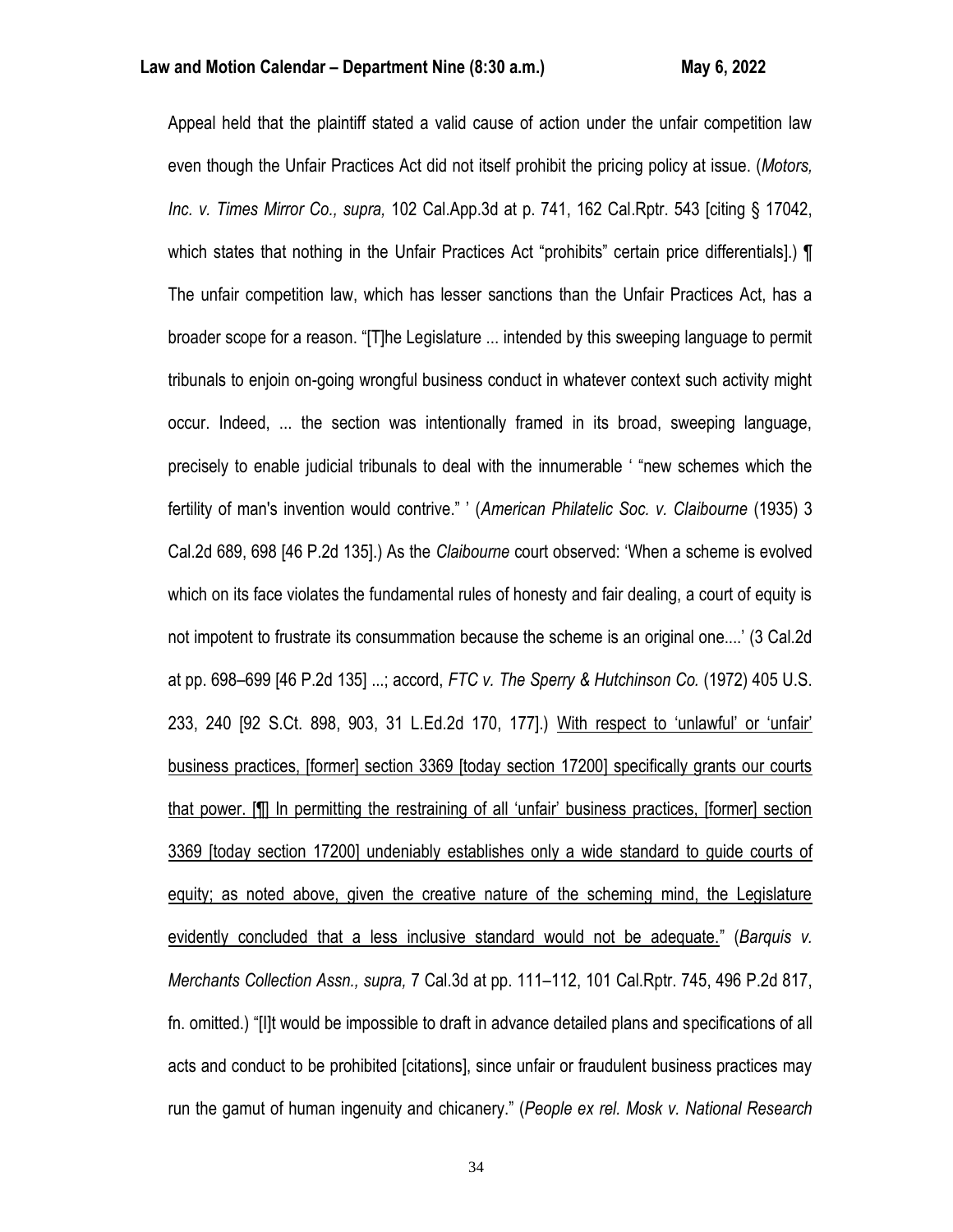Appeal held that the plaintiff stated a valid cause of action under the unfair competition law even though the Unfair Practices Act did not itself prohibit the pricing policy at issue. (*Motors, Inc. v. Times Mirror Co., supra,* 102 Cal.App.3d at p. 741, 162 Cal.Rptr. 543 [citing § 17042, which states that nothing in the Unfair Practices Act "prohibits" certain price differentials].) ¶ The unfair competition law, which has lesser sanctions than the Unfair Practices Act, has a broader scope for a reason. "[T]he Legislature ... intended by this sweeping language to permit tribunals to enjoin on-going wrongful business conduct in whatever context such activity might occur. Indeed, ... the section was intentionally framed in its broad, sweeping language, precisely to enable judicial tribunals to deal with the innumerable ' "new schemes which the fertility of man's invention would contrive." ' (*American Philatelic Soc. v. Claibourne* (1935) 3 Cal.2d 689, 698 [46 P.2d 135].) As the *Claibourne* court observed: 'When a scheme is evolved which on its face violates the fundamental rules of honesty and fair dealing, a court of equity is not impotent to frustrate its consummation because the scheme is an original one....' (3 Cal.2d at pp. 698–699 [46 P.2d 135] ...; accord, *FTC v. The Sperry & Hutchinson Co.* (1972) 405 U.S. 233, 240 [92 S.Ct. 898, 903, 31 L.Ed.2d 170, 177].) <u>With respect to 'unlawful' or 'unfair' business practices, [former] section 3369 [today section 17200] specifically grants our courts that power. [¶] In permitting the restraining of all 'unfair' business practices, [former] section 3369 [today section 17200] undeniably establishes only a wide standard to guide courts of equity; as noted above, given the creative nature of the scheming mind, the Legislature evidently concluded that a less inclusive standard would not be adequate.</u>" (*Barquis v. Merchants Collection Assn., supra,* 7 Cal.3d at pp. 111–112, 101 Cal.Rptr. 745, 496 P.2d 817, fn. omitted.) "[I]t would be impossible to draft in advance detailed plans and specifications of all acts and conduct to be prohibited [citations], since unfair or fraudulent business practices may run the gamut of human ingenuity and chicanery." (*People ex rel. Mosk v. National Research*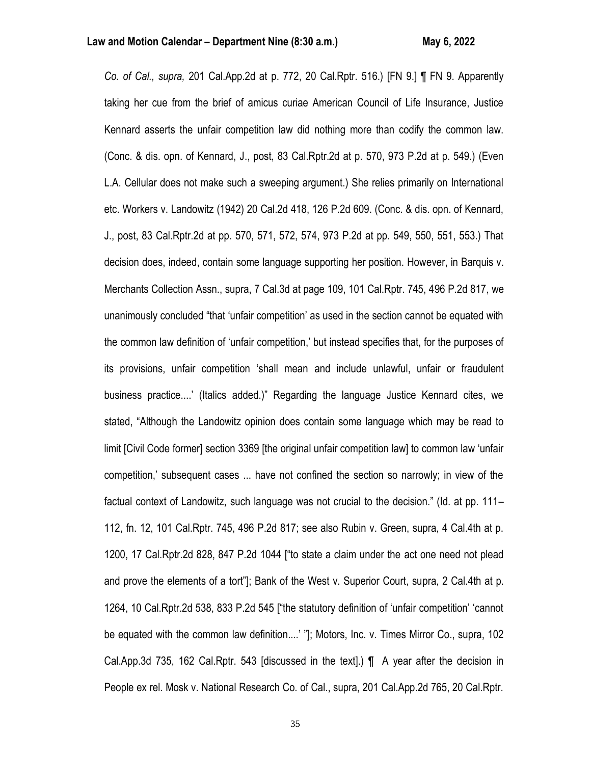*Co. of Cal., supra,* 201 Cal.App.2d at p. 772, 20 Cal.Rptr. 516.) [FN 9.] ¶ FN 9. Apparently taking her cue from the brief of amicus curiae American Council of Life Insurance, Justice Kennard asserts the unfair competition law did nothing more than codify the common law. (Conc. & dis. opn. of Kennard, J., post, 83 Cal.Rptr.2d at p. 570, 973 P.2d at p. 549.) (Even L.A. Cellular does not make such a sweeping argument.) She relies primarily on International etc. Workers v. Landowitz (1942) 20 Cal.2d 418, 126 P.2d 609. (Conc. & dis. opn. of Kennard, J., post, 83 Cal.Rptr.2d at pp. 570, 571, 572, 574, 973 P.2d at pp. 549, 550, 551, 553.) That decision does, indeed, contain some language supporting her position. However, in Barquis v. Merchants Collection Assn., supra, 7 Cal.3d at page 109, 101 Cal.Rptr. 745, 496 P.2d 817, we unanimously concluded "that 'unfair competition' as used in the section cannot be equated with the common law definition of 'unfair competition,' but instead specifies that, for the purposes of its provisions, unfair competition 'shall mean and include unlawful, unfair or fraudulent business practice....' (Italics added.)" Regarding the language Justice Kennard cites, we stated, "Although the Landowitz opinion does contain some language which may be read to limit [Civil Code former] section 3369 [the original unfair competition law] to common law 'unfair competition,' subsequent cases ... have not confined the section so narrowly; in view of the factual context of Landowitz, such language was not crucial to the decision." (Id. at pp. 111–112, fn. 12, 101 Cal.Rptr. 745, 496 P.2d 817; see also Rubin v. Green, supra, 4 Cal.4th at p. 1200, 17 Cal.Rptr.2d 828, 847 P.2d 1044 ["to state a claim under the act one need not plead and prove the elements of a tort"]; Bank of the West v. Superior Court, supra, 2 Cal.4th at p. 1264, 10 Cal.Rptr.2d 538, 833 P.2d 545 ["the statutory definition of 'unfair competition' 'cannot be equated with the common law definition....' "]; Motors, Inc. v. Times Mirror Co., supra, 102 Cal.App.3d 735, 162 Cal.Rptr. 543 [discussed in the text].) ¶ A year after the decision in People ex rel. Mosk v. National Research Co. of Cal., supra, 201 Cal.App.2d 765, 20 Cal.Rptr.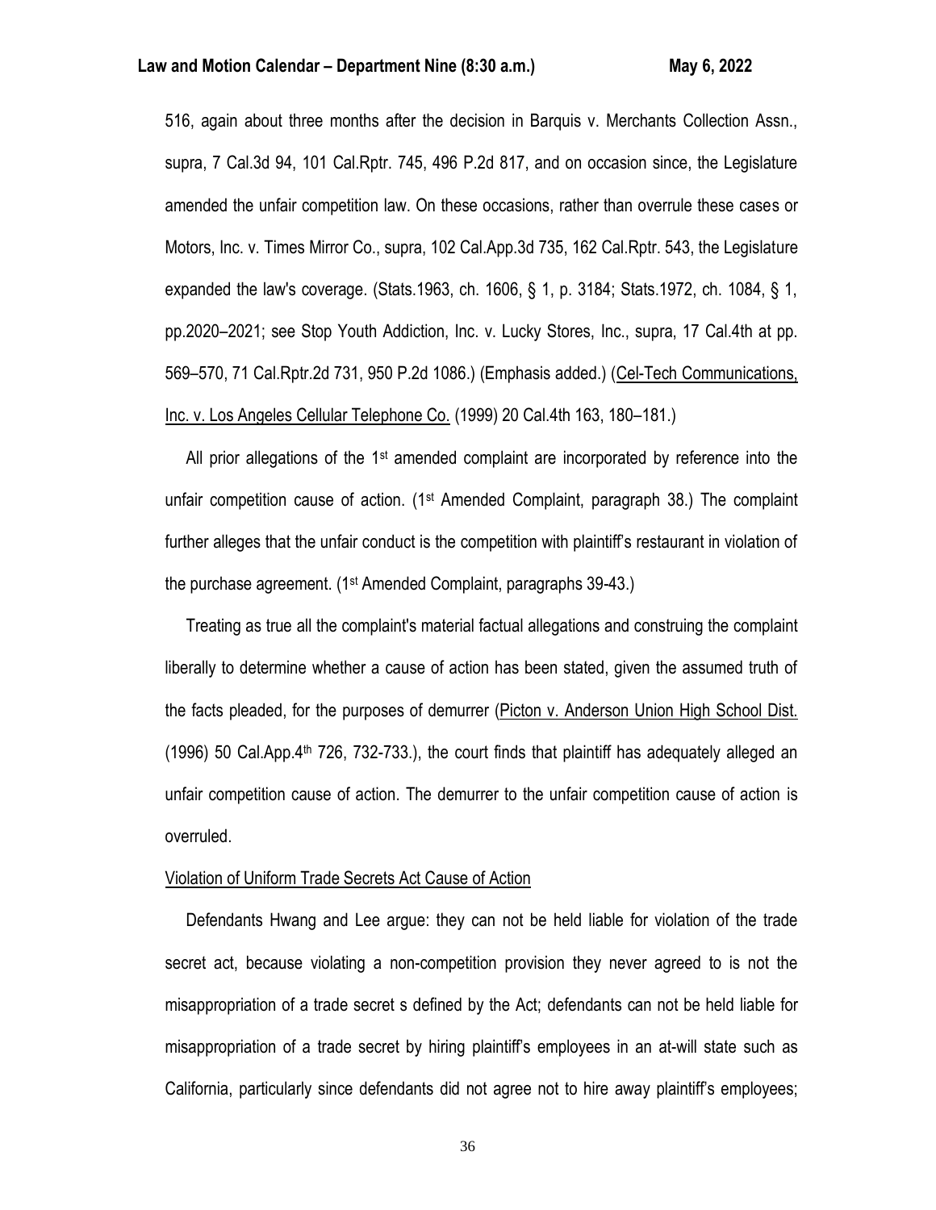516, again about three months after the decision in Barquis v. Merchants Collection Assn., supra, 7 Cal.3d 94, 101 Cal.Rptr. 745, 496 P.2d 817, and on occasion since, the Legislature amended the unfair competition law. On these occasions, rather than overrule these cases or Motors, Inc. v. Times Mirror Co., supra, 102 Cal.App.3d 735, 162 Cal.Rptr. 543, the Legislature expanded the law's coverage. (Stats.1963, ch. 1606, § 1, p. 3184; Stats.1972, ch. 1084, § 1, pp.2020–2021; see Stop Youth Addiction, Inc. v. Lucky Stores, Inc., supra, 17 Cal.4th at pp. 569–570, 71 Cal.Rptr.2d 731, 950 P.2d 1086.) (Emphasis added.) (Cel-Tech Communications, Inc. v. Los Angeles Cellular Telephone Co. (1999) 20 Cal.4th 163, 180–181.)

All prior allegations of the 1st amended complaint are incorporated by reference into the unfair competition cause of action. (1st Amended Complaint, paragraph 38.) The complaint further alleges that the unfair conduct is the competition with plaintiff's restaurant in violation of the purchase agreement. (1st Amended Complaint, paragraphs 39-43.)

Treating as true all the complaint's material factual allegations and construing the complaint liberally to determine whether a cause of action has been stated, given the assumed truth of the facts pleaded, for the purposes of demurrer (Picton v. Anderson Union High School Dist. (1996) 50 Cal.App.4th 726, 732-733.), the court finds that plaintiff has adequately alleged an unfair competition cause of action. The demurrer to the unfair competition cause of action is overruled.

Violation of Uniform Trade Secrets Act Cause of Action

Defendants Hwang and Lee argue: they can not be held liable for violation of the trade secret act, because violating a non-competition provision they never agreed to is not the misappropriation of a trade secret s defined by the Act; defendants can not be held liable for misappropriation of a trade secret by hiring plaintiff's employees in an at-will state such as California, particularly since defendants did not agree not to hire away plaintiff's employees;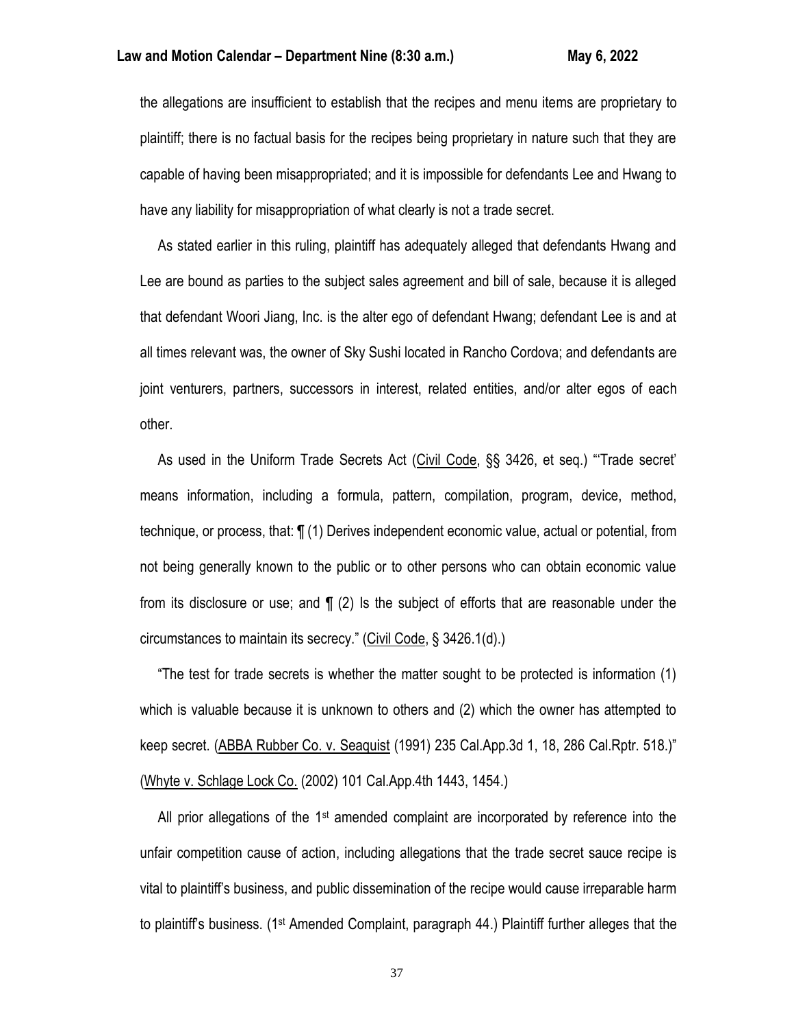the allegations are insufficient to establish that the recipes and menu items are proprietary to plaintiff; there is no factual basis for the recipes being proprietary in nature such that they are capable of having been misappropriated; and it is impossible for defendants Lee and Hwang to have any liability for misappropriation of what clearly is not a trade secret.

As stated earlier in this ruling, plaintiff has adequately alleged that defendants Hwang and Lee are bound as parties to the subject sales agreement and bill of sale, because it is alleged that defendant Woori Jiang, Inc. is the alter ego of defendant Hwang; defendant Lee is and at all times relevant was, the owner of Sky Sushi located in Rancho Cordova; and defendants are joint venturers, partners, successors in interest, related entities, and/or alter egos of each other.

As used in the Uniform Trade Secrets Act (Civil Code, §§ 3426, et seq.) "'Trade secret' means information, including a formula, pattern, compilation, program, device, method, technique, or process, that: ¶ (1) Derives independent economic value, actual or potential, from not being generally known to the public or to other persons who can obtain economic value from its disclosure or use; and ¶ (2) Is the subject of efforts that are reasonable under the circumstances to maintain its secrecy." (Civil Code, § 3426.1(d).)

"The test for trade secrets is whether the matter sought to be protected is information (1) which is valuable because it is unknown to others and (2) which the owner has attempted to keep secret. (ABBA Rubber Co. v. Seaquist (1991) 235 Cal.App.3d 1, 18, 286 Cal.Rptr. 518.)" (Whyte v. Schlage Lock Co. (2002) 101 Cal.App.4th 1443, 1454.)

All prior allegations of the 1st amended complaint are incorporated by reference into the unfair competition cause of action, including allegations that the trade secret sauce recipe is vital to plaintiff's business, and public dissemination of the recipe would cause irreparable harm to plaintiff's business. (1st Amended Complaint, paragraph 44.) Plaintiff further alleges that the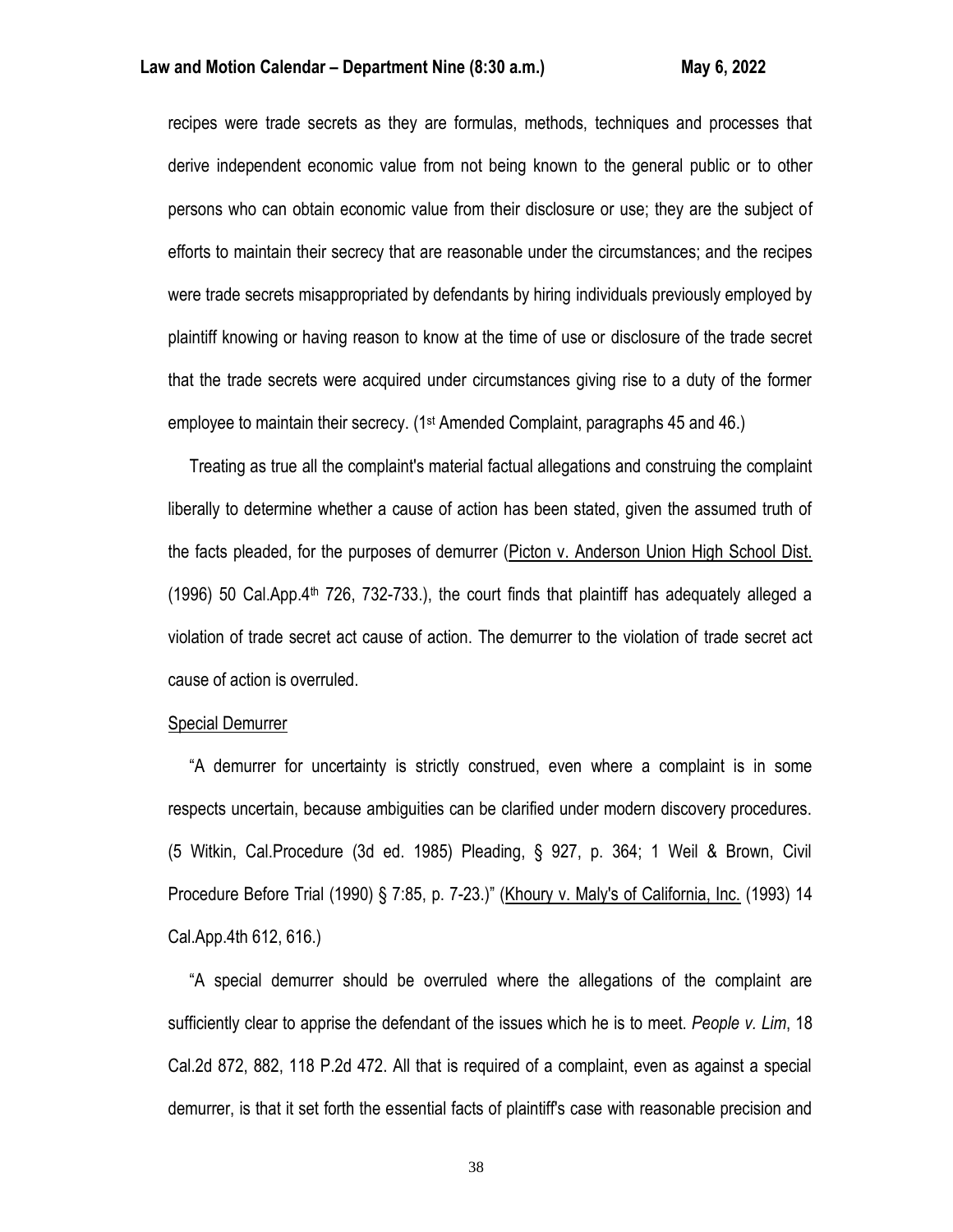recipes were trade secrets as they are formulas, methods, techniques and processes that derive independent economic value from not being known to the general public or to other persons who can obtain economic value from their disclosure or use; they are the subject of efforts to maintain their secrecy that are reasonable under the circumstances; and the recipes were trade secrets misappropriated by defendants by hiring individuals previously employed by plaintiff knowing or having reason to know at the time of use or disclosure of the trade secret that the trade secrets were acquired under circumstances giving rise to a duty of the former employee to maintain their secrecy. (1st Amended Complaint, paragraphs 45 and 46.)

Treating as true all the complaint's material factual allegations and construing the complaint liberally to determine whether a cause of action has been stated, given the assumed truth of the facts pleaded, for the purposes of demurrer (Picton v. Anderson Union High School Dist. (1996) 50 Cal.App.4th 726, 732-733.), the court finds that plaintiff has adequately alleged a violation of trade secret act cause of action. The demurrer to the violation of trade secret act cause of action is overruled.

Special Demurrer

"A demurrer for uncertainty is strictly construed, even where a complaint is in some respects uncertain, because ambiguities can be clarified under modern discovery procedures. (5 Witkin, Cal.Procedure (3d ed. 1985) Pleading, § 927, p. 364; 1 Weil & Brown, Civil Procedure Before Trial (1990) § 7:85, p. 7-23.)" (Khoury v. Maly's of California, Inc. (1993) 14 Cal.App.4th 612, 616.)

"A special demurrer should be overruled where the allegations of the complaint are sufficiently clear to apprise the defendant of the issues which he is to meet. *People v. Lim*, 18 Cal.2d 872, 882, 118 P.2d 472. All that is required of a complaint, even as against a special demurrer, is that it set forth the essential facts of plaintiff's case with reasonable precision and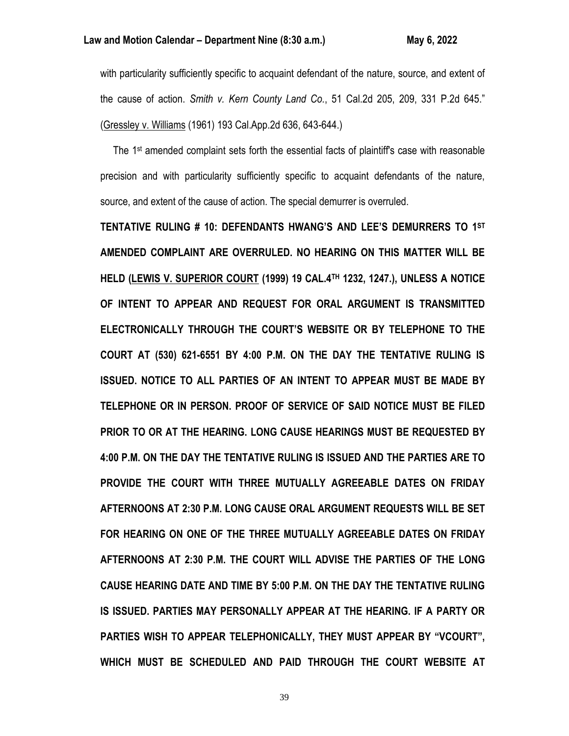with particularity sufficiently specific to acquaint defendant of the nature, source, and extent of the cause of action. *Smith v. Kern County Land Co.*, 51 Cal.2d 205, 209, 331 P.2d 645." (Gressley v. Williams (1961) 193 Cal.App.2d 636, 643-644.)

The 1st amended complaint sets forth the essential facts of plaintiff's case with reasonable precision and with particularity sufficiently specific to acquaint defendants of the nature, source, and extent of the cause of action. The special demurrer is overruled.

**TENTATIVE RULING # 10: DEFENDANTS HWANG'S AND LEE'S DEMURRERS TO 1ST AMENDED COMPLAINT ARE OVERRULED. NO HEARING ON THIS MATTER WILL BE HELD (LEWIS V. SUPERIOR COURT (1999) 19 CAL.4TH 1232, 1247.), UNLESS A NOTICE OF INTENT TO APPEAR AND REQUEST FOR ORAL ARGUMENT IS TRANSMITTED ELECTRONICALLY THROUGH THE COURT'S WEBSITE OR BY TELEPHONE TO THE COURT AT (530) 621-6551 BY 4:00 P.M. ON THE DAY THE TENTATIVE RULING IS ISSUED. NOTICE TO ALL PARTIES OF AN INTENT TO APPEAR MUST BE MADE BY TELEPHONE OR IN PERSON. PROOF OF SERVICE OF SAID NOTICE MUST BE FILED PRIOR TO OR AT THE HEARING. LONG CAUSE HEARINGS MUST BE REQUESTED BY 4:00 P.M. ON THE DAY THE TENTATIVE RULING IS ISSUED AND THE PARTIES ARE TO PROVIDE THE COURT WITH THREE MUTUALLY AGREEABLE DATES ON FRIDAY AFTERNOONS AT 2:30 P.M. LONG CAUSE ORAL ARGUMENT REQUESTS WILL BE SET FOR HEARING ON ONE OF THE THREE MUTUALLY AGREEABLE DATES ON FRIDAY AFTERNOONS AT 2:30 P.M. THE COURT WILL ADVISE THE PARTIES OF THE LONG CAUSE HEARING DATE AND TIME BY 5:00 P.M. ON THE DAY THE TENTATIVE RULING IS ISSUED. PARTIES MAY PERSONALLY APPEAR AT THE HEARING. IF A PARTY OR PARTIES WISH TO APPEAR TELEPHONICALLY, THEY MUST APPEAR BY "VCOURT", WHICH MUST BE SCHEDULED AND PAID THROUGH THE COURT WEBSITE AT**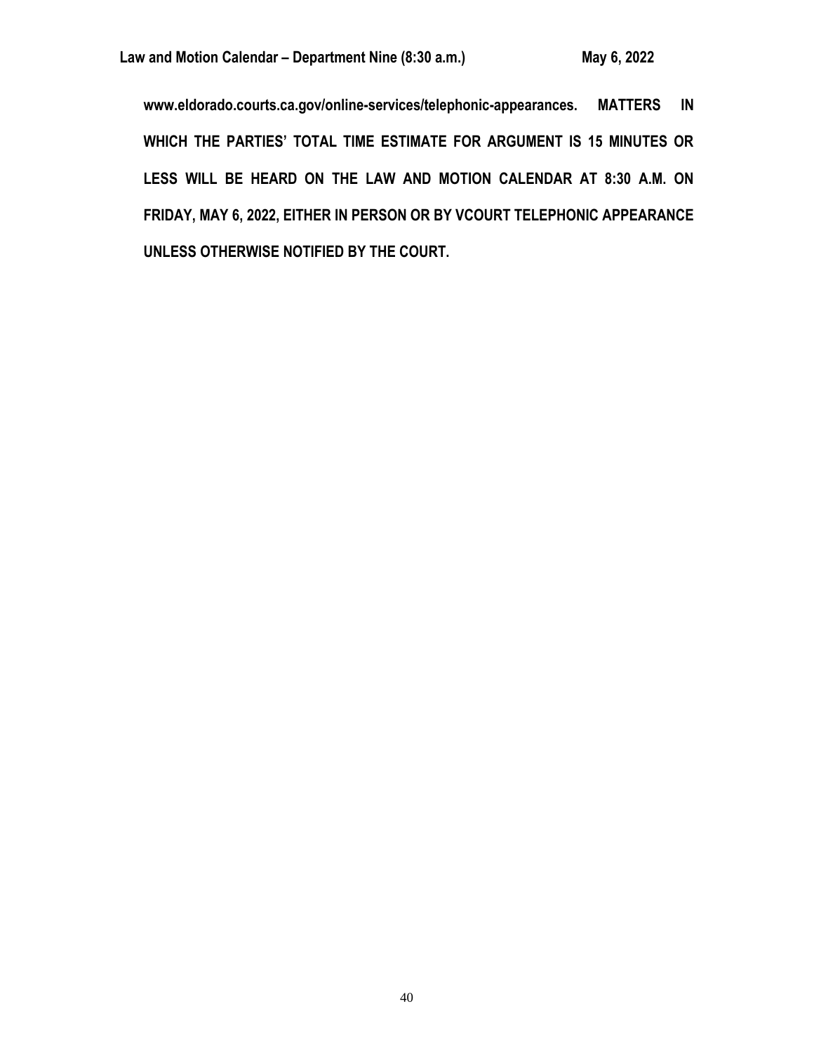**www.eldorado.courts.ca.gov/online-services/telephonic-appearances. MATTERS IN WHICH THE PARTIES' TOTAL TIME ESTIMATE FOR ARGUMENT IS 15 MINUTES OR LESS WILL BE HEARD ON THE LAW AND MOTION CALENDAR AT 8:30 A.M. ON FRIDAY, MAY 6, 2022, EITHER IN PERSON OR BY VCOURT TELEPHONIC APPEARANCE UNLESS OTHERWISE NOTIFIED BY THE COURT.**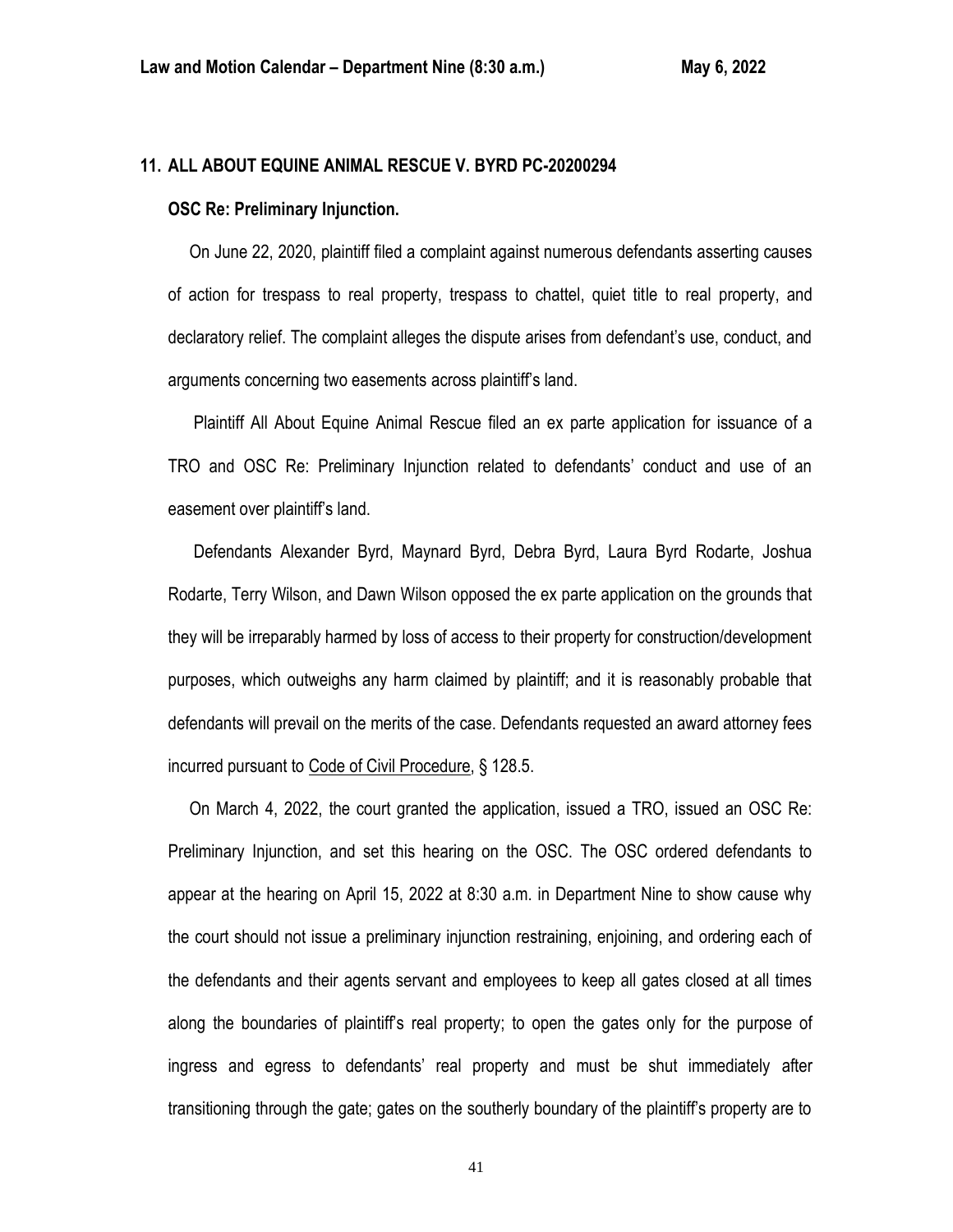## 11. ALL ABOUT EQUINE ANIMAL RESCUE V. BYRD PC-20200294

### OSC Re: Preliminary Injunction.

On June 22, 2020, plaintiff filed a complaint against numerous defendants asserting causes of action for trespass to real property, trespass to chattel, quiet title to real property, and declaratory relief. The complaint alleges the dispute arises from defendant's use, conduct, and arguments concerning two easements across plaintiff's land.

Plaintiff All About Equine Animal Rescue filed an ex parte application for issuance of a TRO and OSC Re: Preliminary Injunction related to defendants' conduct and use of an easement over plaintiff's land.

Defendants Alexander Byrd, Maynard Byrd, Debra Byrd, Laura Byrd Rodarte, Joshua Rodarte, Terry Wilson, and Dawn Wilson opposed the ex parte application on the grounds that they will be irreparably harmed by loss of access to their property for construction/development purposes, which outweighs any harm claimed by plaintiff; and it is reasonably probable that defendants will prevail on the merits of the case. Defendants requested an award attorney fees incurred pursuant to Code of Civil Procedure, § 128.5.

On March 4, 2022, the court granted the application, issued a TRO, issued an OSC Re: Preliminary Injunction, and set this hearing on the OSC. The OSC ordered defendants to appear at the hearing on April 15, 2022 at 8:30 a.m. in Department Nine to show cause why the court should not issue a preliminary injunction restraining, enjoining, and ordering each of the defendants and their agents servant and employees to keep all gates closed at all times along the boundaries of plaintiff's real property; to open the gates only for the purpose of ingress and egress to defendants' real property and must be shut immediately after transitioning through the gate; gates on the southerly boundary of the plaintiff's property are to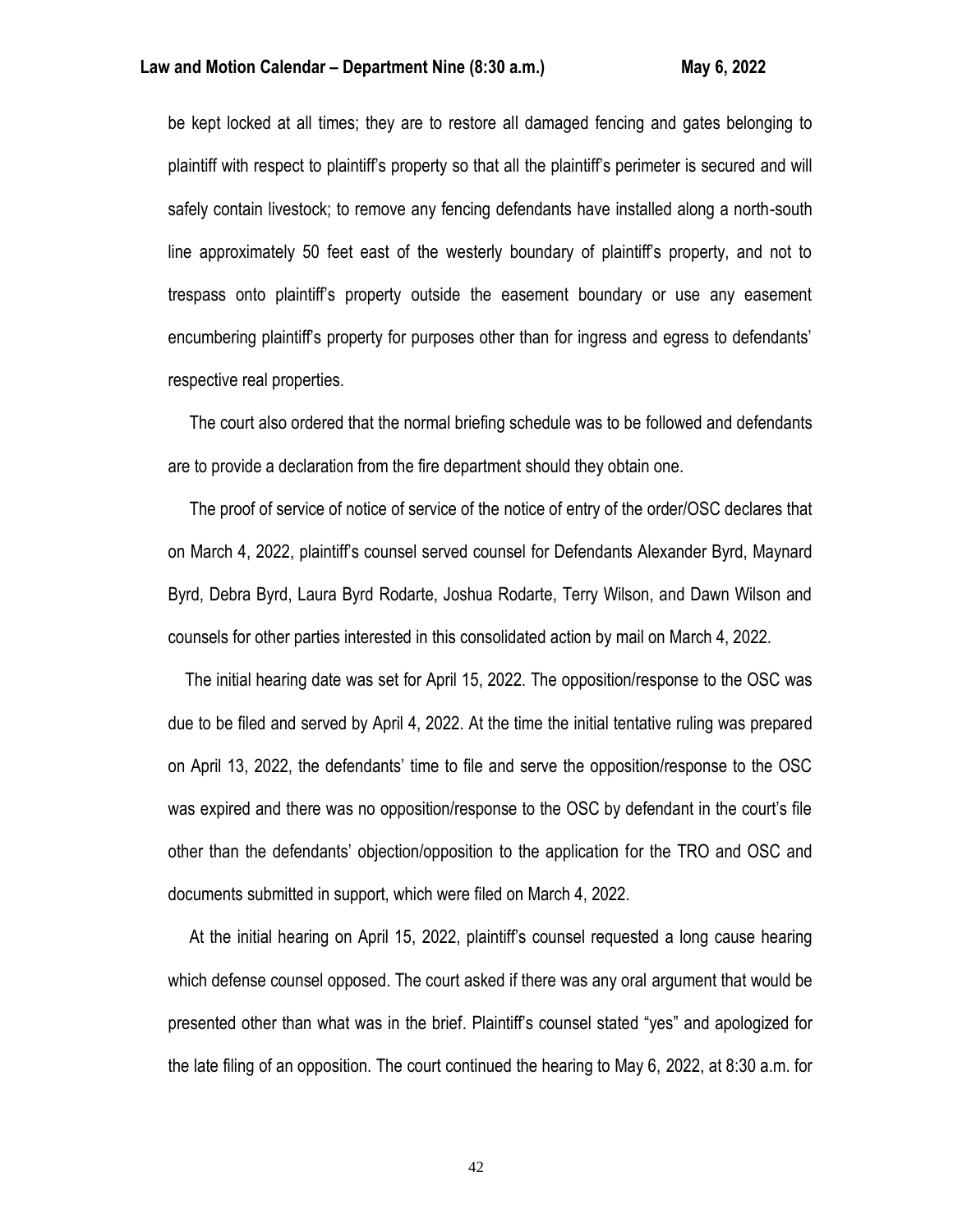be kept locked at all times; they are to restore all damaged fencing and gates belonging to plaintiff with respect to plaintiff's property so that all the plaintiff's perimeter is secured and will safely contain livestock; to remove any fencing defendants have installed along a north-south line approximately 50 feet east of the westerly boundary of plaintiff's property, and not to trespass onto plaintiff's property outside the easement boundary or use any easement encumbering plaintiff's property for purposes other than for ingress and egress to defendants' respective real properties.

The court also ordered that the normal briefing schedule was to be followed and defendants are to provide a declaration from the fire department should they obtain one.

The proof of service of notice of service of the notice of entry of the order/OSC declares that on March 4, 2022, plaintiff's counsel served counsel for Defendants Alexander Byrd, Maynard Byrd, Debra Byrd, Laura Byrd Rodarte, Joshua Rodarte, Terry Wilson, and Dawn Wilson and counsels for other parties interested in this consolidated action by mail on March 4, 2022.

The initial hearing date was set for April 15, 2022. The opposition/response to the OSC was due to be filed and served by April 4, 2022. At the time the initial tentative ruling was prepared on April 13, 2022, the defendants' time to file and serve the opposition/response to the OSC was expired and there was no opposition/response to the OSC by defendant in the court's file other than the defendants' objection/opposition to the application for the TRO and OSC and documents submitted in support, which were filed on March 4, 2022.

At the initial hearing on April 15, 2022, plaintiff's counsel requested a long cause hearing which defense counsel opposed. The court asked if there was any oral argument that would be presented other than what was in the brief. Plaintiff's counsel stated "yes" and apologized for the late filing of an opposition. The court continued the hearing to May 6, 2022, at 8:30 a.m. for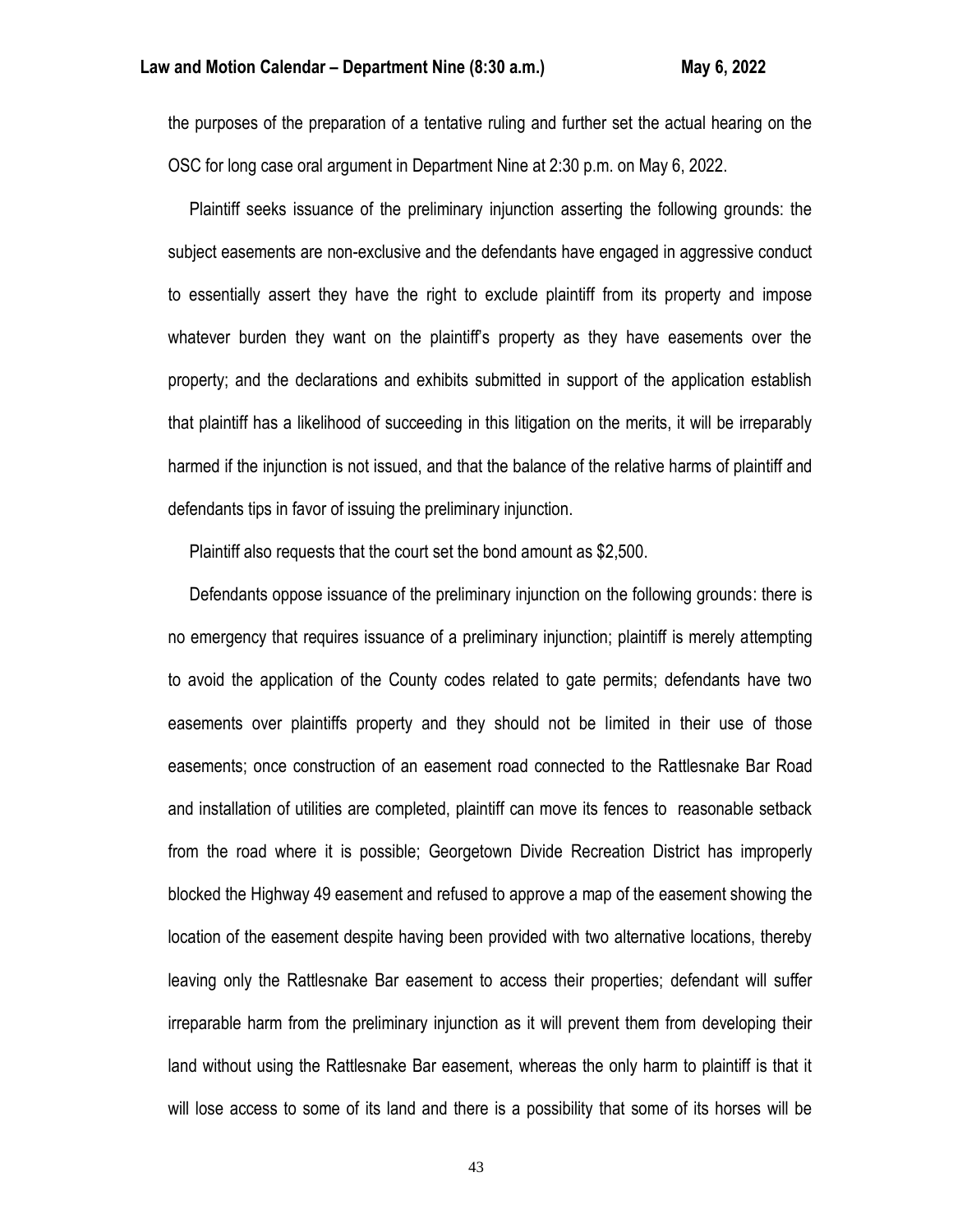the purposes of the preparation of a tentative ruling and further set the actual hearing on the OSC for long case oral argument in Department Nine at 2:30 p.m. on May 6, 2022.

Plaintiff seeks issuance of the preliminary injunction asserting the following grounds: the subject easements are non-exclusive and the defendants have engaged in aggressive conduct to essentially assert they have the right to exclude plaintiff from its property and impose whatever burden they want on the plaintiff's property as they have easements over the property; and the declarations and exhibits submitted in support of the application establish that plaintiff has a likelihood of succeeding in this litigation on the merits, it will be irreparably harmed if the injunction is not issued, and that the balance of the relative harms of plaintiff and defendants tips in favor of issuing the preliminary injunction.

Plaintiff also requests that the court set the bond amount as $2,500.

Defendants oppose issuance of the preliminary injunction on the following grounds: there is no emergency that requires issuance of a preliminary injunction; plaintiff is merely attempting to avoid the application of the County codes related to gate permits; defendants have two easements over plaintiffs property and they should not be limited in their use of those easements; once construction of an easement road connected to the Rattlesnake Bar Road and installation of utilities are completed, plaintiff can move its fences to reasonable setback from the road where it is possible; Georgetown Divide Recreation District has improperly blocked the Highway 49 easement and refused to approve a map of the easement showing the location of the easement despite having been provided with two alternative locations, thereby leaving only the Rattlesnake Bar easement to access their properties; defendant will suffer irreparable harm from the preliminary injunction as it will prevent them from developing their land without using the Rattlesnake Bar easement, whereas the only harm to plaintiff is that it will lose access to some of its land and there is a possibility that some of its horses will be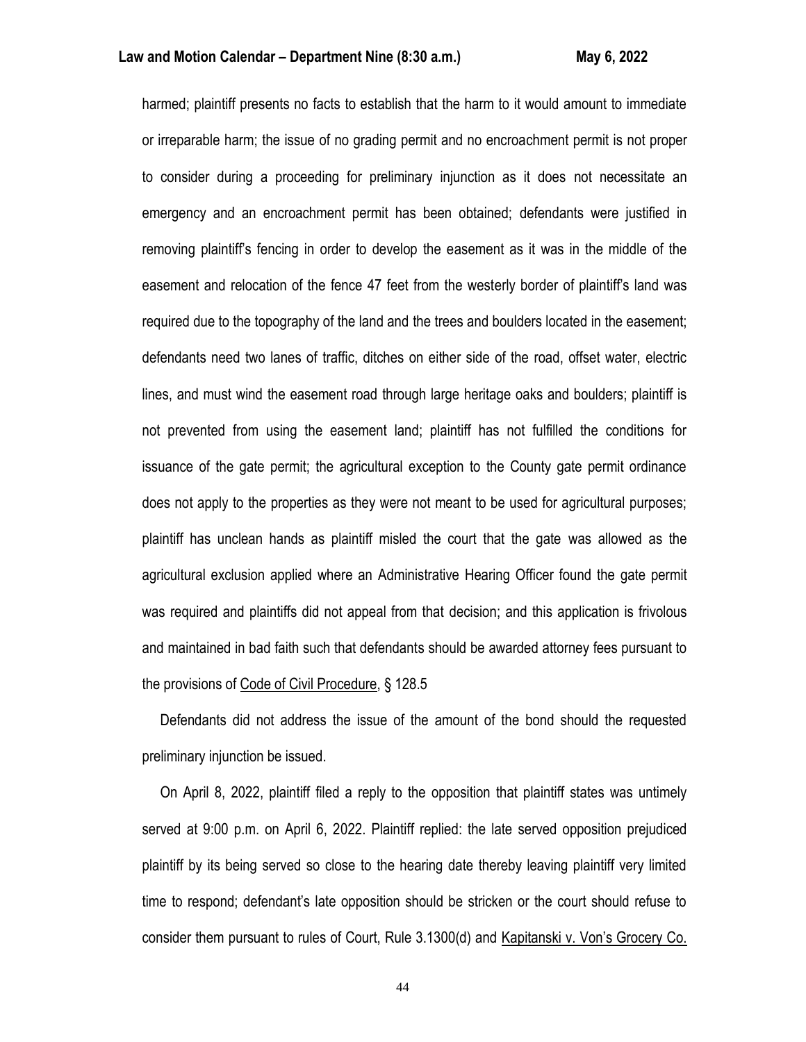harmed; plaintiff presents no facts to establish that the harm to it would amount to immediate or irreparable harm; the issue of no grading permit and no encroachment permit is not proper to consider during a proceeding for preliminary injunction as it does not necessitate an emergency and an encroachment permit has been obtained; defendants were justified in removing plaintiff's fencing in order to develop the easement as it was in the middle of the easement and relocation of the fence 47 feet from the westerly border of plaintiff's land was required due to the topography of the land and the trees and boulders located in the easement; defendants need two lanes of traffic, ditches on either side of the road, offset water, electric lines, and must wind the easement road through large heritage oaks and boulders; plaintiff is not prevented from using the easement land; plaintiff has not fulfilled the conditions for issuance of the gate permit; the agricultural exception to the County gate permit ordinance does not apply to the properties as they were not meant to be used for agricultural purposes; plaintiff has unclean hands as plaintiff misled the court that the gate was allowed as the agricultural exclusion applied where an Administrative Hearing Officer found the gate permit was required and plaintiffs did not appeal from that decision; and this application is frivolous and maintained in bad faith such that defendants should be awarded attorney fees pursuant to the provisions of Code of Civil Procedure, § 128.5

Defendants did not address the issue of the amount of the bond should the requested preliminary injunction be issued.

On April 8, 2022, plaintiff filed a reply to the opposition that plaintiff states was untimely served at 9:00 p.m. on April 6, 2022. Plaintiff replied: the late served opposition prejudiced plaintiff by its being served so close to the hearing date thereby leaving plaintiff very limited time to respond; defendant's late opposition should be stricken or the court should refuse to consider them pursuant to rules of Court, Rule 3.1300(d) and Kapitanski v. Von's Grocery Co.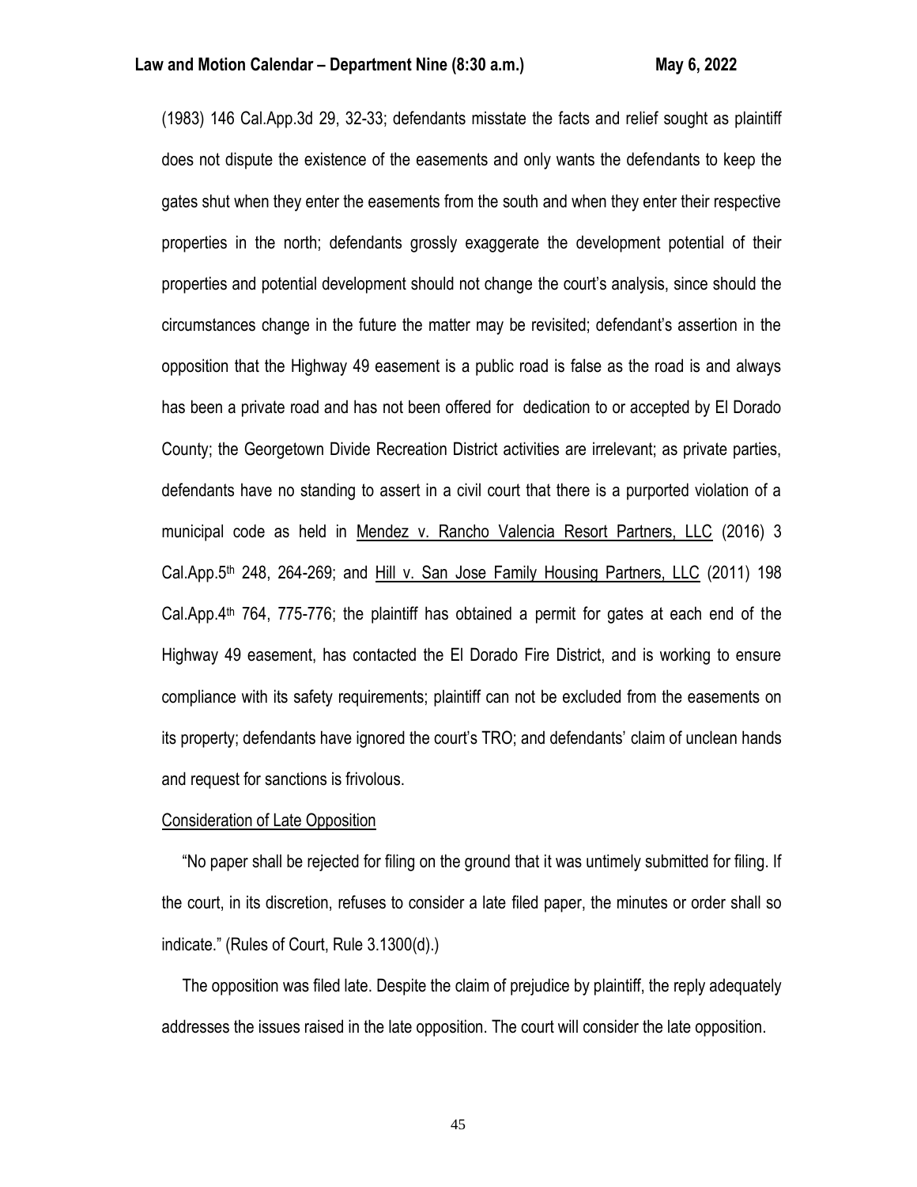(1983) 146 Cal.App.3d 29, 32-33; defendants misstate the facts and relief sought as plaintiff does not dispute the existence of the easements and only wants the defendants to keep the gates shut when they enter the easements from the south and when they enter their respective properties in the north; defendants grossly exaggerate the development potential of their properties and potential development should not change the court's analysis, since should the circumstances change in the future the matter may be revisited; defendant's assertion in the opposition that the Highway 49 easement is a public road is false as the road is and always has been a private road and has not been offered for dedication to or accepted by El Dorado County; the Georgetown Divide Recreation District activities are irrelevant; as private parties, defendants have no standing to assert in a civil court that there is a purported violation of a municipal code as held in Mendez v. Rancho Valencia Resort Partners, LLC (2016) 3 Cal.App.5th 248, 264-269; and Hill v. San Jose Family Housing Partners, LLC (2011) 198 Cal.App.4th 764, 775-776; the plaintiff has obtained a permit for gates at each end of the Highway 49 easement, has contacted the El Dorado Fire District, and is working to ensure compliance with its safety requirements; plaintiff can not be excluded from the easements on its property; defendants have ignored the court's TRO; and defendants' claim of unclean hands and request for sanctions is frivolous.

Consideration of Late Opposition

"No paper shall be rejected for filing on the ground that it was untimely submitted for filing. If the court, in its discretion, refuses to consider a late filed paper, the minutes or order shall so indicate." (Rules of Court, Rule 3.1300(d).)

The opposition was filed late. Despite the claim of prejudice by plaintiff, the reply adequately addresses the issues raised in the late opposition. The court will consider the late opposition.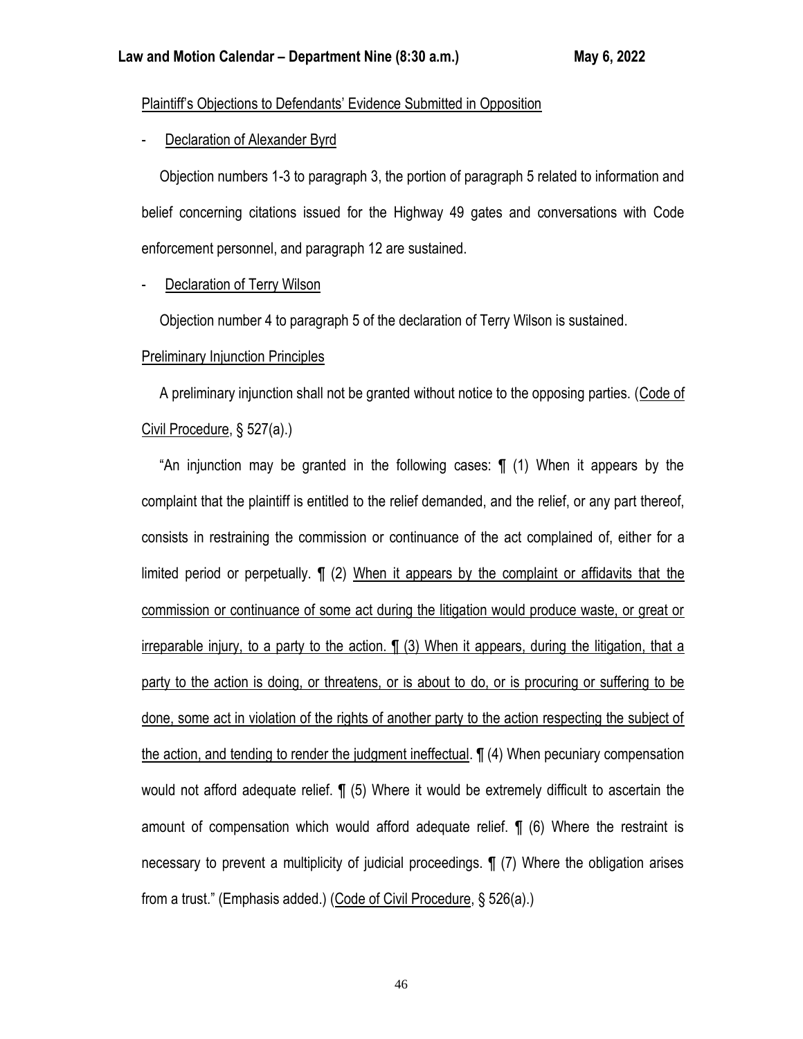Plaintiff's Objections to Defendants' Evidence Submitted in Opposition

- Declaration of Alexander Byrd

Objection numbers 1-3 to paragraph 3, the portion of paragraph 5 related to information and belief concerning citations issued for the Highway 49 gates and conversations with Code enforcement personnel, and paragraph 12 are sustained.

- Declaration of Terry Wilson

Objection number 4 to paragraph 5 of the declaration of Terry Wilson is sustained.

Preliminary Injunction Principles

A preliminary injunction shall not be granted without notice to the opposing parties. (Code of Civil Procedure, § 527(a).)

"An injunction may be granted in the following cases: ¶ (1) When it appears by the complaint that the plaintiff is entitled to the relief demanded, and the relief, or any part thereof, consists in restraining the commission or continuance of the act complained of, either for a limited period or perpetually. ¶ (2) When it appears by the complaint or affidavits that the commission or continuance of some act during the litigation would produce waste, or great or irreparable injury, to a party to the action. ¶ (3) When it appears, during the litigation, that a party to the action is doing, or threatens, or is about to do, or is procuring or suffering to be done, some act in violation of the rights of another party to the action respecting the subject of the action, and tending to render the judgment ineffectual. ¶ (4) When pecuniary compensation would not afford adequate relief. ¶ (5) Where it would be extremely difficult to ascertain the amount of compensation which would afford adequate relief. ¶ (6) Where the restraint is necessary to prevent a multiplicity of judicial proceedings. ¶ (7) Where the obligation arises from a trust." (Emphasis added.) (Code of Civil Procedure, § 526(a).)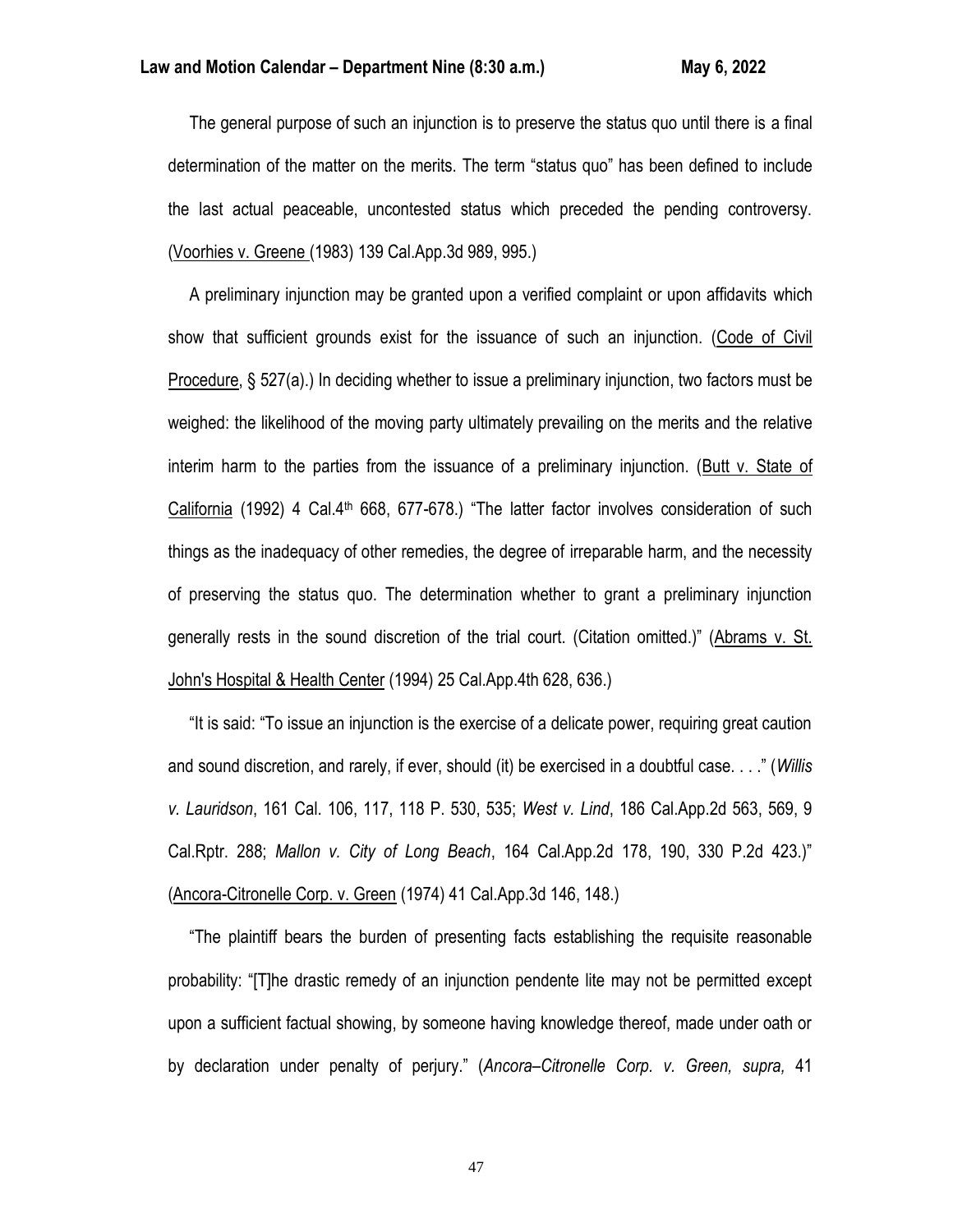The general purpose of such an injunction is to preserve the status quo until there is a final determination of the matter on the merits. The term "status quo" has been defined to include the last actual peaceable, uncontested status which preceded the pending controversy. (Voorhies v. Greene (1983) 139 Cal.App.3d 989, 995.)

A preliminary injunction may be granted upon a verified complaint or upon affidavits which show that sufficient grounds exist for the issuance of such an injunction. (Code of Civil Procedure, § 527(a).) In deciding whether to issue a preliminary injunction, two factors must be weighed: the likelihood of the moving party ultimately prevailing on the merits and the relative interim harm to the parties from the issuance of a preliminary injunction. (Butt v. State of California (1992) 4 Cal.4th 668, 677-678.) "The latter factor involves consideration of such things as the inadequacy of other remedies, the degree of irreparable harm, and the necessity of preserving the status quo. The determination whether to grant a preliminary injunction generally rests in the sound discretion of the trial court. (Citation omitted.)" (Abrams v. St. John's Hospital & Health Center (1994) 25 Cal.App.4th 628, 636.)

"It is said: "To issue an injunction is the exercise of a delicate power, requiring great caution and sound discretion, and rarely, if ever, should (it) be exercised in a doubtful case. . . ." (*Willis v. Lauridson*, 161 Cal. 106, 117, 118 P. 530, 535; *West v. Lind*, 186 Cal.App.2d 563, 569, 9 Cal.Rptr. 288; *Mallon v. City of Long Beach*, 164 Cal.App.2d 178, 190, 330 P.2d 423.)" (Ancora-Citronelle Corp. v. Green (1974) 41 Cal.App.3d 146, 148.)

"The plaintiff bears the burden of presenting facts establishing the requisite reasonable probability: "[T]he drastic remedy of an injunction pendente lite may not be permitted except upon a sufficient factual showing, by someone having knowledge thereof, made under oath or by declaration under penalty of perjury." (*Ancora–Citronelle Corp. v. Green, supra,* 41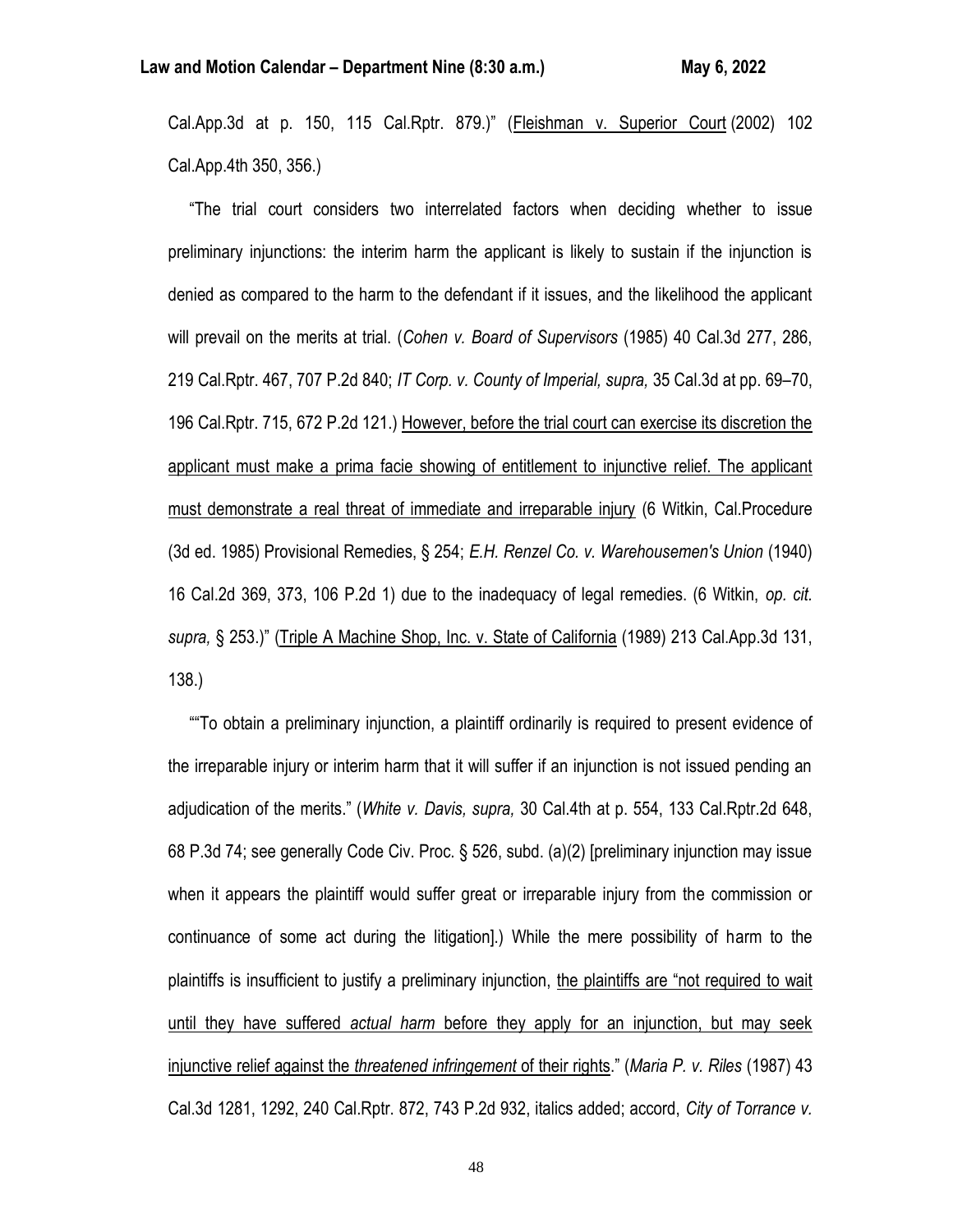Cal.App.3d at p. 150, 115 Cal.Rptr. 879.)" (Fleishman v. Superior Court (2002) 102 Cal.App.4th 350, 356.)

"The trial court considers two interrelated factors when deciding whether to issue preliminary injunctions: the interim harm the applicant is likely to sustain if the injunction is denied as compared to the harm to the defendant if it issues, and the likelihood the applicant will prevail on the merits at trial. (*Cohen v. Board of Supervisors* (1985) 40 Cal.3d 277, 286, 219 Cal.Rptr. 467, 707 P.2d 840; *IT Corp. v. County of Imperial, supra,* 35 Cal.3d at pp. 69–70, 196 Cal.Rptr. 715, 672 P.2d 121.) However, before the trial court can exercise its discretion the applicant must make a prima facie showing of entitlement to injunctive relief. The applicant must demonstrate a real threat of immediate and irreparable injury (6 Witkin, Cal.Procedure (3d ed. 1985) Provisional Remedies, § 254; *E.H. Renzel Co. v. Warehousemen's Union* (1940) 16 Cal.2d 369, 373, 106 P.2d 1) due to the inadequacy of legal remedies. (6 Witkin, *op. cit. supra,* § 253.)" (Triple A Machine Shop, Inc. v. State of California (1989) 213 Cal.App.3d 131, 138.)

""To obtain a preliminary injunction, a plaintiff ordinarily is required to present evidence of the irreparable injury or interim harm that it will suffer if an injunction is not issued pending an adjudication of the merits." (*White v. Davis, supra,* 30 Cal.4th at p. 554, 133 Cal.Rptr.2d 648, 68 P.3d 74; see generally Code Civ. Proc. § 526, subd. (a)(2) [preliminary injunction may issue when it appears the plaintiff would suffer great or irreparable injury from the commission or continuance of some act during the litigation].) While the mere possibility of harm to the plaintiffs is insufficient to justify a preliminary injunction, the plaintiffs are "not required to wait until they have suffered *actual harm* before they apply for an injunction, but may seek injunctive relief against the *threatened infringement* of their rights." (*Maria P. v. Riles* (1987) 43 Cal.3d 1281, 1292, 240 Cal.Rptr. 872, 743 P.2d 932, italics added; accord, *City of Torrance v.*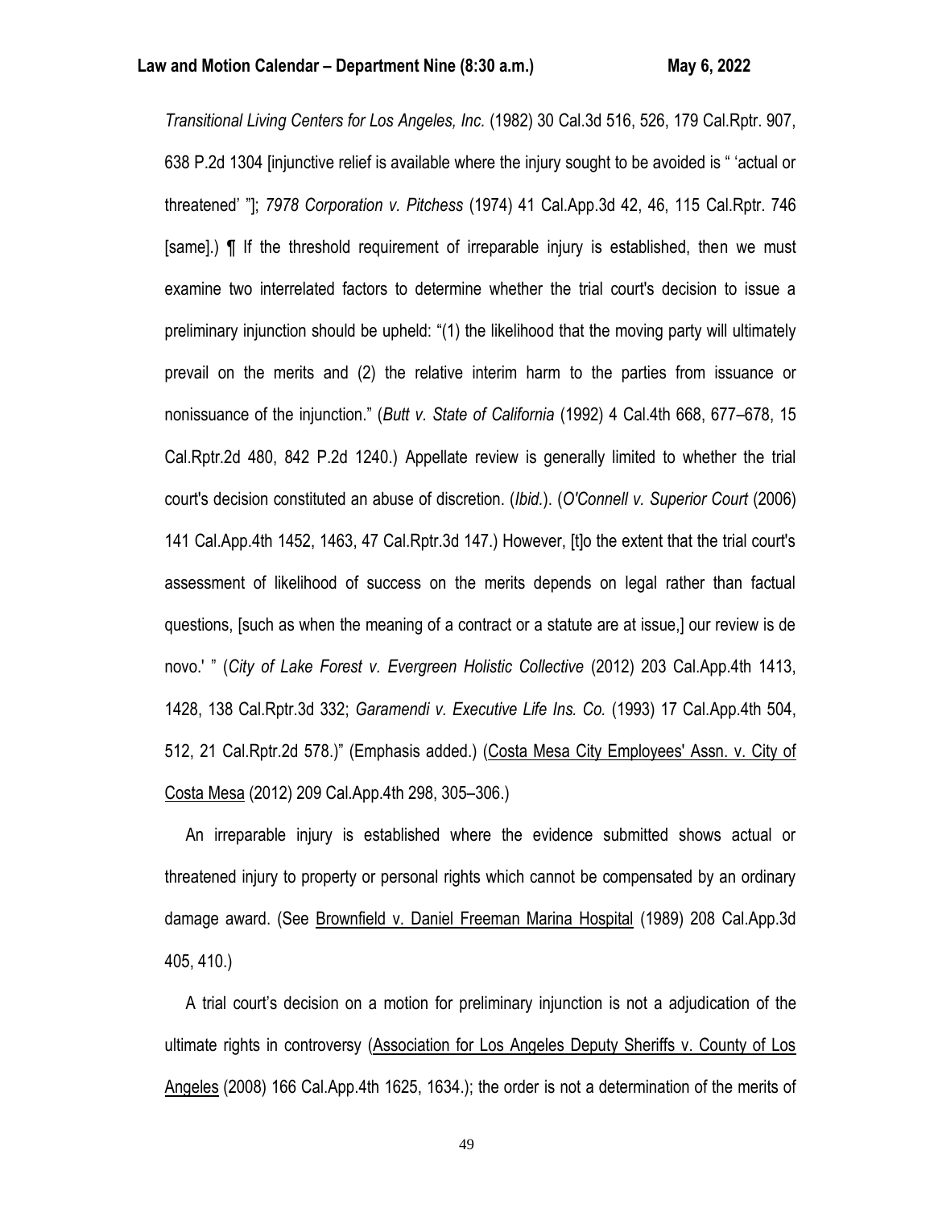*Transitional Living Centers for Los Angeles, Inc.* (1982) 30 Cal.3d 516, 526, 179 Cal.Rptr. 907, 638 P.2d 1304 [injunctive relief is available where the injury sought to be avoided is " 'actual or threatened' "]; *7978 Corporation v. Pitchess* (1974) 41 Cal.App.3d 42, 46, 115 Cal.Rptr. 746 [same].) ¶ If the threshold requirement of irreparable injury is established, then we must examine two interrelated factors to determine whether the trial court's decision to issue a preliminary injunction should be upheld: "(1) the likelihood that the moving party will ultimately prevail on the merits and (2) the relative interim harm to the parties from issuance or nonissuance of the injunction." (*Butt v. State of California* (1992) 4 Cal.4th 668, 677–678, 15 Cal.Rptr.2d 480, 842 P.2d 1240.) Appellate review is generally limited to whether the trial court's decision constituted an abuse of discretion. (*Ibid.*). (*O'Connell v. Superior Court* (2006) 141 Cal.App.4th 1452, 1463, 47 Cal.Rptr.3d 147.) However, [t]o the extent that the trial court's assessment of likelihood of success on the merits depends on legal rather than factual questions, [such as when the meaning of a contract or a statute are at issue,] our review is de novo.' " (*City of Lake Forest v. Evergreen Holistic Collective* (2012) 203 Cal.App.4th 1413, 1428, 138 Cal.Rptr.3d 332; *Garamendi v. Executive Life Ins. Co.* (1993) 17 Cal.App.4th 504, 512, 21 Cal.Rptr.2d 578.)" (Emphasis added.) (Costa Mesa City Employees' Assn. v. City of Costa Mesa (2012) 209 Cal.App.4th 298, 305–306.)

An irreparable injury is established where the evidence submitted shows actual or threatened injury to property or personal rights which cannot be compensated by an ordinary damage award. (See Brownfield v. Daniel Freeman Marina Hospital (1989) 208 Cal.App.3d 405, 410.)

A trial court's decision on a motion for preliminary injunction is not a adjudication of the ultimate rights in controversy (Association for Los Angeles Deputy Sheriffs v. County of Los Angeles (2008) 166 Cal.App.4th 1625, 1634.); the order is not a determination of the merits of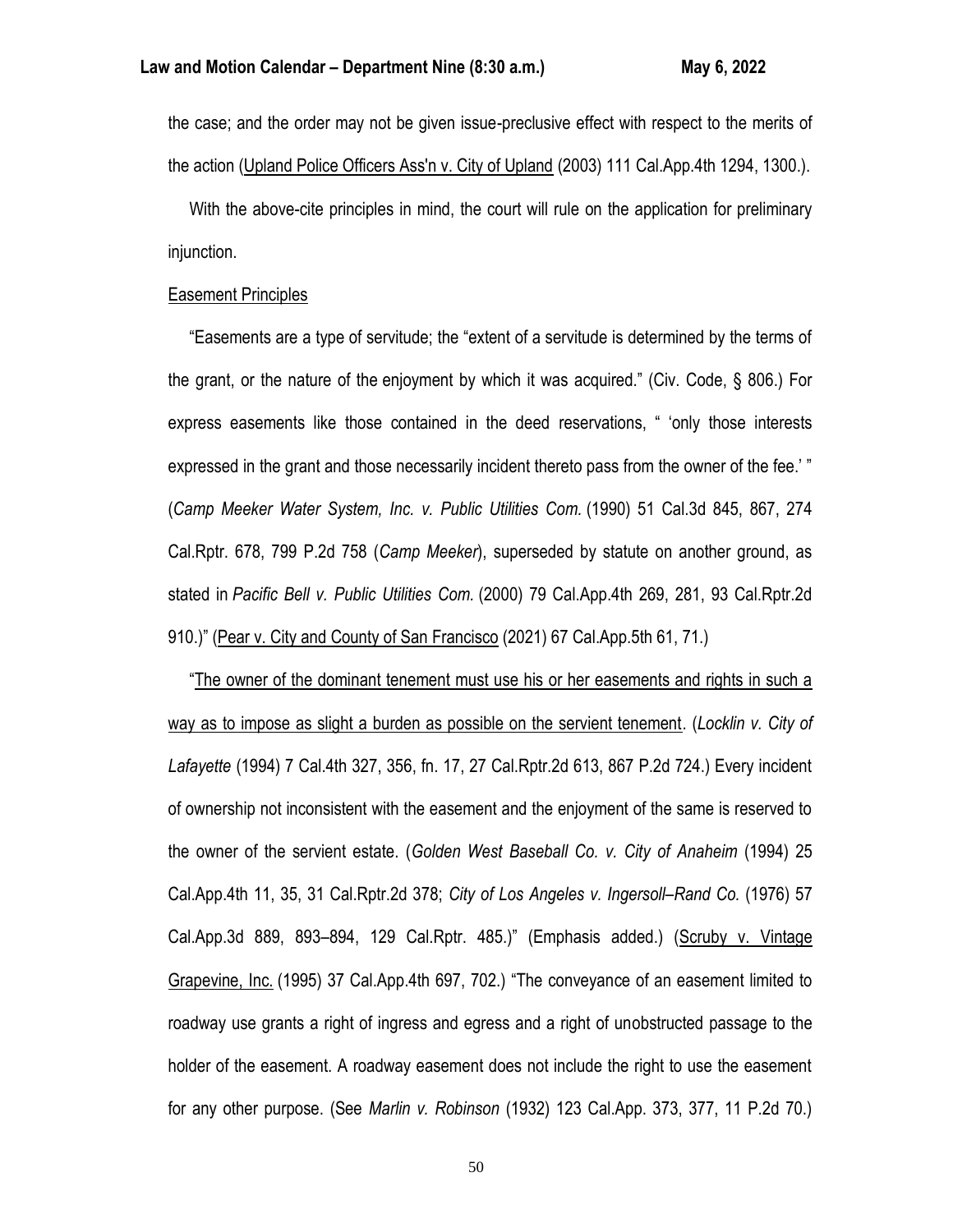the case; and the order may not be given issue-preclusive effect with respect to the merits of the action (Upland Police Officers Ass'n v. City of Upland (2003) 111 Cal.App.4th 1294, 1300.).

With the above-cite principles in mind, the court will rule on the application for preliminary injunction.

Easement Principles

"Easements are a type of servitude; the "extent of a servitude is determined by the terms of the grant, or the nature of the enjoyment by which it was acquired." (Civ. Code, § 806.) For express easements like those contained in the deed reservations, " 'only those interests expressed in the grant and those necessarily incident thereto pass from the owner of the fee.' " (*Camp Meeker Water System, Inc. v. Public Utilities Com.* (1990) 51 Cal.3d 845, 867, 274 Cal.Rptr. 678, 799 P.2d 758 (*Camp Meeker*), superseded by statute on another ground, as stated in *Pacific Bell v. Public Utilities Com.* (2000) 79 Cal.App.4th 269, 281, 93 Cal.Rptr.2d 910.)" (Pear v. City and County of San Francisco (2021) 67 Cal.App.5th 61, 71.)

"The owner of the dominant tenement must use his or her easements and rights in such a way as to impose as slight a burden as possible on the servient tenement. (*Locklin v. City of Lafayette* (1994) 7 Cal.4th 327, 356, fn. 17, 27 Cal.Rptr.2d 613, 867 P.2d 724.) Every incident of ownership not inconsistent with the easement and the enjoyment of the same is reserved to the owner of the servient estate. (*Golden West Baseball Co. v. City of Anaheim* (1994) 25 Cal.App.4th 11, 35, 31 Cal.Rptr.2d 378; *City of Los Angeles v. Ingersoll–Rand Co.* (1976) 57 Cal.App.3d 889, 893–894, 129 Cal.Rptr. 485.)" (Emphasis added.) (Scruby v. Vintage Grapevine, Inc. (1995) 37 Cal.App.4th 697, 702.) "The conveyance of an easement limited to roadway use grants a right of ingress and egress and a right of unobstructed passage to the holder of the easement. A roadway easement does not include the right to use the easement for any other purpose. (See *Marlin v. Robinson* (1932) 123 Cal.App. 373, 377, 11 P.2d 70.)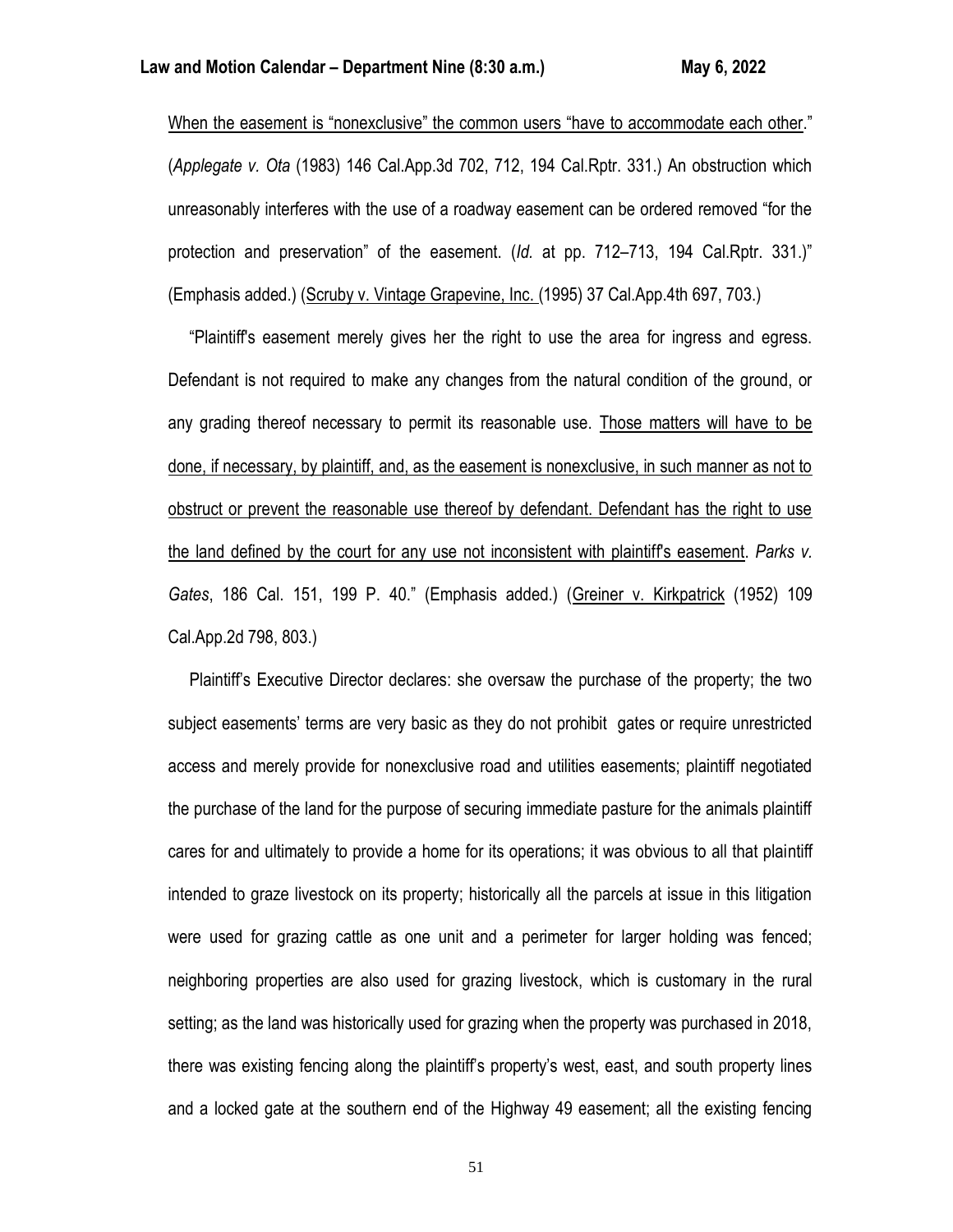<u>When the easement is "nonexclusive" the common users "have to accommodate each other</u>." (*Applegate v. Ota* (1983) 146 Cal.App.3d 702, 712, 194 Cal.Rptr. 331.) An obstruction which unreasonably interferes with the use of a roadway easement can be ordered removed "for the protection and preservation" of the easement. (*Id.* at pp. 712–713, 194 Cal.Rptr. 331.)" (Emphasis added.) (<u>Scruby v. Vintage Grapevine, Inc.</u> (1995) 37 Cal.App.4th 697, 703.)

"Plaintiff's easement merely gives her the right to use the area for ingress and egress. Defendant is not required to make any changes from the natural condition of the ground, or any grading thereof necessary to permit its reasonable use. <u>Those matters will have to be done, if necessary, by plaintiff, and, as the easement is nonexclusive, in such manner as not to obstruct or prevent the reasonable use thereof by defendant. Defendant has the right to use the land defined by the court for any use not inconsistent with plaintiff's easement</u>. *Parks v. Gates*, 186 Cal. 151, 199 P. 40." (Emphasis added.) (<u>Greiner v. Kirkpatrick</u> (1952) 109 Cal.App.2d 798, 803.)

Plaintiff's Executive Director declares: she oversaw the purchase of the property; the two subject easements' terms are very basic as they do not prohibit gates or require unrestricted access and merely provide for nonexclusive road and utilities easements; plaintiff negotiated the purchase of the land for the purpose of securing immediate pasture for the animals plaintiff cares for and ultimately to provide a home for its operations; it was obvious to all that plaintiff intended to graze livestock on its property; historically all the parcels at issue in this litigation were used for grazing cattle as one unit and a perimeter for larger holding was fenced; neighboring properties are also used for grazing livestock, which is customary in the rural setting; as the land was historically used for grazing when the property was purchased in 2018, there was existing fencing along the plaintiff's property's west, east, and south property lines and a locked gate at the southern end of the Highway 49 easement; all the existing fencing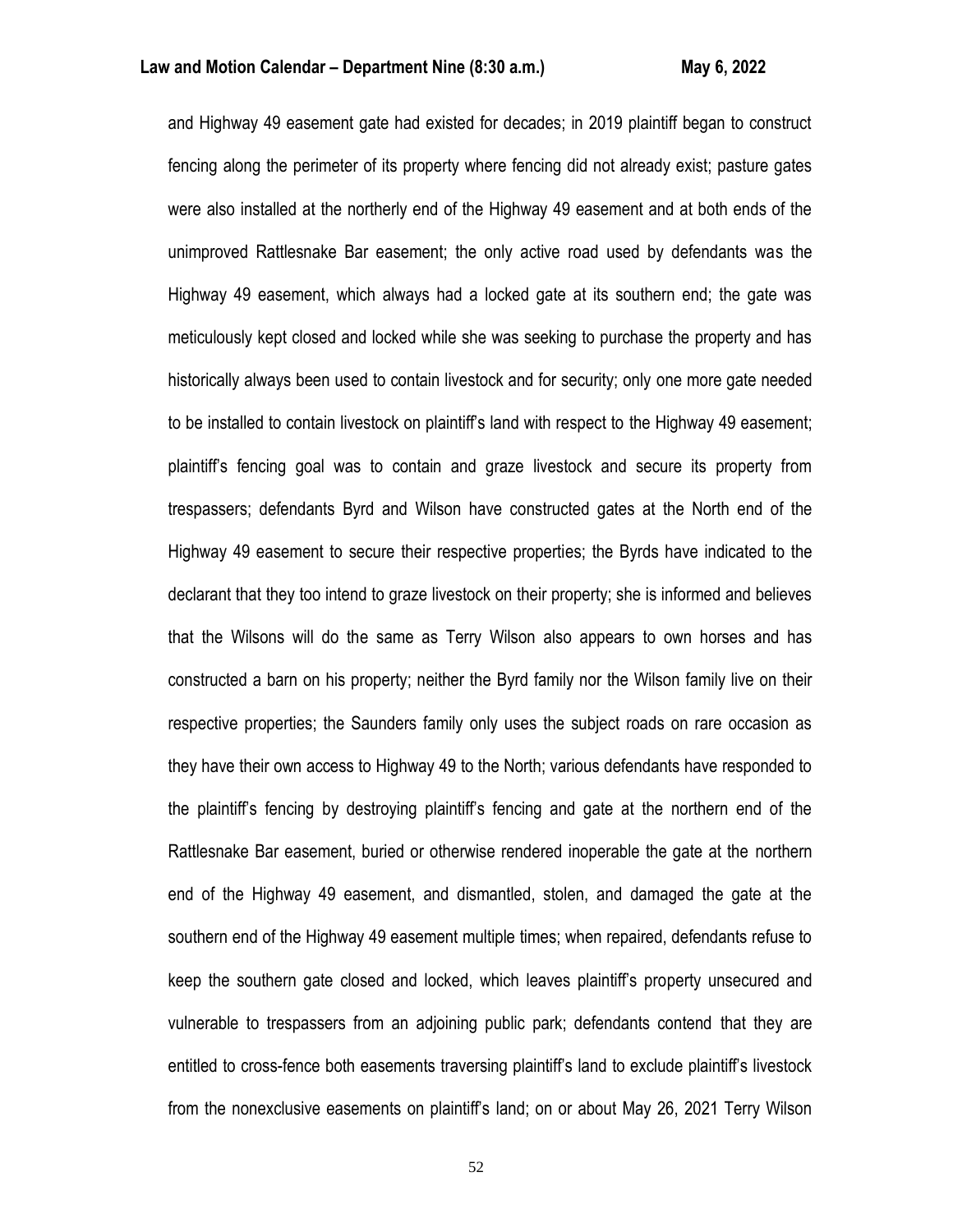and Highway 49 easement gate had existed for decades; in 2019 plaintiff began to construct fencing along the perimeter of its property where fencing did not already exist; pasture gates were also installed at the northerly end of the Highway 49 easement and at both ends of the unimproved Rattlesnake Bar easement; the only active road used by defendants was the Highway 49 easement, which always had a locked gate at its southern end; the gate was meticulously kept closed and locked while she was seeking to purchase the property and has historically always been used to contain livestock and for security; only one more gate needed to be installed to contain livestock on plaintiff's land with respect to the Highway 49 easement; plaintiff's fencing goal was to contain and graze livestock and secure its property from trespassers; defendants Byrd and Wilson have constructed gates at the North end of the Highway 49 easement to secure their respective properties; the Byrds have indicated to the declarant that they too intend to graze livestock on their property; she is informed and believes that the Wilsons will do the same as Terry Wilson also appears to own horses and has constructed a barn on his property; neither the Byrd family nor the Wilson family live on their respective properties; the Saunders family only uses the subject roads on rare occasion as they have their own access to Highway 49 to the North; various defendants have responded to the plaintiff's fencing by destroying plaintiff's fencing and gate at the northern end of the Rattlesnake Bar easement, buried or otherwise rendered inoperable the gate at the northern end of the Highway 49 easement, and dismantled, stolen, and damaged the gate at the southern end of the Highway 49 easement multiple times; when repaired, defendants refuse to keep the southern gate closed and locked, which leaves plaintiff's property unsecured and vulnerable to trespassers from an adjoining public park; defendants contend that they are entitled to cross-fence both easements traversing plaintiff's land to exclude plaintiff's livestock from the nonexclusive easements on plaintiff's land; on or about May 26, 2021 Terry Wilson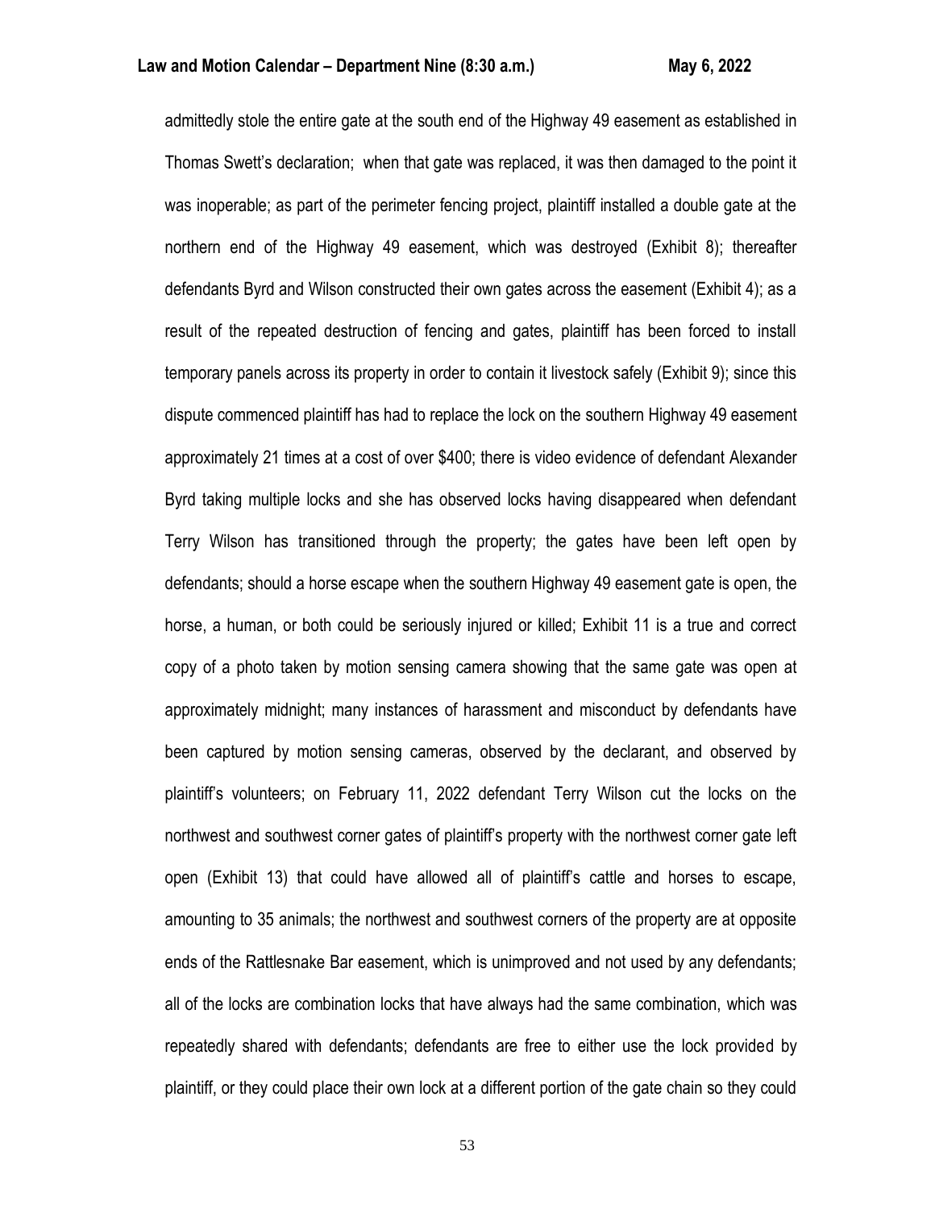admittedly stole the entire gate at the south end of the Highway 49 easement as established in Thomas Swett's declaration; when that gate was replaced, it was then damaged to the point it was inoperable; as part of the perimeter fencing project, plaintiff installed a double gate at the northern end of the Highway 49 easement, which was destroyed (Exhibit 8); thereafter defendants Byrd and Wilson constructed their own gates across the easement (Exhibit 4); as a result of the repeated destruction of fencing and gates, plaintiff has been forced to install temporary panels across its property in order to contain it livestock safely (Exhibit 9); since this dispute commenced plaintiff has had to replace the lock on the southern Highway 49 easement approximately 21 times at a cost of over $400; there is video evidence of defendant Alexander Byrd taking multiple locks and she has observed locks having disappeared when defendant Terry Wilson has transitioned through the property; the gates have been left open by defendants; should a horse escape when the southern Highway 49 easement gate is open, the horse, a human, or both could be seriously injured or killed; Exhibit 11 is a true and correct copy of a photo taken by motion sensing camera showing that the same gate was open at approximately midnight; many instances of harassment and misconduct by defendants have been captured by motion sensing cameras, observed by the declarant, and observed by plaintiff's volunteers; on February 11, 2022 defendant Terry Wilson cut the locks on the northwest and southwest corner gates of plaintiff's property with the northwest corner gate left open (Exhibit 13) that could have allowed all of plaintiff's cattle and horses to escape, amounting to 35 animals; the northwest and southwest corners of the property are at opposite ends of the Rattlesnake Bar easement, which is unimproved and not used by any defendants; all of the locks are combination locks that have always had the same combination, which was repeatedly shared with defendants; defendants are free to either use the lock provided by plaintiff, or they could place their own lock at a different portion of the gate chain so they could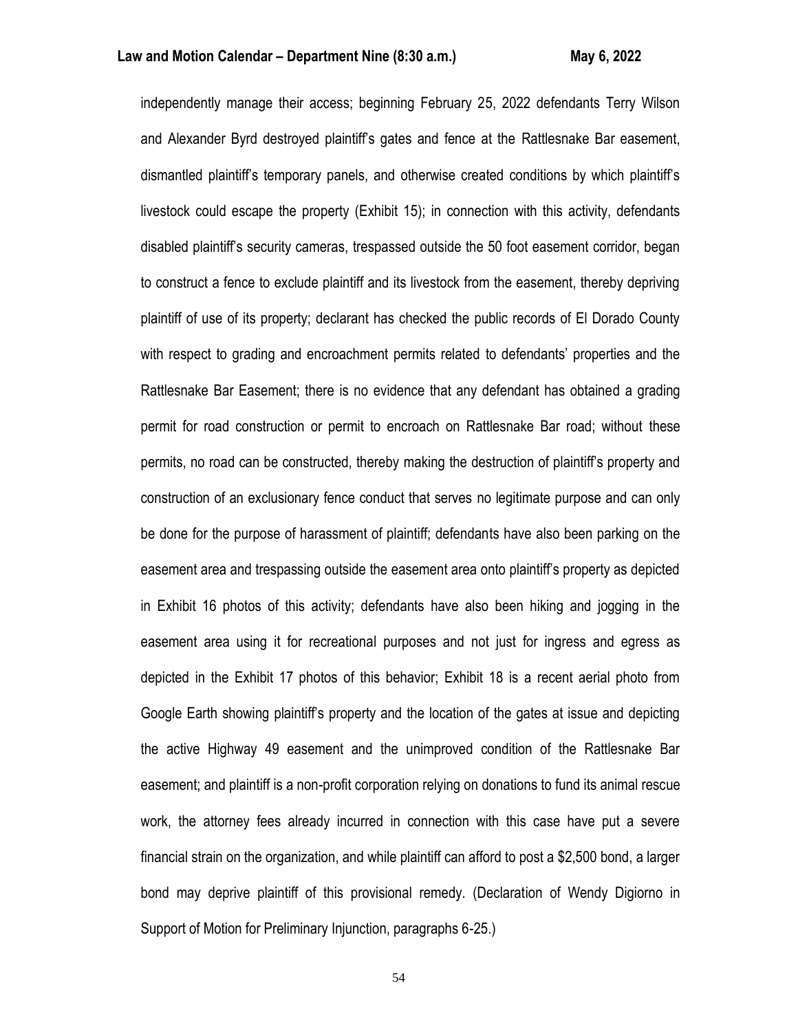independently manage their access; beginning February 25, 2022 defendants Terry Wilson and Alexander Byrd destroyed plaintiff's gates and fence at the Rattlesnake Bar easement, dismantled plaintiff's temporary panels, and otherwise created conditions by which plaintiff's livestock could escape the property (Exhibit 15); in connection with this activity, defendants disabled plaintiff's security cameras, trespassed outside the 50 foot easement corridor, began to construct a fence to exclude plaintiff and its livestock from the easement, thereby depriving plaintiff of use of its property; declarant has checked the public records of El Dorado County with respect to grading and encroachment permits related to defendants' properties and the Rattlesnake Bar Easement; there is no evidence that any defendant has obtained a grading permit for road construction or permit to encroach on Rattlesnake Bar road; without these permits, no road can be constructed, thereby making the destruction of plaintiff's property and construction of an exclusionary fence conduct that serves no legitimate purpose and can only be done for the purpose of harassment of plaintiff; defendants have also been parking on the easement area and trespassing outside the easement area onto plaintiff's property as depicted in Exhibit 16 photos of this activity; defendants have also been hiking and jogging in the easement area using it for recreational purposes and not just for ingress and egress as depicted in the Exhibit 17 photos of this behavior; Exhibit 18 is a recent aerial photo from Google Earth showing plaintiff's property and the location of the gates at issue and depicting the active Highway 49 easement and the unimproved condition of the Rattlesnake Bar easement; and plaintiff is a non-profit corporation relying on donations to fund its animal rescue work, the attorney fees already incurred in connection with this case have put a severe financial strain on the organization, and while plaintiff can afford to post a $2,500 bond, a larger bond may deprive plaintiff of this provisional remedy. (Declaration of Wendy Digiorno in Support of Motion for Preliminary Injunction, paragraphs 6-25.)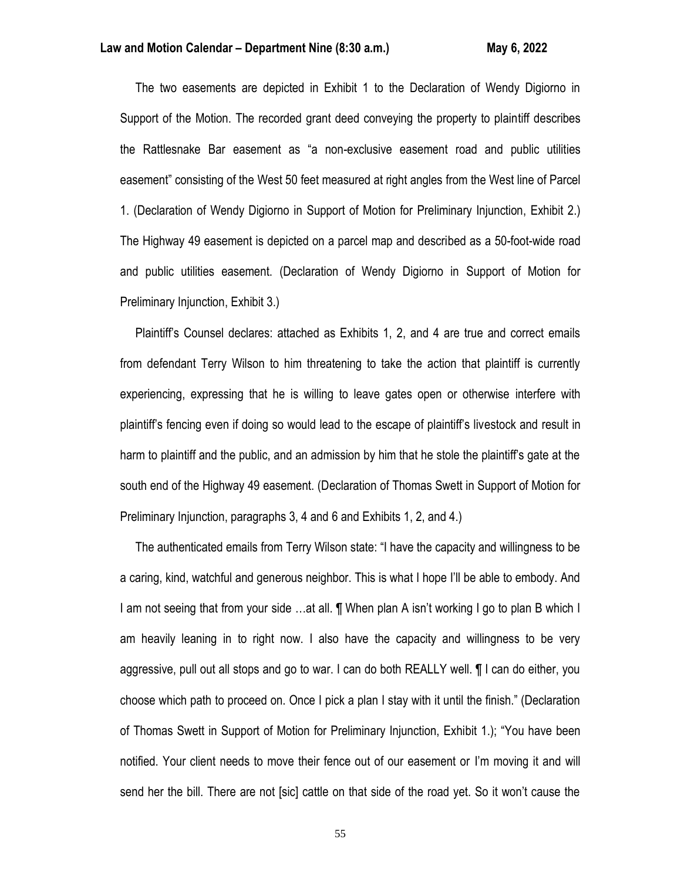The two easements are depicted in Exhibit 1 to the Declaration of Wendy Digiorno in Support of the Motion. The recorded grant deed conveying the property to plaintiff describes the Rattlesnake Bar easement as "a non-exclusive easement road and public utilities easement" consisting of the West 50 feet measured at right angles from the West line of Parcel 1. (Declaration of Wendy Digiorno in Support of Motion for Preliminary Injunction, Exhibit 2.) The Highway 49 easement is depicted on a parcel map and described as a 50-foot-wide road and public utilities easement. (Declaration of Wendy Digiorno in Support of Motion for Preliminary Injunction, Exhibit 3.)

Plaintiff's Counsel declares: attached as Exhibits 1, 2, and 4 are true and correct emails from defendant Terry Wilson to him threatening to take the action that plaintiff is currently experiencing, expressing that he is willing to leave gates open or otherwise interfere with plaintiff's fencing even if doing so would lead to the escape of plaintiff's livestock and result in harm to plaintiff and the public, and an admission by him that he stole the plaintiff's gate at the south end of the Highway 49 easement. (Declaration of Thomas Swett in Support of Motion for Preliminary Injunction, paragraphs 3, 4 and 6 and Exhibits 1, 2, and 4.)

The authenticated emails from Terry Wilson state: "I have the capacity and willingness to be a caring, kind, watchful and generous neighbor. This is what I hope I'll be able to embody. And I am not seeing that from your side …at all. ¶ When plan A isn't working I go to plan B which I am heavily leaning in to right now. I also have the capacity and willingness to be very aggressive, pull out all stops and go to war. I can do both REALLY well. ¶ I can do either, you choose which path to proceed on. Once I pick a plan I stay with it until the finish." (Declaration of Thomas Swett in Support of Motion for Preliminary Injunction, Exhibit 1.); "You have been notified. Your client needs to move their fence out of our easement or I'm moving it and will send her the bill. There are not [sic] cattle on that side of the road yet. So it won't cause the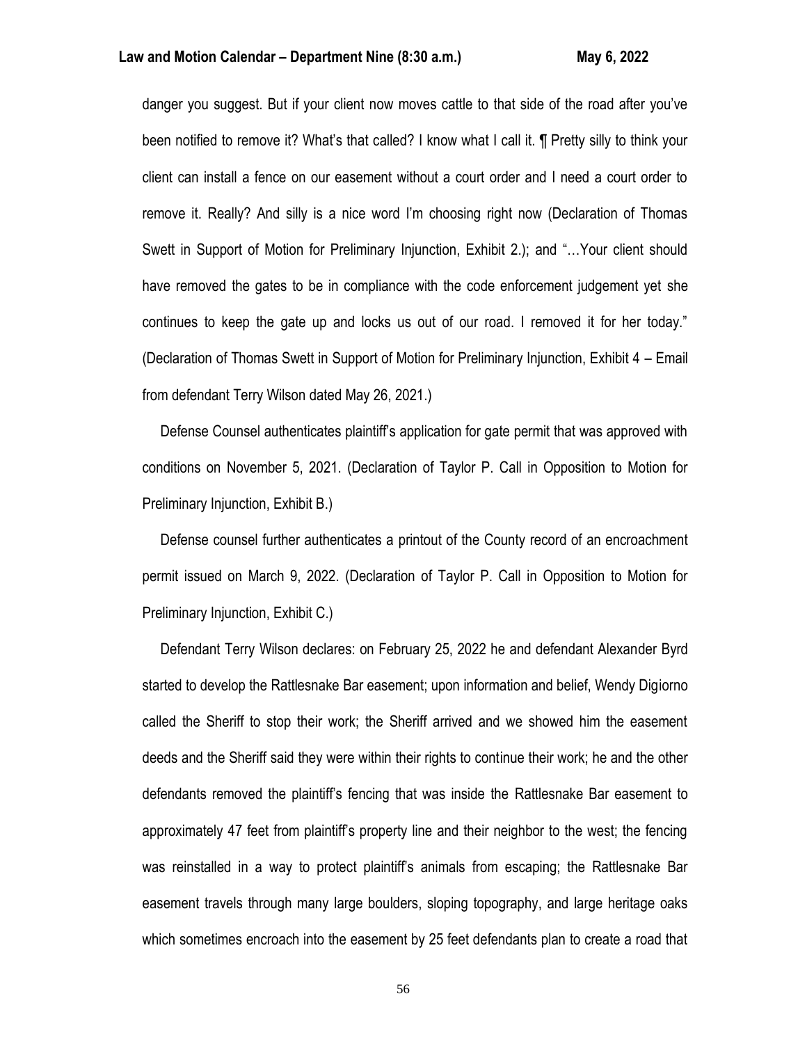danger you suggest. But if your client now moves cattle to that side of the road after you've been notified to remove it? What's that called? I know what I call it. ¶ Pretty silly to think your client can install a fence on our easement without a court order and I need a court order to remove it. Really? And silly is a nice word I'm choosing right now (Declaration of Thomas Swett in Support of Motion for Preliminary Injunction, Exhibit 2.); and "…Your client should have removed the gates to be in compliance with the code enforcement judgement yet she continues to keep the gate up and locks us out of our road. I removed it for her today." (Declaration of Thomas Swett in Support of Motion for Preliminary Injunction, Exhibit 4 – Email from defendant Terry Wilson dated May 26, 2021.)

Defense Counsel authenticates plaintiff's application for gate permit that was approved with conditions on November 5, 2021. (Declaration of Taylor P. Call in Opposition to Motion for Preliminary Injunction, Exhibit B.)

Defense counsel further authenticates a printout of the County record of an encroachment permit issued on March 9, 2022. (Declaration of Taylor P. Call in Opposition to Motion for Preliminary Injunction, Exhibit C.)

Defendant Terry Wilson declares: on February 25, 2022 he and defendant Alexander Byrd started to develop the Rattlesnake Bar easement; upon information and belief, Wendy Digiorno called the Sheriff to stop their work; the Sheriff arrived and we showed him the easement deeds and the Sheriff said they were within their rights to continue their work; he and the other defendants removed the plaintiff's fencing that was inside the Rattlesnake Bar easement to approximately 47 feet from plaintiff's property line and their neighbor to the west; the fencing was reinstalled in a way to protect plaintiff's animals from escaping; the Rattlesnake Bar easement travels through many large boulders, sloping topography, and large heritage oaks which sometimes encroach into the easement by 25 feet defendants plan to create a road that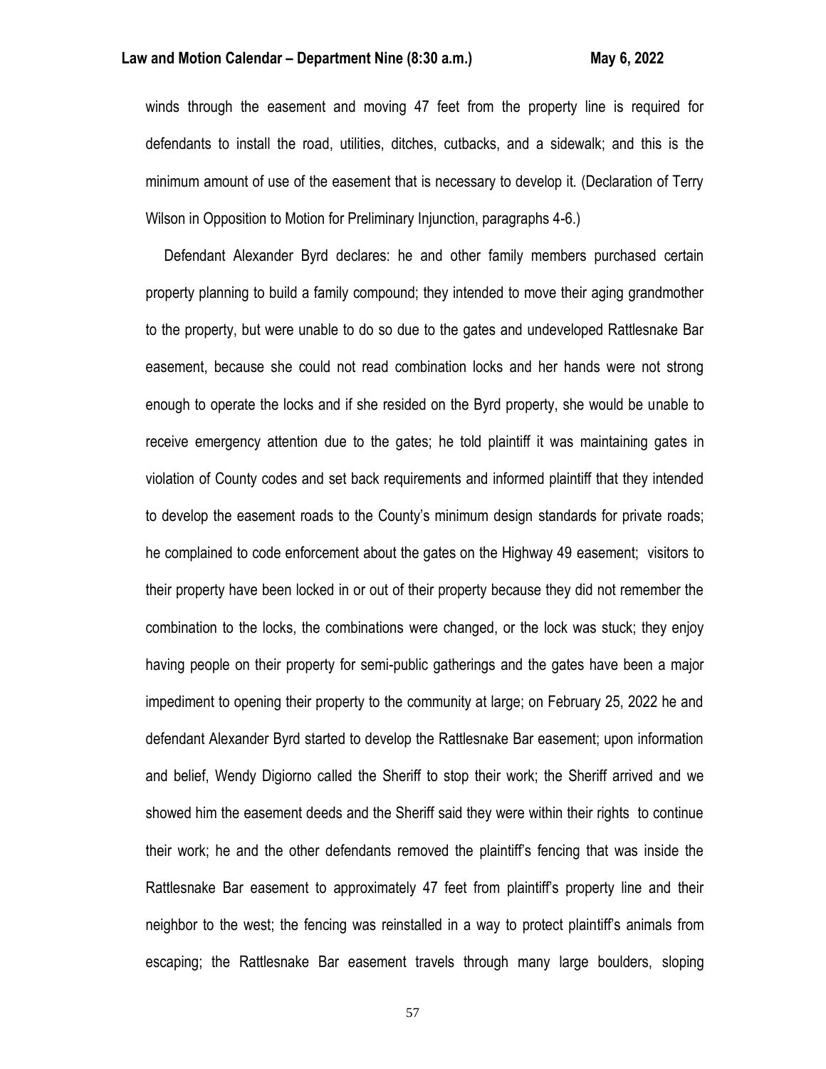winds through the easement and moving 47 feet from the property line is required for defendants to install the road, utilities, ditches, cutbacks, and a sidewalk; and this is the minimum amount of use of the easement that is necessary to develop it. (Declaration of Terry Wilson in Opposition to Motion for Preliminary Injunction, paragraphs 4-6.)

Defendant Alexander Byrd declares: he and other family members purchased certain property planning to build a family compound; they intended to move their aging grandmother to the property, but were unable to do so due to the gates and undeveloped Rattlesnake Bar easement, because she could not read combination locks and her hands were not strong enough to operate the locks and if she resided on the Byrd property, she would be unable to receive emergency attention due to the gates; he told plaintiff it was maintaining gates in violation of County codes and set back requirements and informed plaintiff that they intended to develop the easement roads to the County's minimum design standards for private roads; he complained to code enforcement about the gates on the Highway 49 easement; visitors to their property have been locked in or out of their property because they did not remember the combination to the locks, the combinations were changed, or the lock was stuck; they enjoy having people on their property for semi-public gatherings and the gates have been a major impediment to opening their property to the community at large; on February 25, 2022 he and defendant Alexander Byrd started to develop the Rattlesnake Bar easement; upon information and belief, Wendy Digiorno called the Sheriff to stop their work; the Sheriff arrived and we showed him the easement deeds and the Sheriff said they were within their rights to continue their work; he and the other defendants removed the plaintiff's fencing that was inside the Rattlesnake Bar easement to approximately 47 feet from plaintiff's property line and their neighbor to the west; the fencing was reinstalled in a way to protect plaintiff's animals from escaping; the Rattlesnake Bar easement travels through many large boulders, sloping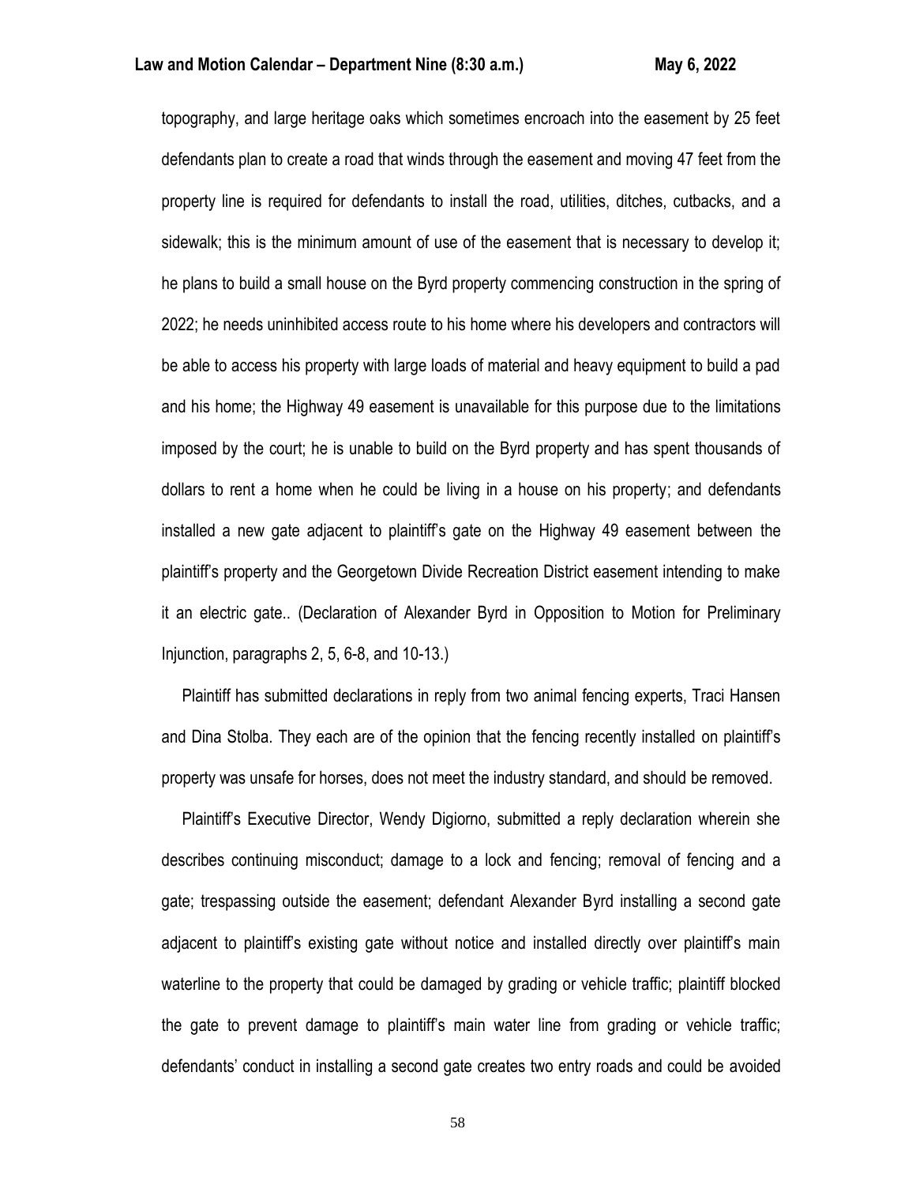topography, and large heritage oaks which sometimes encroach into the easement by 25 feet defendants plan to create a road that winds through the easement and moving 47 feet from the property line is required for defendants to install the road, utilities, ditches, cutbacks, and a sidewalk; this is the minimum amount of use of the easement that is necessary to develop it; he plans to build a small house on the Byrd property commencing construction in the spring of 2022; he needs uninhibited access route to his home where his developers and contractors will be able to access his property with large loads of material and heavy equipment to build a pad and his home; the Highway 49 easement is unavailable for this purpose due to the limitations imposed by the court; he is unable to build on the Byrd property and has spent thousands of dollars to rent a home when he could be living in a house on his property; and defendants installed a new gate adjacent to plaintiff's gate on the Highway 49 easement between the plaintiff's property and the Georgetown Divide Recreation District easement intending to make it an electric gate.. (Declaration of Alexander Byrd in Opposition to Motion for Preliminary Injunction, paragraphs 2, 5, 6-8, and 10-13.)

Plaintiff has submitted declarations in reply from two animal fencing experts, Traci Hansen and Dina Stolba. They each are of the opinion that the fencing recently installed on plaintiff's property was unsafe for horses, does not meet the industry standard, and should be removed.

Plaintiff's Executive Director, Wendy Digiorno, submitted a reply declaration wherein she describes continuing misconduct; damage to a lock and fencing; removal of fencing and a gate; trespassing outside the easement; defendant Alexander Byrd installing a second gate adjacent to plaintiff's existing gate without notice and installed directly over plaintiff's main waterline to the property that could be damaged by grading or vehicle traffic; plaintiff blocked the gate to prevent damage to plaintiff's main water line from grading or vehicle traffic; defendants' conduct in installing a second gate creates two entry roads and could be avoided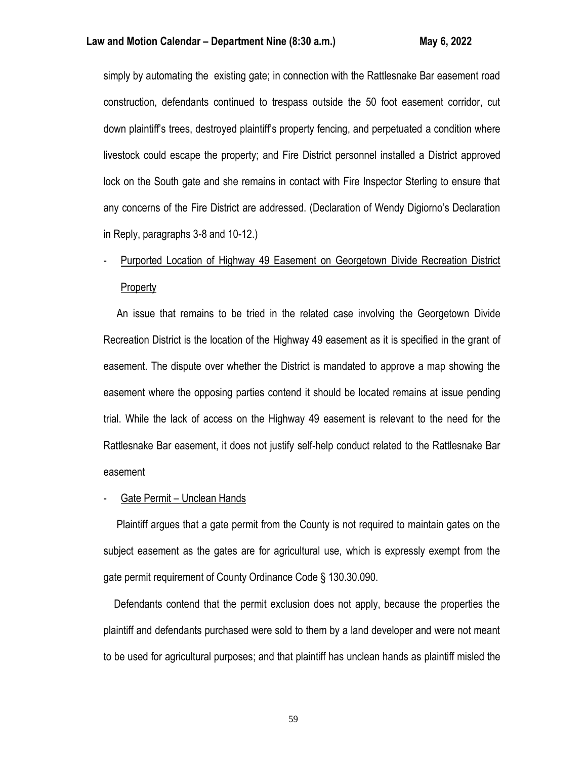simply by automating the existing gate; in connection with the Rattlesnake Bar easement road construction, defendants continued to trespass outside the 50 foot easement corridor, cut down plaintiff's trees, destroyed plaintiff's property fencing, and perpetuated a condition where livestock could escape the property; and Fire District personnel installed a District approved lock on the South gate and she remains in contact with Fire Inspector Sterling to ensure that any concerns of the Fire District are addressed. (Declaration of Wendy Digiorno's Declaration in Reply, paragraphs 3-8 and 10-12.)

- <u>Purported Location of Highway 49 Easement on Georgetown Divide Recreation District Property</u>

An issue that remains to be tried in the related case involving the Georgetown Divide Recreation District is the location of the Highway 49 easement as it is specified in the grant of easement. The dispute over whether the District is mandated to approve a map showing the easement where the opposing parties contend it should be located remains at issue pending trial. While the lack of access on the Highway 49 easement is relevant to the need for the Rattlesnake Bar easement, it does not justify self-help conduct related to the Rattlesnake Bar easement

- <u>Gate Permit – Unclean Hands</u>

Plaintiff argues that a gate permit from the County is not required to maintain gates on the subject easement as the gates are for agricultural use, which is expressly exempt from the gate permit requirement of County Ordinance Code § 130.30.090.

Defendants contend that the permit exclusion does not apply, because the properties the plaintiff and defendants purchased were sold to them by a land developer and were not meant to be used for agricultural purposes; and that plaintiff has unclean hands as plaintiff misled the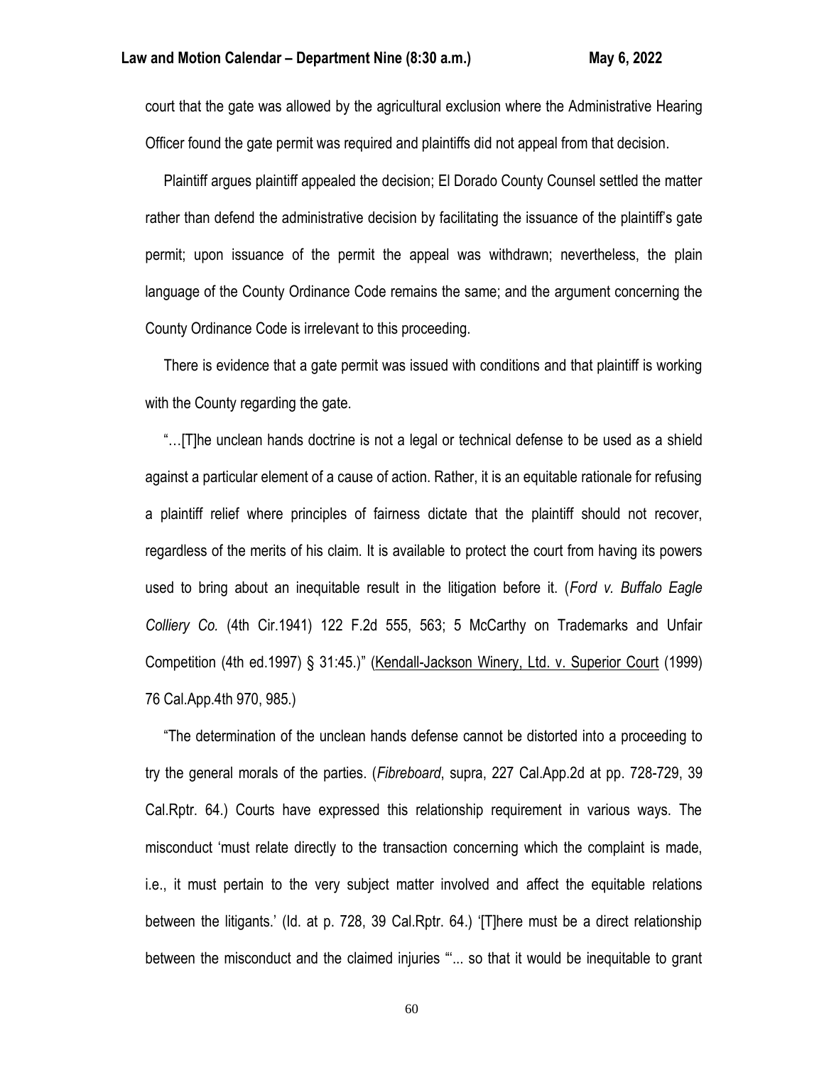court that the gate was allowed by the agricultural exclusion where the Administrative Hearing Officer found the gate permit was required and plaintiffs did not appeal from that decision.

Plaintiff argues plaintiff appealed the decision; El Dorado County Counsel settled the matter rather than defend the administrative decision by facilitating the issuance of the plaintiff's gate permit; upon issuance of the permit the appeal was withdrawn; nevertheless, the plain language of the County Ordinance Code remains the same; and the argument concerning the County Ordinance Code is irrelevant to this proceeding.

There is evidence that a gate permit was issued with conditions and that plaintiff is working with the County regarding the gate.

"…[T]he unclean hands doctrine is not a legal or technical defense to be used as a shield against a particular element of a cause of action. Rather, it is an equitable rationale for refusing a plaintiff relief where principles of fairness dictate that the plaintiff should not recover, regardless of the merits of his claim. It is available to protect the court from having its powers used to bring about an inequitable result in the litigation before it. (*Ford v. Buffalo Eagle Colliery Co.* (4th Cir.1941) 122 F.2d 555, 563; 5 McCarthy on Trademarks and Unfair Competition (4th ed.1997) § 31:45.)" (Kendall-Jackson Winery, Ltd. v. Superior Court (1999) 76 Cal.App.4th 970, 985.)

"The determination of the unclean hands defense cannot be distorted into a proceeding to try the general morals of the parties. (*Fibreboard*, supra, 227 Cal.App.2d at pp. 728-729, 39 Cal.Rptr. 64.) Courts have expressed this relationship requirement in various ways. The misconduct 'must relate directly to the transaction concerning which the complaint is made, i.e., it must pertain to the very subject matter involved and affect the equitable relations between the litigants.' (Id. at p. 728, 39 Cal.Rptr. 64.) '[T]here must be a direct relationship between the misconduct and the claimed injuries "'... so that it would be inequitable to grant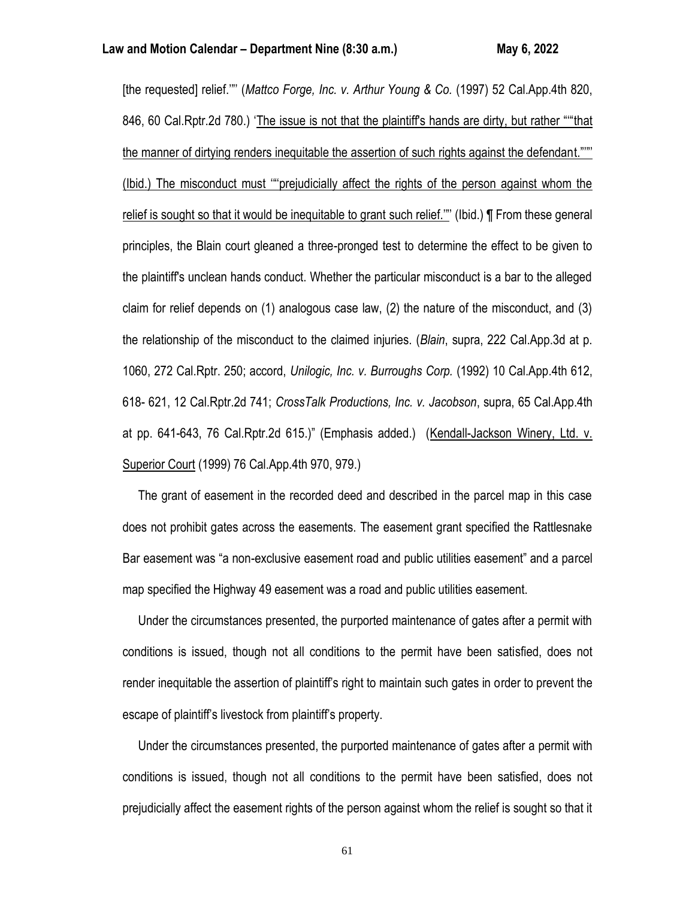[the requested] relief.'"' (*Mattco Forge, Inc. v. Arthur Young & Co.* (1997) 52 Cal.App.4th 820, 846, 60 Cal.Rptr.2d 780.) 'The issue is not that the plaintiff's hands are dirty, but rather ""that the manner of dirtying renders inequitable the assertion of such rights against the defendant."'"' (Ibid.) The misconduct must '"'prejudicially affect the rights of the person against whom the relief is sought so that it would be inequitable to grant such relief.'"' (Ibid.) ¶ From these general principles, the Blain court gleaned a three-pronged test to determine the effect to be given to the plaintiff's unclean hands conduct. Whether the particular misconduct is a bar to the alleged claim for relief depends on (1) analogous case law, (2) the nature of the misconduct, and (3) the relationship of the misconduct to the claimed injuries. (*Blain*, supra, 222 Cal.App.3d at p. 1060, 272 Cal.Rptr. 250; accord, *Unilogic, Inc. v. Burroughs Corp.* (1992) 10 Cal.App.4th 612, 618- 621, 12 Cal.Rptr.2d 741; *CrossTalk Productions, Inc. v. Jacobson*, supra, 65 Cal.App.4th at pp. 641-643, 76 Cal.Rptr.2d 615.)" (Emphasis added.) (Kendall-Jackson Winery, Ltd. v. Superior Court (1999) 76 Cal.App.4th 970, 979.)

The grant of easement in the recorded deed and described in the parcel map in this case does not prohibit gates across the easements. The easement grant specified the Rattlesnake Bar easement was "a non-exclusive easement road and public utilities easement" and a parcel map specified the Highway 49 easement was a road and public utilities easement.

Under the circumstances presented, the purported maintenance of gates after a permit with conditions is issued, though not all conditions to the permit have been satisfied, does not render inequitable the assertion of plaintiff's right to maintain such gates in order to prevent the escape of plaintiff's livestock from plaintiff's property.

Under the circumstances presented, the purported maintenance of gates after a permit with conditions is issued, though not all conditions to the permit have been satisfied, does not prejudicially affect the easement rights of the person against whom the relief is sought so that it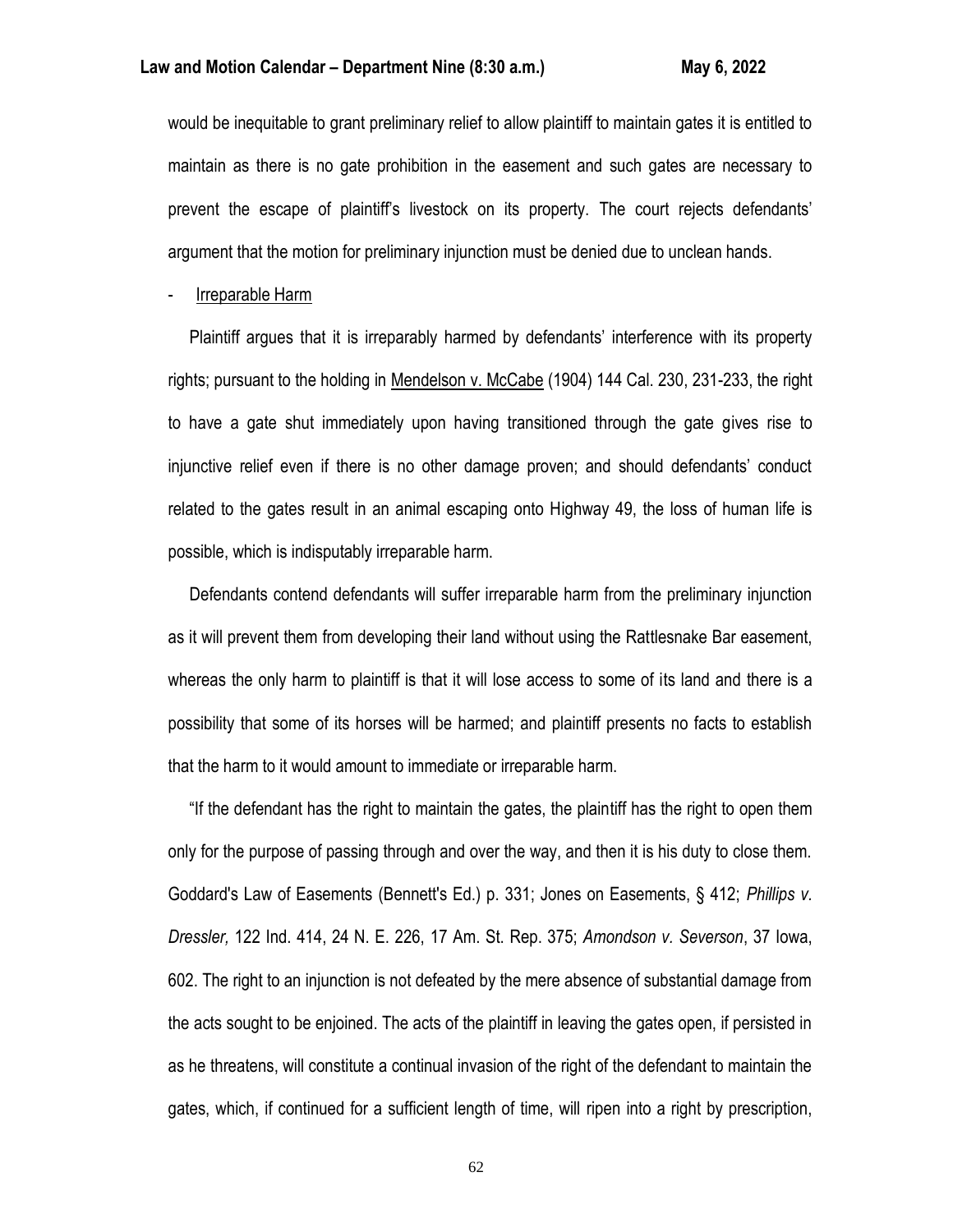would be inequitable to grant preliminary relief to allow plaintiff to maintain gates it is entitled to maintain as there is no gate prohibition in the easement and such gates are necessary to prevent the escape of plaintiff's livestock on its property. The court rejects defendants' argument that the motion for preliminary injunction must be denied due to unclean hands.

- Irreparable Harm

Plaintiff argues that it is irreparably harmed by defendants' interference with its property rights; pursuant to the holding in Mendelson v. McCabe (1904) 144 Cal. 230, 231-233, the right to have a gate shut immediately upon having transitioned through the gate gives rise to injunctive relief even if there is no other damage proven; and should defendants' conduct related to the gates result in an animal escaping onto Highway 49, the loss of human life is possible, which is indisputably irreparable harm.

Defendants contend defendants will suffer irreparable harm from the preliminary injunction as it will prevent them from developing their land without using the Rattlesnake Bar easement, whereas the only harm to plaintiff is that it will lose access to some of its land and there is a possibility that some of its horses will be harmed; and plaintiff presents no facts to establish that the harm to it would amount to immediate or irreparable harm.

"If the defendant has the right to maintain the gates, the plaintiff has the right to open them only for the purpose of passing through and over the way, and then it is his duty to close them. Goddard's Law of Easements (Bennett's Ed.) p. 331; Jones on Easements, § 412; *Phillips v. Dressler,* 122 Ind. 414, 24 N. E. 226, 17 Am. St. Rep. 375; *Amondson v. Severson*, 37 Iowa, 602. The right to an injunction is not defeated by the mere absence of substantial damage from the acts sought to be enjoined. The acts of the plaintiff in leaving the gates open, if persisted in as he threatens, will constitute a continual invasion of the right of the defendant to maintain the gates, which, if continued for a sufficient length of time, will ripen into a right by prescription,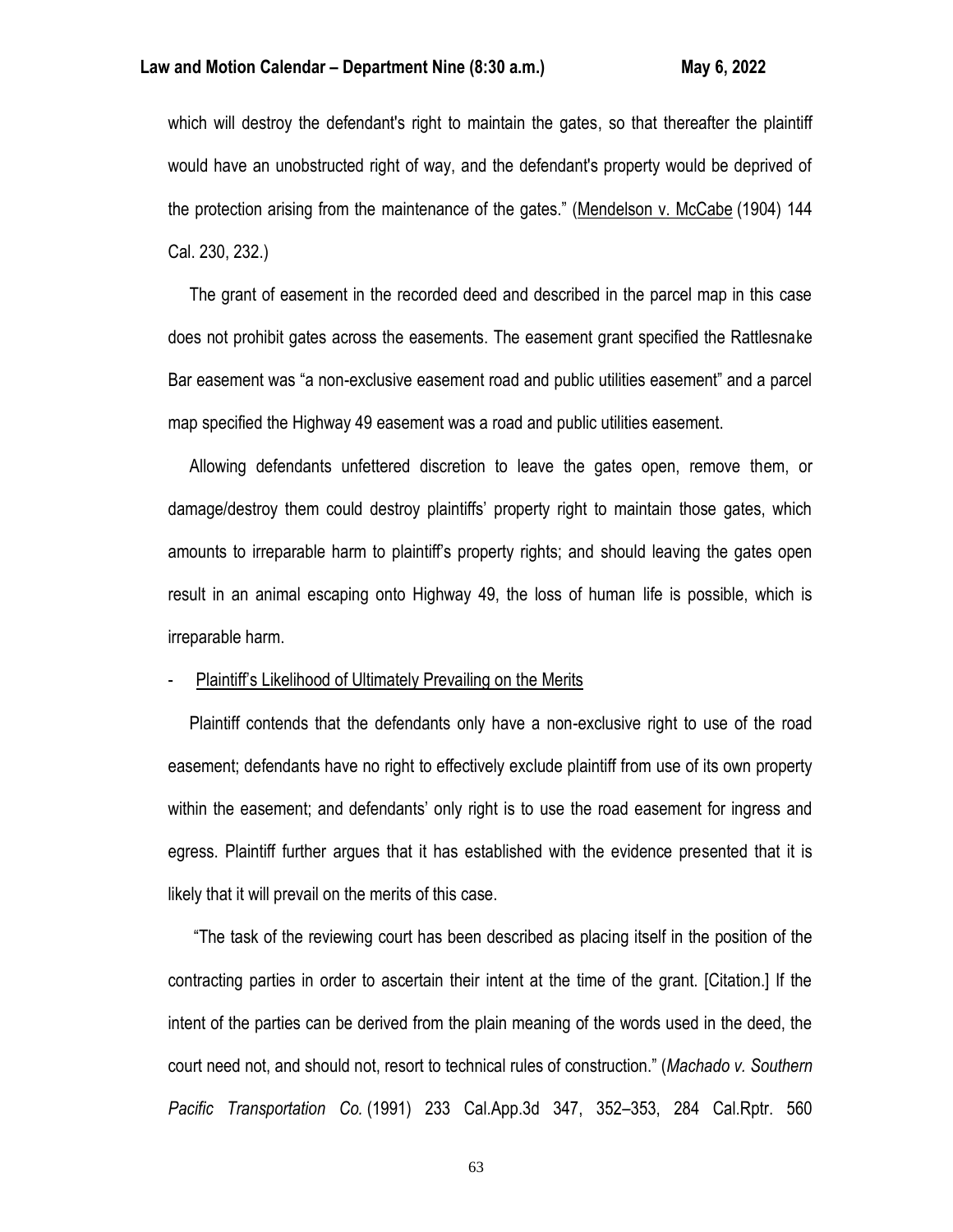which will destroy the defendant's right to maintain the gates, so that thereafter the plaintiff would have an unobstructed right of way, and the defendant's property would be deprived of the protection arising from the maintenance of the gates." (Mendelson v. McCabe (1904) 144 Cal. 230, 232.)

The grant of easement in the recorded deed and described in the parcel map in this case does not prohibit gates across the easements. The easement grant specified the Rattlesnake Bar easement was "a non-exclusive easement road and public utilities easement" and a parcel map specified the Highway 49 easement was a road and public utilities easement.

Allowing defendants unfettered discretion to leave the gates open, remove them, or damage/destroy them could destroy plaintiffs' property right to maintain those gates, which amounts to irreparable harm to plaintiff's property rights; and should leaving the gates open result in an animal escaping onto Highway 49, the loss of human life is possible, which is irreparable harm.

- Plaintiff's Likelihood of Ultimately Prevailing on the Merits

Plaintiff contends that the defendants only have a non-exclusive right to use of the road easement; defendants have no right to effectively exclude plaintiff from use of its own property within the easement; and defendants' only right is to use the road easement for ingress and egress. Plaintiff further argues that it has established with the evidence presented that it is likely that it will prevail on the merits of this case.

"The task of the reviewing court has been described as placing itself in the position of the contracting parties in order to ascertain their intent at the time of the grant. [Citation.] If the intent of the parties can be derived from the plain meaning of the words used in the deed, the court need not, and should not, resort to technical rules of construction." (*Machado v. Southern Pacific Transportation Co.* (1991) 233 Cal.App.3d 347, 352–353, 284 Cal.Rptr. 560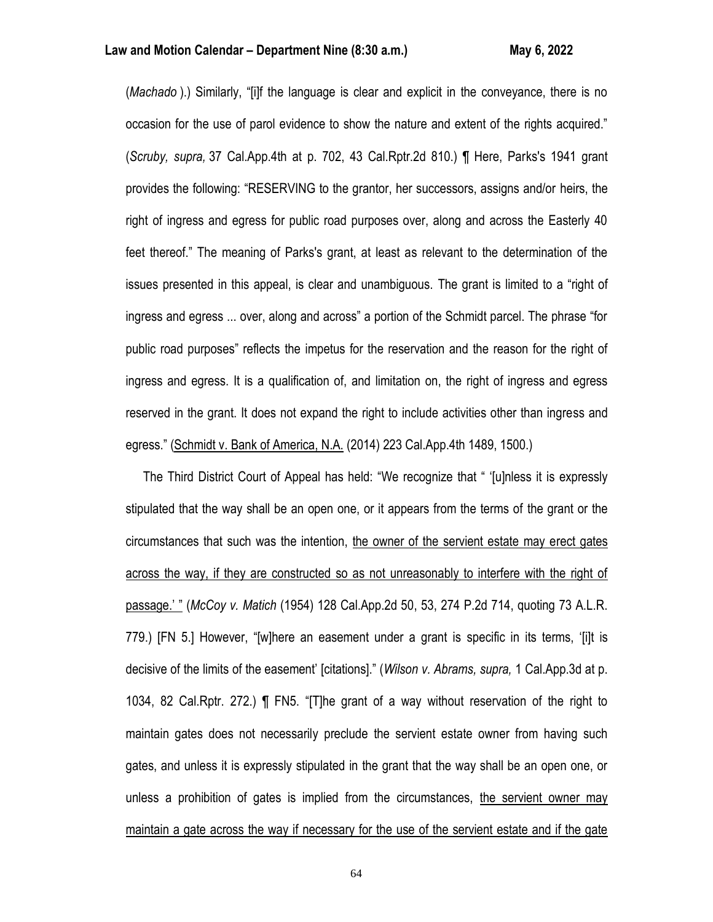(*Machado* ).) Similarly, "[i]f the language is clear and explicit in the conveyance, there is no occasion for the use of parol evidence to show the nature and extent of the rights acquired." (*Scruby, supra,* 37 Cal.App.4th at p. 702, 43 Cal.Rptr.2d 810.) ¶ Here, Parks's 1941 grant provides the following: "RESERVING to the grantor, her successors, assigns and/or heirs, the right of ingress and egress for public road purposes over, along and across the Easterly 40 feet thereof." The meaning of Parks's grant, at least as relevant to the determination of the issues presented in this appeal, is clear and unambiguous. The grant is limited to a "right of ingress and egress ... over, along and across" a portion of the Schmidt parcel. The phrase "for public road purposes" reflects the impetus for the reservation and the reason for the right of ingress and egress. It is a qualification of, and limitation on, the right of ingress and egress reserved in the grant. It does not expand the right to include activities other than ingress and egress." (Schmidt v. Bank of America, N.A. (2014) 223 Cal.App.4th 1489, 1500.)

The Third District Court of Appeal has held: "We recognize that " '[u]nless it is expressly stipulated that the way shall be an open one, or it appears from the terms of the grant or the circumstances that such was the intention, the owner of the servient estate may erect gates across the way, if they are constructed so as not unreasonably to interfere with the right of passage.' " (*McCoy v. Matich* (1954) 128 Cal.App.2d 50, 53, 274 P.2d 714, quoting 73 A.L.R. 779.) [FN 5.] However, "[w]here an easement under a grant is specific in its terms, '[i]t is decisive of the limits of the easement' [citations]." (*Wilson v. Abrams, supra,* 1 Cal.App.3d at p. 1034, 82 Cal.Rptr. 272.) ¶ FN5. "[T]he grant of a way without reservation of the right to maintain gates does not necessarily preclude the servient estate owner from having such gates, and unless it is expressly stipulated in the grant that the way shall be an open one, or unless a prohibition of gates is implied from the circumstances, the servient owner may maintain a gate across the way if necessary for the use of the servient estate and if the gate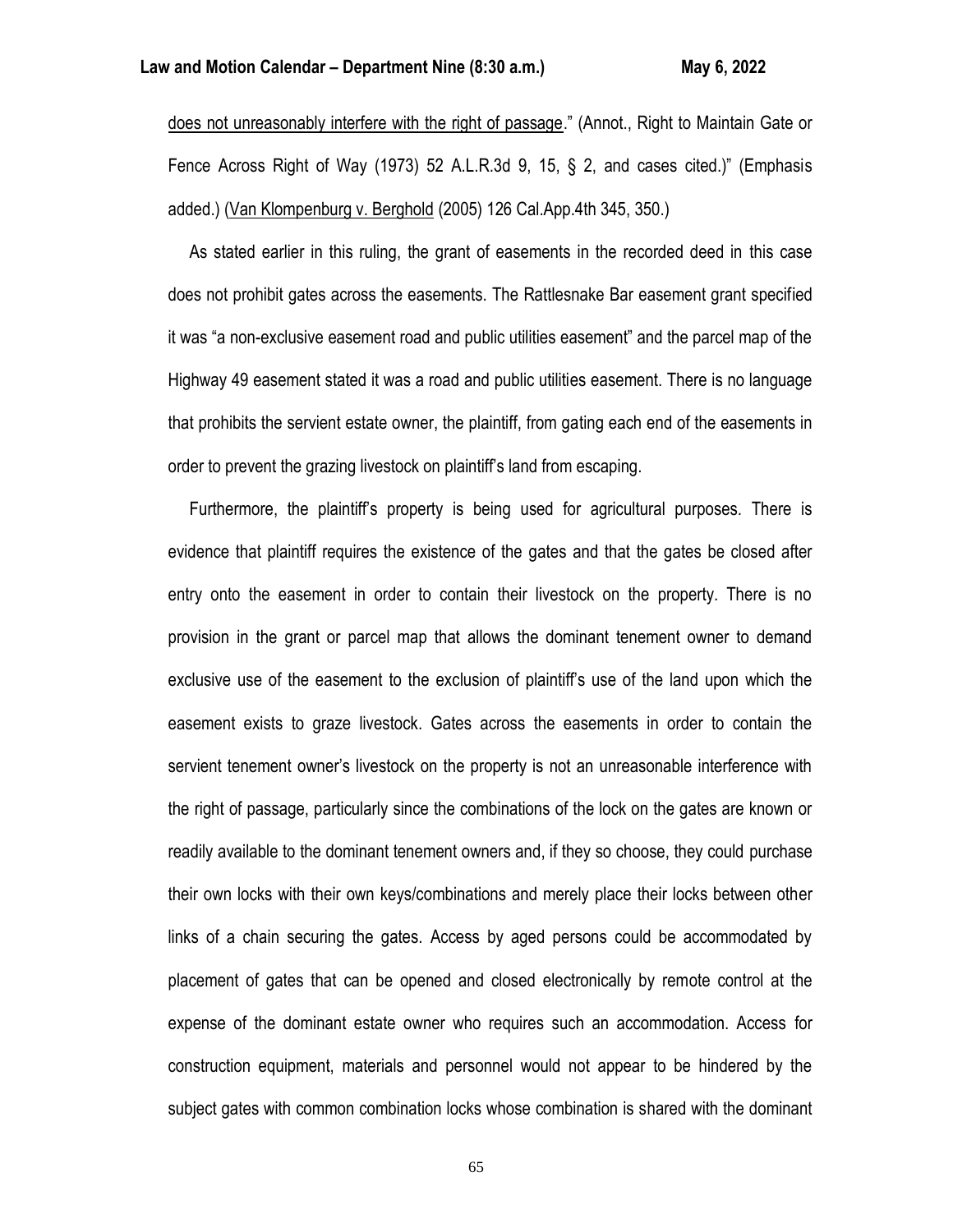does not unreasonably interfere with the right of passage." (Annot., Right to Maintain Gate or Fence Across Right of Way (1973) 52 A.L.R.3d 9, 15, § 2, and cases cited.)" (Emphasis added.) (Van Klompenburg v. Berghold (2005) 126 Cal.App.4th 345, 350.)

As stated earlier in this ruling, the grant of easements in the recorded deed in this case does not prohibit gates across the easements. The Rattlesnake Bar easement grant specified it was "a non-exclusive easement road and public utilities easement" and the parcel map of the Highway 49 easement stated it was a road and public utilities easement. There is no language that prohibits the servient estate owner, the plaintiff, from gating each end of the easements in order to prevent the grazing livestock on plaintiff's land from escaping.

Furthermore, the plaintiff's property is being used for agricultural purposes. There is evidence that plaintiff requires the existence of the gates and that the gates be closed after entry onto the easement in order to contain their livestock on the property. There is no provision in the grant or parcel map that allows the dominant tenement owner to demand exclusive use of the easement to the exclusion of plaintiff's use of the land upon which the easement exists to graze livestock. Gates across the easements in order to contain the servient tenement owner's livestock on the property is not an unreasonable interference with the right of passage, particularly since the combinations of the lock on the gates are known or readily available to the dominant tenement owners and, if they so choose, they could purchase their own locks with their own keys/combinations and merely place their locks between other links of a chain securing the gates. Access by aged persons could be accommodated by placement of gates that can be opened and closed electronically by remote control at the expense of the dominant estate owner who requires such an accommodation. Access for construction equipment, materials and personnel would not appear to be hindered by the subject gates with common combination locks whose combination is shared with the dominant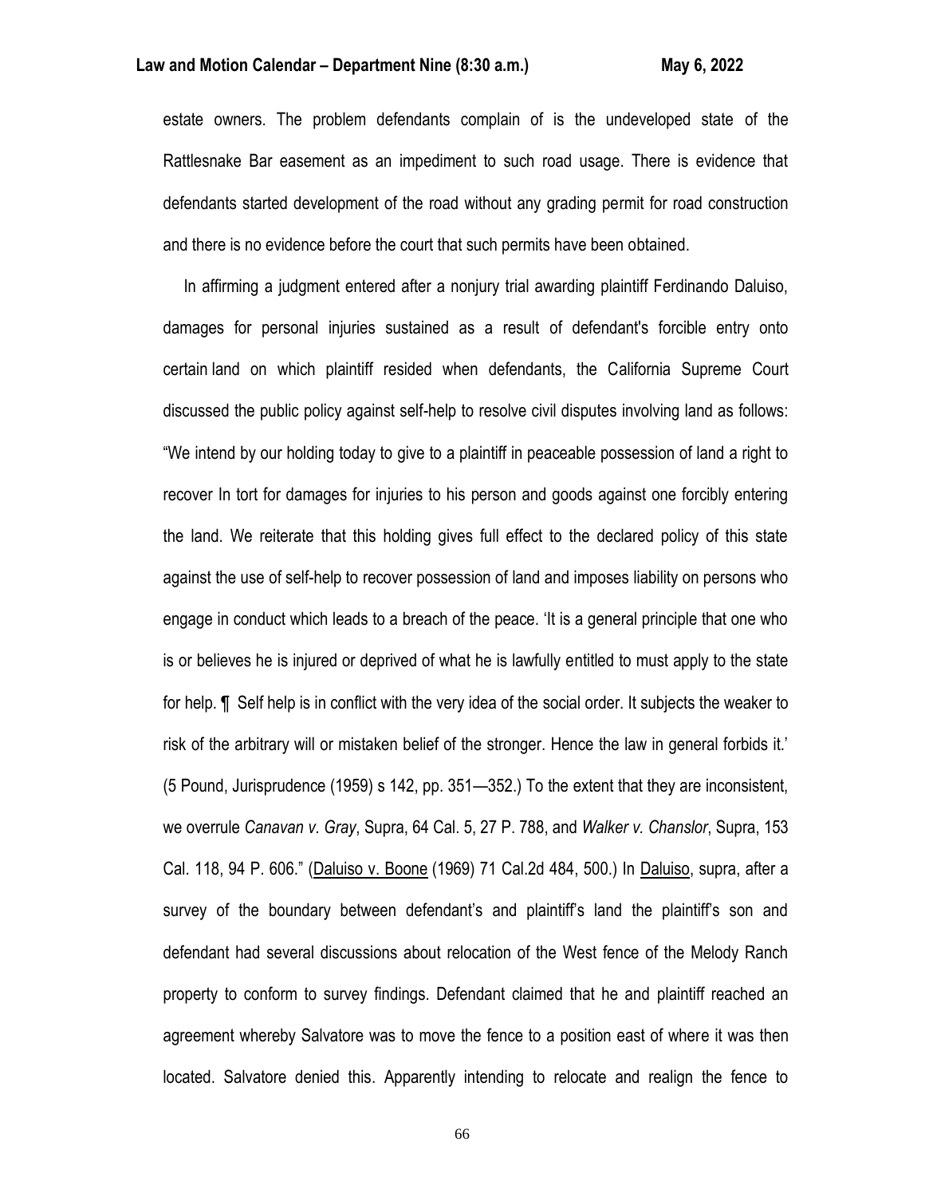estate owners. The problem defendants complain of is the undeveloped state of the Rattlesnake Bar easement as an impediment to such road usage. There is evidence that defendants started development of the road without any grading permit for road construction and there is no evidence before the court that such permits have been obtained.

In affirming a judgment entered after a nonjury trial awarding plaintiff Ferdinando Daluiso, damages for personal injuries sustained as a result of defendant's forcible entry onto certain land on which plaintiff resided when defendants, the California Supreme Court discussed the public policy against self-help to resolve civil disputes involving land as follows: "We intend by our holding today to give to a plaintiff in peaceable possession of land a right to recover In tort for damages for injuries to his person and goods against one forcibly entering the land. We reiterate that this holding gives full effect to the declared policy of this state against the use of self-help to recover possession of land and imposes liability on persons who engage in conduct which leads to a breach of the peace. 'It is a general principle that one who is or believes he is injured or deprived of what he is lawfully entitled to must apply to the state for help. ¶ Self help is in conflict with the very idea of the social order. It subjects the weaker to risk of the arbitrary will or mistaken belief of the stronger. Hence the law in general forbids it.' (5 Pound, Jurisprudence (1959) s 142, pp. 351—352.) To the extent that they are inconsistent, we overrule *Canavan v. Gray*, Supra, 64 Cal. 5, 27 P. 788, and *Walker v. Chanslor*, Supra, 153 Cal. 118, 94 P. 606." (Daluiso v. Boone (1969) 71 Cal.2d 484, 500.) In Daluiso, supra, after a survey of the boundary between defendant's and plaintiff's land the plaintiff's son and defendant had several discussions about relocation of the West fence of the Melody Ranch property to conform to survey findings. Defendant claimed that he and plaintiff reached an agreement whereby Salvatore was to move the fence to a position east of where it was then located. Salvatore denied this. Apparently intending to relocate and realign the fence to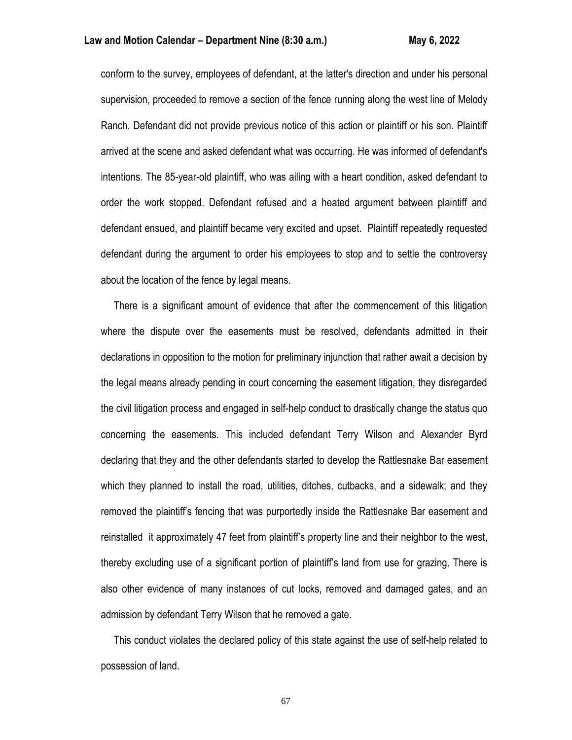conform to the survey, employees of defendant, at the latter's direction and under his personal supervision, proceeded to remove a section of the fence running along the west line of Melody Ranch. Defendant did not provide previous notice of this action or plaintiff or his son. Plaintiff arrived at the scene and asked defendant what was occurring. He was informed of defendant's intentions. The 85-year-old plaintiff, who was ailing with a heart condition, asked defendant to order the work stopped. Defendant refused and a heated argument between plaintiff and defendant ensued, and plaintiff became very excited and upset. Plaintiff repeatedly requested defendant during the argument to order his employees to stop and to settle the controversy about the location of the fence by legal means.

There is a significant amount of evidence that after the commencement of this litigation where the dispute over the easements must be resolved, defendants admitted in their declarations in opposition to the motion for preliminary injunction that rather await a decision by the legal means already pending in court concerning the easement litigation, they disregarded the civil litigation process and engaged in self-help conduct to drastically change the status quo concerning the easements. This included defendant Terry Wilson and Alexander Byrd declaring that they and the other defendants started to develop the Rattlesnake Bar easement which they planned to install the road, utilities, ditches, cutbacks, and a sidewalk; and they removed the plaintiff's fencing that was purportedly inside the Rattlesnake Bar easement and reinstalled it approximately 47 feet from plaintiff's property line and their neighbor to the west, thereby excluding use of a significant portion of plaintiff's land from use for grazing. There is also other evidence of many instances of cut locks, removed and damaged gates, and an admission by defendant Terry Wilson that he removed a gate.

This conduct violates the declared policy of this state against the use of self-help related to possession of land.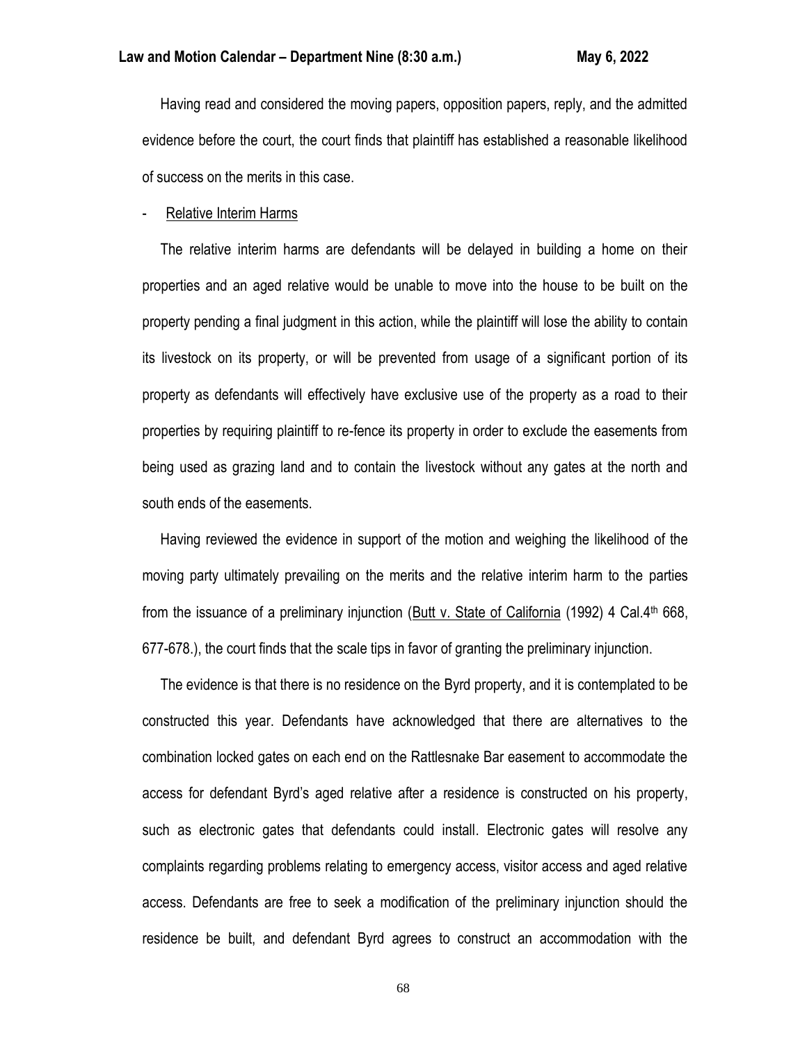Having read and considered the moving papers, opposition papers, reply, and the admitted evidence before the court, the court finds that plaintiff has established a reasonable likelihood of success on the merits in this case.

- Relative Interim Harms

The relative interim harms are defendants will be delayed in building a home on their properties and an aged relative would be unable to move into the house to be built on the property pending a final judgment in this action, while the plaintiff will lose the ability to contain its livestock on its property, or will be prevented from usage of a significant portion of its property as defendants will effectively have exclusive use of the property as a road to their properties by requiring plaintiff to re-fence its property in order to exclude the easements from being used as grazing land and to contain the livestock without any gates at the north and south ends of the easements.

Having reviewed the evidence in support of the motion and weighing the likelihood of the moving party ultimately prevailing on the merits and the relative interim harm to the parties from the issuance of a preliminary injunction (Butt v. State of California (1992) 4 Cal.4th 668, 677-678.), the court finds that the scale tips in favor of granting the preliminary injunction.

The evidence is that there is no residence on the Byrd property, and it is contemplated to be constructed this year. Defendants have acknowledged that there are alternatives to the combination locked gates on each end on the Rattlesnake Bar easement to accommodate the access for defendant Byrd's aged relative after a residence is constructed on his property, such as electronic gates that defendants could install. Electronic gates will resolve any complaints regarding problems relating to emergency access, visitor access and aged relative access. Defendants are free to seek a modification of the preliminary injunction should the residence be built, and defendant Byrd agrees to construct an accommodation with the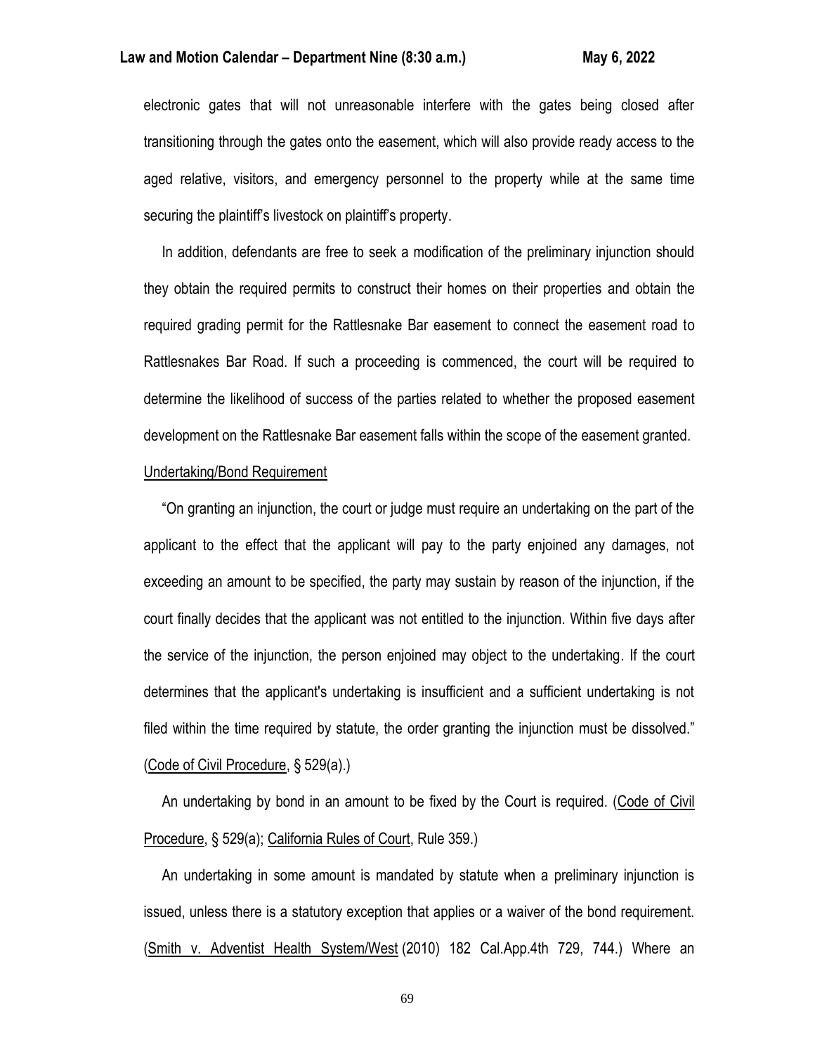electronic gates that will not unreasonable interfere with the gates being closed after transitioning through the gates onto the easement, which will also provide ready access to the aged relative, visitors, and emergency personnel to the property while at the same time securing the plaintiff's livestock on plaintiff's property.

In addition, defendants are free to seek a modification of the preliminary injunction should they obtain the required permits to construct their homes on their properties and obtain the required grading permit for the Rattlesnake Bar easement to connect the easement road to Rattlesnakes Bar Road. If such a proceeding is commenced, the court will be required to determine the likelihood of success of the parties related to whether the proposed easement development on the Rattlesnake Bar easement falls within the scope of the easement granted.

Undertaking/Bond Requirement

"On granting an injunction, the court or judge must require an undertaking on the part of the applicant to the effect that the applicant will pay to the party enjoined any damages, not exceeding an amount to be specified, the party may sustain by reason of the injunction, if the court finally decides that the applicant was not entitled to the injunction. Within five days after the service of the injunction, the person enjoined may object to the undertaking. If the court determines that the applicant's undertaking is insufficient and a sufficient undertaking is not filed within the time required by statute, the order granting the injunction must be dissolved." (Code of Civil Procedure, § 529(a).)

An undertaking by bond in an amount to be fixed by the Court is required. (Code of Civil Procedure, § 529(a); California Rules of Court, Rule 359.)

An undertaking in some amount is mandated by statute when a preliminary injunction is issued, unless there is a statutory exception that applies or a waiver of the bond requirement. (Smith v. Adventist Health System/West (2010) 182 Cal.App.4th 729, 744.) Where an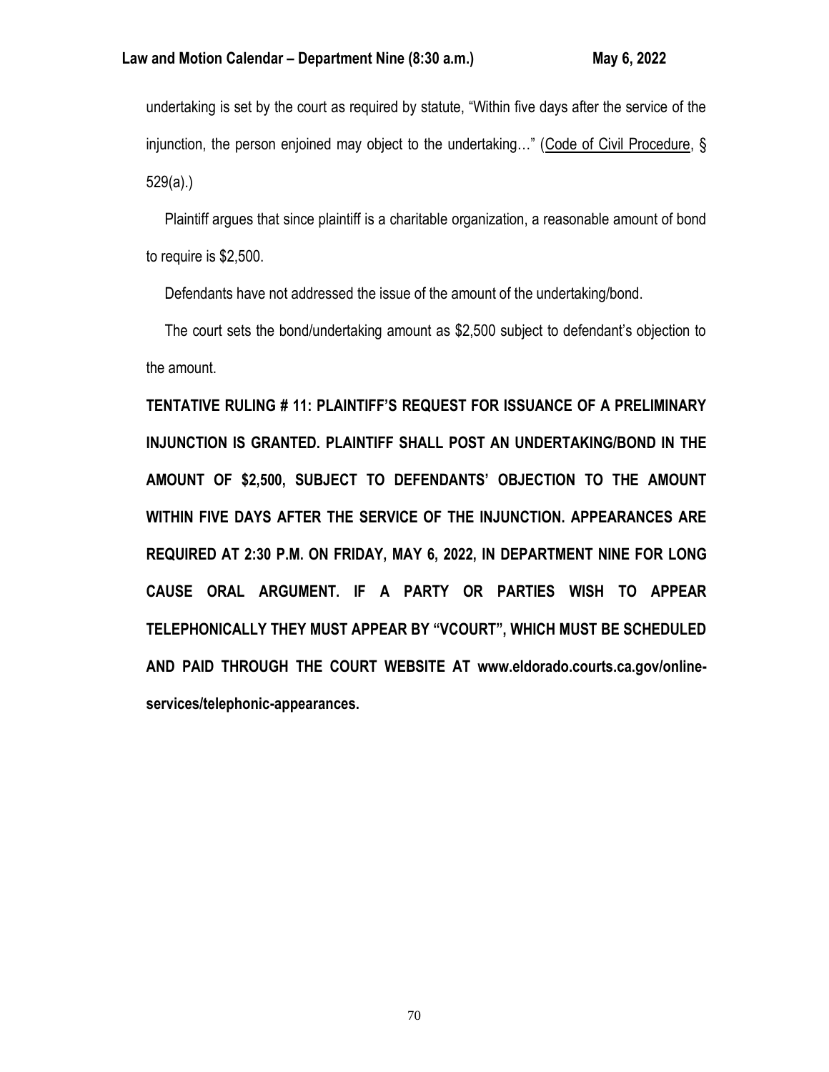undertaking is set by the court as required by statute, "Within five days after the service of the injunction, the person enjoined may object to the undertaking…" (Code of Civil Procedure, § 529(a).)

Plaintiff argues that since plaintiff is a charitable organization, a reasonable amount of bond to require is $2,500.

Defendants have not addressed the issue of the amount of the undertaking/bond.

The court sets the bond/undertaking amount as $2,500 subject to defendant's objection to the amount.

**TENTATIVE RULING # 11: PLAINTIFF'S REQUEST FOR ISSUANCE OF A PRELIMINARY INJUNCTION IS GRANTED. PLAINTIFF SHALL POST AN UNDERTAKING/BOND IN THE AMOUNT OF $2,500, SUBJECT TO DEFENDANTS' OBJECTION TO THE AMOUNT WITHIN FIVE DAYS AFTER THE SERVICE OF THE INJUNCTION. APPEARANCES ARE REQUIRED AT 2:30 P.M. ON FRIDAY, MAY 6, 2022, IN DEPARTMENT NINE FOR LONG CAUSE ORAL ARGUMENT. IF A PARTY OR PARTIES WISH TO APPEAR TELEPHONICALLY THEY MUST APPEAR BY "VCOURT", WHICH MUST BE SCHEDULED AND PAID THROUGH THE COURT WEBSITE AT www.eldorado.courts.ca.gov/online-services/telephonic-appearances.**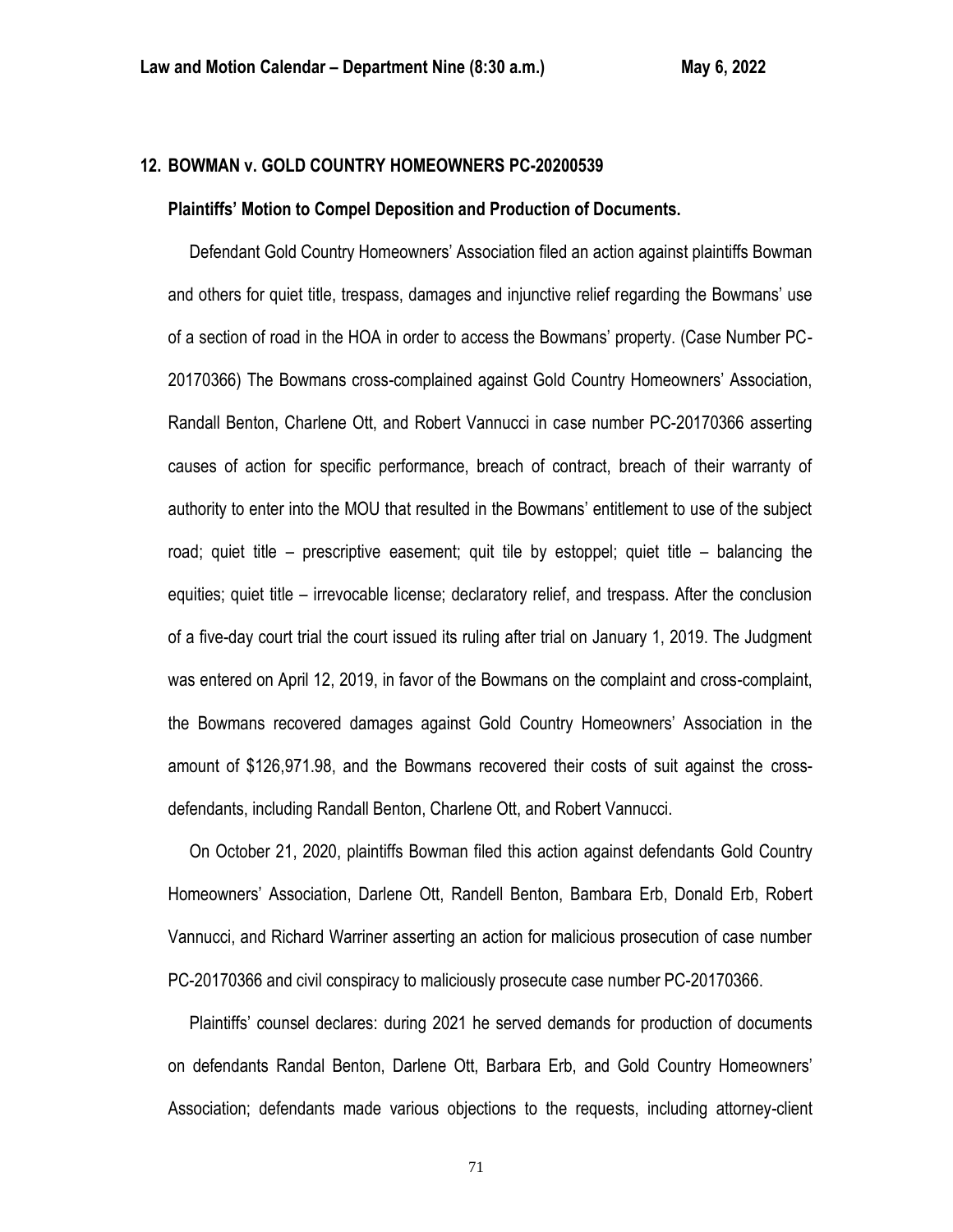## 12. BOWMAN v. GOLD COUNTRY HOMEOWNERS PC-20200539

**Plaintiffs' Motion to Compel Deposition and Production of Documents.**

Defendant Gold Country Homeowners' Association filed an action against plaintiffs Bowman and others for quiet title, trespass, damages and injunctive relief regarding the Bowmans' use of a section of road in the HOA in order to access the Bowmans' property. (Case Number PC-20170366) The Bowmans cross-complained against Gold Country Homeowners' Association, Randall Benton, Charlene Ott, and Robert Vannucci in case number PC-20170366 asserting causes of action for specific performance, breach of contract, breach of their warranty of authority to enter into the MOU that resulted in the Bowmans' entitlement to use of the subject road; quiet title – prescriptive easement; quit tile by estoppel; quiet title – balancing the equities; quiet title – irrevocable license; declaratory relief, and trespass. After the conclusion of a five-day court trial the court issued its ruling after trial on January 1, 2019. The Judgment was entered on April 12, 2019, in favor of the Bowmans on the complaint and cross-complaint, the Bowmans recovered damages against Gold Country Homeowners' Association in the amount of $126,971.98, and the Bowmans recovered their costs of suit against the cross-defendants, including Randall Benton, Charlene Ott, and Robert Vannucci.

On October 21, 2020, plaintiffs Bowman filed this action against defendants Gold Country Homeowners' Association, Darlene Ott, Randell Benton, Bambara Erb, Donald Erb, Robert Vannucci, and Richard Warriner asserting an action for malicious prosecution of case number PC-20170366 and civil conspiracy to maliciously prosecute case number PC-20170366.

Plaintiffs' counsel declares: during 2021 he served demands for production of documents on defendants Randal Benton, Darlene Ott, Barbara Erb, and Gold Country Homeowners' Association; defendants made various objections to the requests, including attorney-client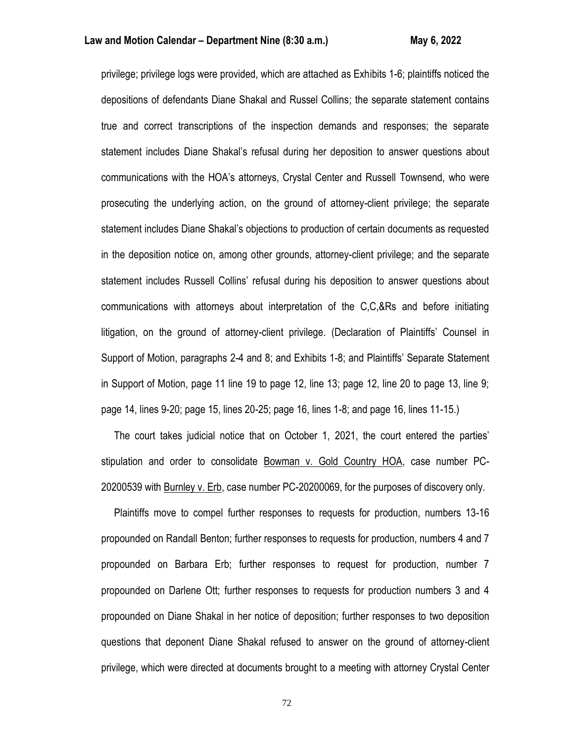privilege; privilege logs were provided, which are attached as Exhibits 1-6; plaintiffs noticed the depositions of defendants Diane Shakal and Russel Collins; the separate statement contains true and correct transcriptions of the inspection demands and responses; the separate statement includes Diane Shakal's refusal during her deposition to answer questions about communications with the HOA's attorneys, Crystal Center and Russell Townsend, who were prosecuting the underlying action, on the ground of attorney-client privilege; the separate statement includes Diane Shakal's objections to production of certain documents as requested in the deposition notice on, among other grounds, attorney-client privilege; and the separate statement includes Russell Collins' refusal during his deposition to answer questions about communications with attorneys about interpretation of the C,C,&Rs and before initiating litigation, on the ground of attorney-client privilege. (Declaration of Plaintiffs' Counsel in Support of Motion, paragraphs 2-4 and 8; and Exhibits 1-8; and Plaintiffs' Separate Statement in Support of Motion, page 11 line 19 to page 12, line 13; page 12, line 20 to page 13, line 9; page 14, lines 9-20; page 15, lines 20-25; page 16, lines 1-8; and page 16, lines 11-15.)

The court takes judicial notice that on October 1, 2021, the court entered the parties' stipulation and order to consolidate Bowman v. Gold Country HOA, case number PC-20200539 with Burnley v. Erb, case number PC-20200069, for the purposes of discovery only.

Plaintiffs move to compel further responses to requests for production, numbers 13-16 propounded on Randall Benton; further responses to requests for production, numbers 4 and 7 propounded on Barbara Erb; further responses to request for production, number 7 propounded on Darlene Ott; further responses to requests for production numbers 3 and 4 propounded on Diane Shakal in her notice of deposition; further responses to two deposition questions that deponent Diane Shakal refused to answer on the ground of attorney-client privilege, which were directed at documents brought to a meeting with attorney Crystal Center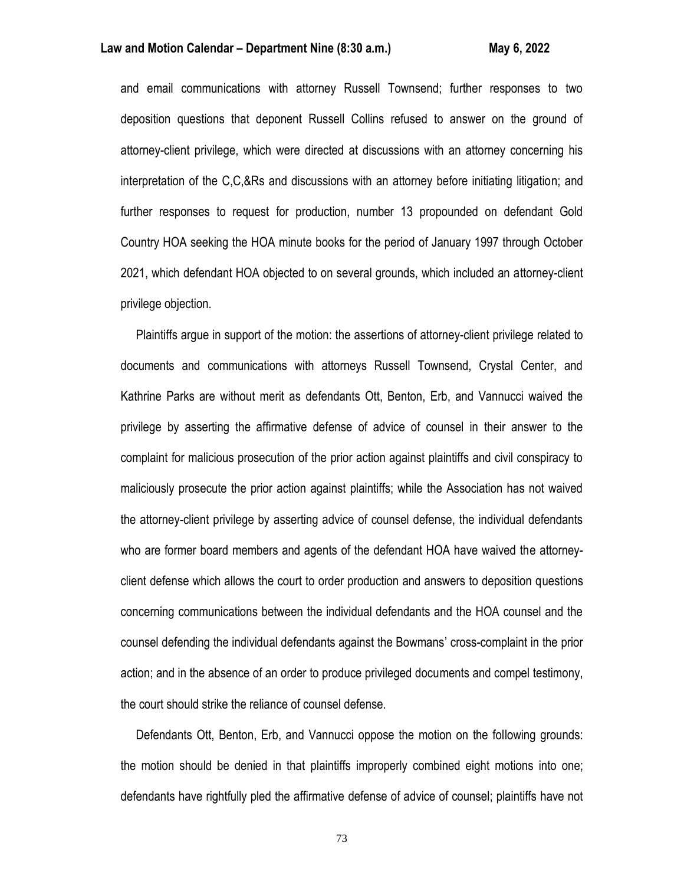and email communications with attorney Russell Townsend; further responses to two deposition questions that deponent Russell Collins refused to answer on the ground of attorney-client privilege, which were directed at discussions with an attorney concerning his interpretation of the C,C,&Rs and discussions with an attorney before initiating litigation; and further responses to request for production, number 13 propounded on defendant Gold Country HOA seeking the HOA minute books for the period of January 1997 through October 2021, which defendant HOA objected to on several grounds, which included an attorney-client privilege objection.

Plaintiffs argue in support of the motion: the assertions of attorney-client privilege related to documents and communications with attorneys Russell Townsend, Crystal Center, and Kathrine Parks are without merit as defendants Ott, Benton, Erb, and Vannucci waived the privilege by asserting the affirmative defense of advice of counsel in their answer to the complaint for malicious prosecution of the prior action against plaintiffs and civil conspiracy to maliciously prosecute the prior action against plaintiffs; while the Association has not waived the attorney-client privilege by asserting advice of counsel defense, the individual defendants who are former board members and agents of the defendant HOA have waived the attorney-client defense which allows the court to order production and answers to deposition questions concerning communications between the individual defendants and the HOA counsel and the counsel defending the individual defendants against the Bowmans' cross-complaint in the prior action; and in the absence of an order to produce privileged documents and compel testimony, the court should strike the reliance of counsel defense.

Defendants Ott, Benton, Erb, and Vannucci oppose the motion on the following grounds: the motion should be denied in that plaintiffs improperly combined eight motions into one; defendants have rightfully pled the affirmative defense of advice of counsel; plaintiffs have not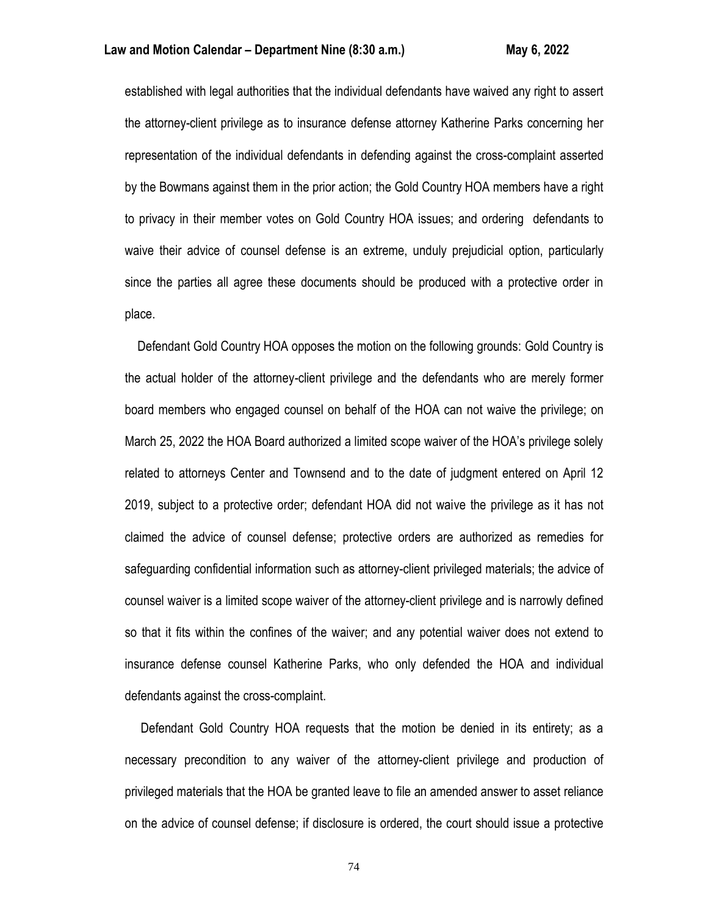established with legal authorities that the individual defendants have waived any right to assert the attorney-client privilege as to insurance defense attorney Katherine Parks concerning her representation of the individual defendants in defending against the cross-complaint asserted by the Bowmans against them in the prior action; the Gold Country HOA members have a right to privacy in their member votes on Gold Country HOA issues; and ordering defendants to waive their advice of counsel defense is an extreme, unduly prejudicial option, particularly since the parties all agree these documents should be produced with a protective order in place.

Defendant Gold Country HOA opposes the motion on the following grounds: Gold Country is the actual holder of the attorney-client privilege and the defendants who are merely former board members who engaged counsel on behalf of the HOA can not waive the privilege; on March 25, 2022 the HOA Board authorized a limited scope waiver of the HOA's privilege solely related to attorneys Center and Townsend and to the date of judgment entered on April 12 2019, subject to a protective order; defendant HOA did not waive the privilege as it has not claimed the advice of counsel defense; protective orders are authorized as remedies for safeguarding confidential information such as attorney-client privileged materials; the advice of counsel waiver is a limited scope waiver of the attorney-client privilege and is narrowly defined so that it fits within the confines of the waiver; and any potential waiver does not extend to insurance defense counsel Katherine Parks, who only defended the HOA and individual defendants against the cross-complaint.

Defendant Gold Country HOA requests that the motion be denied in its entirety; as a necessary precondition to any waiver of the attorney-client privilege and production of privileged materials that the HOA be granted leave to file an amended answer to asset reliance on the advice of counsel defense; if disclosure is ordered, the court should issue a protective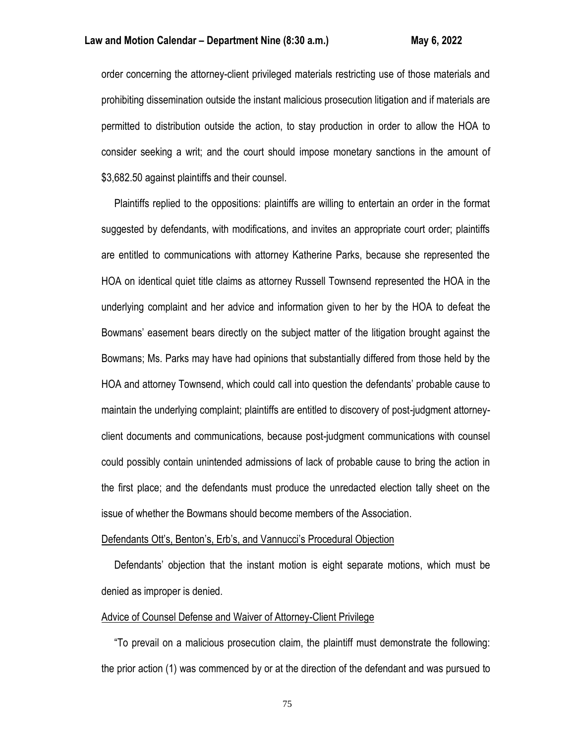order concerning the attorney-client privileged materials restricting use of those materials and prohibiting dissemination outside the instant malicious prosecution litigation and if materials are permitted to distribution outside the action, to stay production in order to allow the HOA to consider seeking a writ; and the court should impose monetary sanctions in the amount of $3,682.50 against plaintiffs and their counsel.

Plaintiffs replied to the oppositions: plaintiffs are willing to entertain an order in the format suggested by defendants, with modifications, and invites an appropriate court order; plaintiffs are entitled to communications with attorney Katherine Parks, because she represented the HOA on identical quiet title claims as attorney Russell Townsend represented the HOA in the underlying complaint and her advice and information given to her by the HOA to defeat the Bowmans' easement bears directly on the subject matter of the litigation brought against the Bowmans; Ms. Parks may have had opinions that substantially differed from those held by the HOA and attorney Townsend, which could call into question the defendants' probable cause to maintain the underlying complaint; plaintiffs are entitled to discovery of post-judgment attorney-client documents and communications, because post-judgment communications with counsel could possibly contain unintended admissions of lack of probable cause to bring the action in the first place; and the defendants must produce the unredacted election tally sheet on the issue of whether the Bowmans should become members of the Association.

Defendants Ott's, Benton's, Erb's, and Vannucci's Procedural Objection

Defendants' objection that the instant motion is eight separate motions, which must be denied as improper is denied.

Advice of Counsel Defense and Waiver of Attorney-Client Privilege

"To prevail on a malicious prosecution claim, the plaintiff must demonstrate the following: the prior action (1) was commenced by or at the direction of the defendant and was pursued to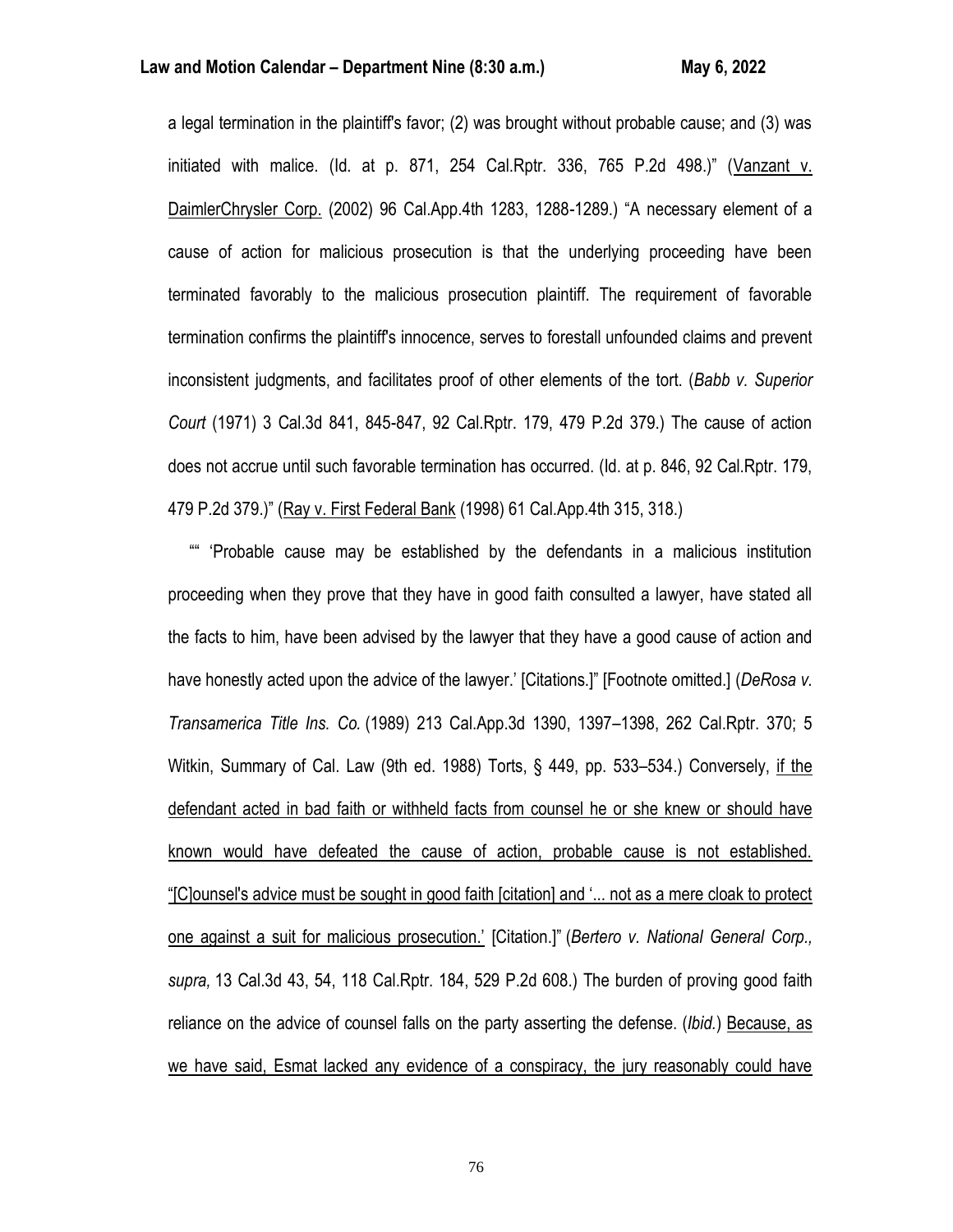a legal termination in the plaintiff's favor; (2) was brought without probable cause; and (3) was initiated with malice. (Id. at p. 871, 254 Cal.Rptr. 336, 765 P.2d 498.)" (<u>Vanzant v. DaimlerChrysler Corp.</u> (2002) 96 Cal.App.4th 1283, 1288-1289.) "A necessary element of a cause of action for malicious prosecution is that the underlying proceeding have been terminated favorably to the malicious prosecution plaintiff. The requirement of favorable termination confirms the plaintiff's innocence, serves to forestall unfounded claims and prevent inconsistent judgments, and facilitates proof of other elements of the tort. (*Babb v. Superior Court* (1971) 3 Cal.3d 841, 845-847, 92 Cal.Rptr. 179, 479 P.2d 379.) The cause of action does not accrue until such favorable termination has occurred. (Id. at p. 846, 92 Cal.Rptr. 179, 479 P.2d 379.)" (<u>Ray v. First Federal Bank</u> (1998) 61 Cal.App.4th 315, 318.)

"" 'Probable cause may be established by the defendants in a malicious institution proceeding when they prove that they have in good faith consulted a lawyer, have stated all the facts to him, have been advised by the lawyer that they have a good cause of action and have honestly acted upon the advice of the lawyer.' [Citations.]" [Footnote omitted.] (*DeRosa v. Transamerica Title Ins. Co.* (1989) 213 Cal.App.3d 1390, 1397–1398, 262 Cal.Rptr. 370; 5 Witkin, Summary of Cal. Law (9th ed. 1988) Torts, § 449, pp. 533–534.) Conversely, <u>if the defendant acted in bad faith or withheld facts from counsel he or she knew or should have known would have defeated the cause of action, probable cause is not established. "[C]ounsel's advice must be sought in good faith [citation] and '... not as a mere cloak to protect one against a suit for malicious prosecution.'</u> [Citation.]" (*Bertero v. National General Corp., supra,* 13 Cal.3d 43, 54, 118 Cal.Rptr. 184, 529 P.2d 608.) The burden of proving good faith reliance on the advice of counsel falls on the party asserting the defense. (*Ibid.*) <u>Because, as we have said, Esmat lacked any evidence of a conspiracy, the jury reasonably could have</u>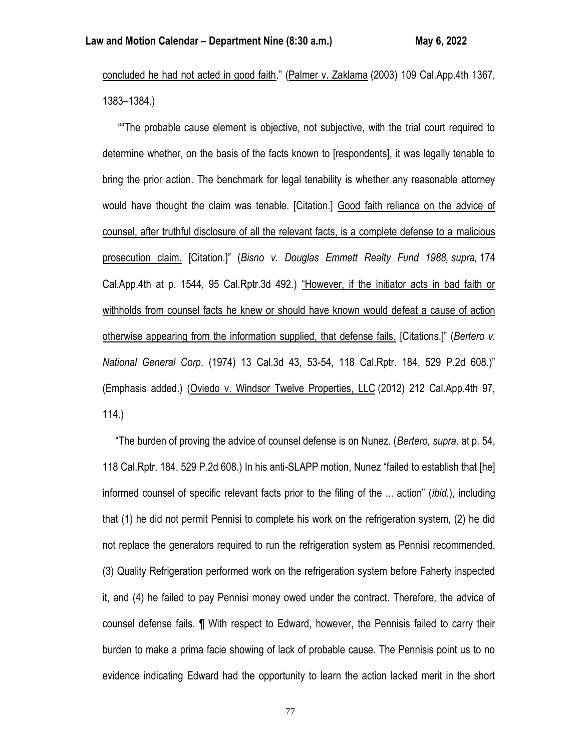concluded he had not acted in good faith." (Palmer v. Zaklama (2003) 109 Cal.App.4th 1367, 1383–1384.)

""The probable cause element is objective, not subjective, with the trial court required to determine whether, on the basis of the facts known to [respondents], it was legally tenable to bring the prior action. The benchmark for legal tenability is whether any reasonable attorney would have thought the claim was tenable. [Citation.] Good faith reliance on the advice of counsel, after truthful disclosure of all the relevant facts, is a complete defense to a malicious prosecution claim. [Citation.]" (*Bisno v. Douglas Emmett Realty Fund 1988, supra,* 174 Cal.App.4th at p. 1544, 95 Cal.Rptr.3d 492.) "However, if the initiator acts in bad faith or withholds from counsel facts he knew or should have known would defeat a cause of action otherwise appearing from the information supplied, that defense fails. [Citations.]" (*Bertero v. National General Corp*. (1974) 13 Cal.3d 43, 53-54, 118 Cal.Rptr. 184, 529 P.2d 608.)" (Emphasis added.) (Oviedo v. Windsor Twelve Properties, LLC (2012) 212 Cal.App.4th 97, 114.)

"The burden of proving the advice of counsel defense is on Nunez. (*Bertero, supra,* at p. 54, 118 Cal.Rptr. 184, 529 P.2d 608.) In his anti-SLAPP motion, Nunez "failed to establish that [he] informed counsel of specific relevant facts prior to the filing of the ... action" (*ibid.*), including that (1) he did not permit Pennisi to complete his work on the refrigeration system, (2) he did not replace the generators required to run the refrigeration system as Pennisi recommended, (3) Quality Refrigeration performed work on the refrigeration system before Faherty inspected it, and (4) he failed to pay Pennisi money owed under the contract. Therefore, the advice of counsel defense fails. ¶ With respect to Edward, however, the Pennisis failed to carry their burden to make a prima facie showing of lack of probable cause. The Pennisis point us to no evidence indicating Edward had the opportunity to learn the action lacked merit in the short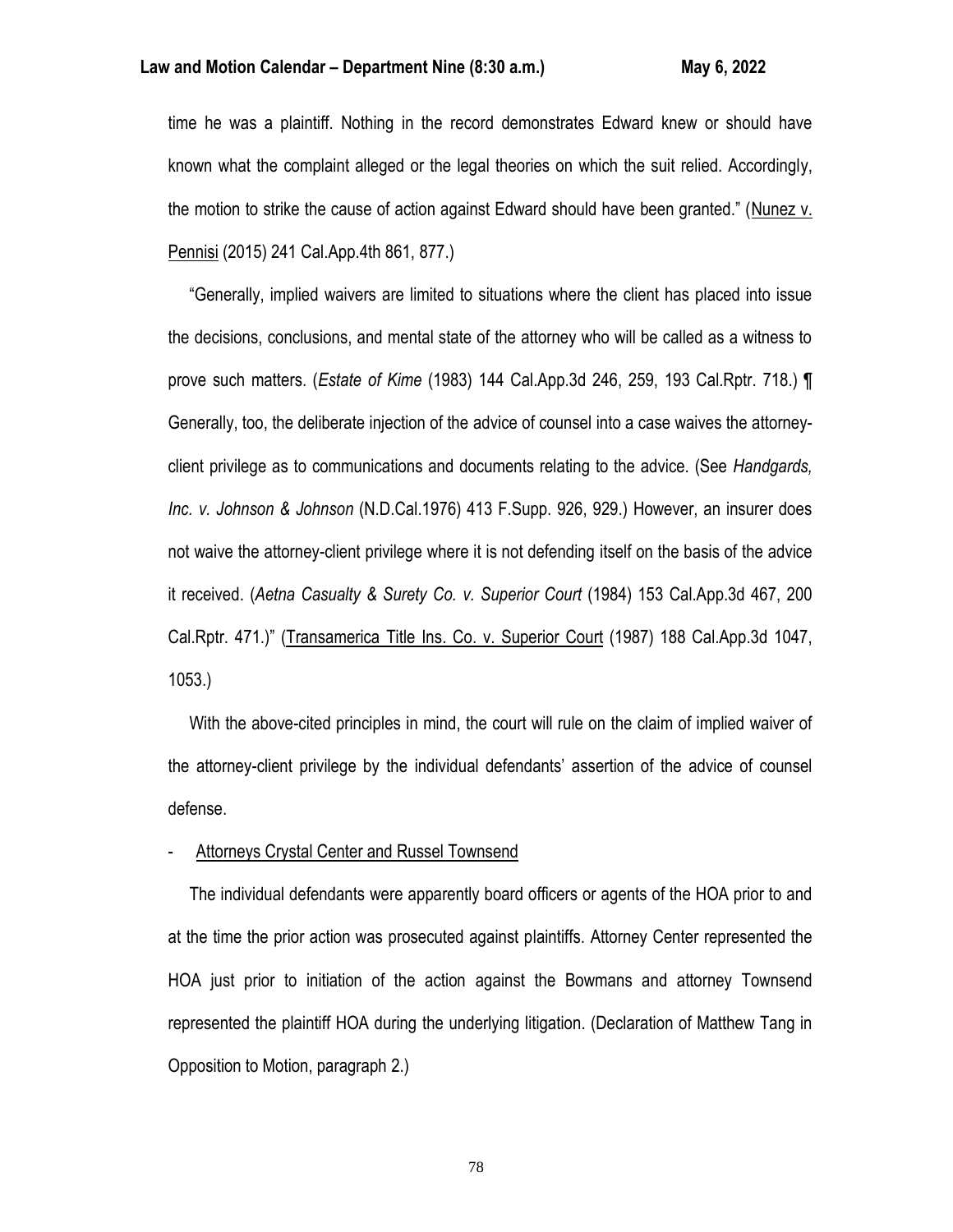time he was a plaintiff. Nothing in the record demonstrates Edward knew or should have known what the complaint alleged or the legal theories on which the suit relied. Accordingly, the motion to strike the cause of action against Edward should have been granted." (Nunez v. Pennisi (2015) 241 Cal.App.4th 861, 877.)

"Generally, implied waivers are limited to situations where the client has placed into issue the decisions, conclusions, and mental state of the attorney who will be called as a witness to prove such matters. (*Estate of Kime* (1983) 144 Cal.App.3d 246, 259, 193 Cal.Rptr. 718.) ¶ Generally, too, the deliberate injection of the advice of counsel into a case waives the attorney-client privilege as to communications and documents relating to the advice. (See *Handgards, Inc. v. Johnson & Johnson* (N.D.Cal.1976) 413 F.Supp. 926, 929.) However, an insurer does not waive the attorney-client privilege where it is not defending itself on the basis of the advice it received. (*Aetna Casualty & Surety Co. v. Superior Court* (1984) 153 Cal.App.3d 467, 200 Cal.Rptr. 471.)" (Transamerica Title Ins. Co. v. Superior Court (1987) 188 Cal.App.3d 1047, 1053.)

With the above-cited principles in mind, the court will rule on the claim of implied waiver of the attorney-client privilege by the individual defendants' assertion of the advice of counsel defense.

- Attorneys Crystal Center and Russel Townsend

The individual defendants were apparently board officers or agents of the HOA prior to and at the time the prior action was prosecuted against plaintiffs. Attorney Center represented the HOA just prior to initiation of the action against the Bowmans and attorney Townsend represented the plaintiff HOA during the underlying litigation. (Declaration of Matthew Tang in Opposition to Motion, paragraph 2.)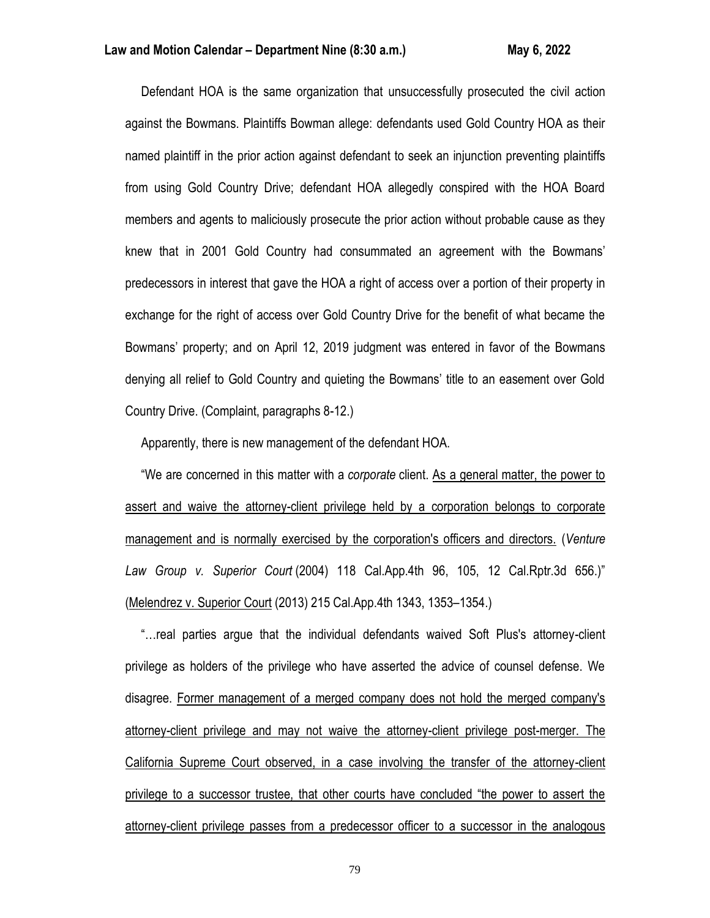Defendant HOA is the same organization that unsuccessfully prosecuted the civil action against the Bowmans. Plaintiffs Bowman allege: defendants used Gold Country HOA as their named plaintiff in the prior action against defendant to seek an injunction preventing plaintiffs from using Gold Country Drive; defendant HOA allegedly conspired with the HOA Board members and agents to maliciously prosecute the prior action without probable cause as they knew that in 2001 Gold Country had consummated an agreement with the Bowmans' predecessors in interest that gave the HOA a right of access over a portion of their property in exchange for the right of access over Gold Country Drive for the benefit of what became the Bowmans' property; and on April 12, 2019 judgment was entered in favor of the Bowmans denying all relief to Gold Country and quieting the Bowmans' title to an easement over Gold Country Drive. (Complaint, paragraphs 8-12.)

Apparently, there is new management of the defendant HOA.

"We are concerned in this matter with a *corporate* client. As a general matter, the power to assert and waive the attorney-client privilege held by a corporation belongs to corporate management and is normally exercised by the corporation's officers and directors. (*Venture Law Group v. Superior Court* (2004) 118 Cal.App.4th 96, 105, 12 Cal.Rptr.3d 656.)" (Melendrez v. Superior Court (2013) 215 Cal.App.4th 1343, 1353–1354.)

"…real parties argue that the individual defendants waived Soft Plus's attorney-client privilege as holders of the privilege who have asserted the advice of counsel defense. We disagree. Former management of a merged company does not hold the merged company's attorney-client privilege and may not waive the attorney-client privilege post-merger. The California Supreme Court observed, in a case involving the transfer of the attorney-client privilege to a successor trustee, that other courts have concluded "the power to assert the attorney-client privilege passes from a predecessor officer to a successor in the analogous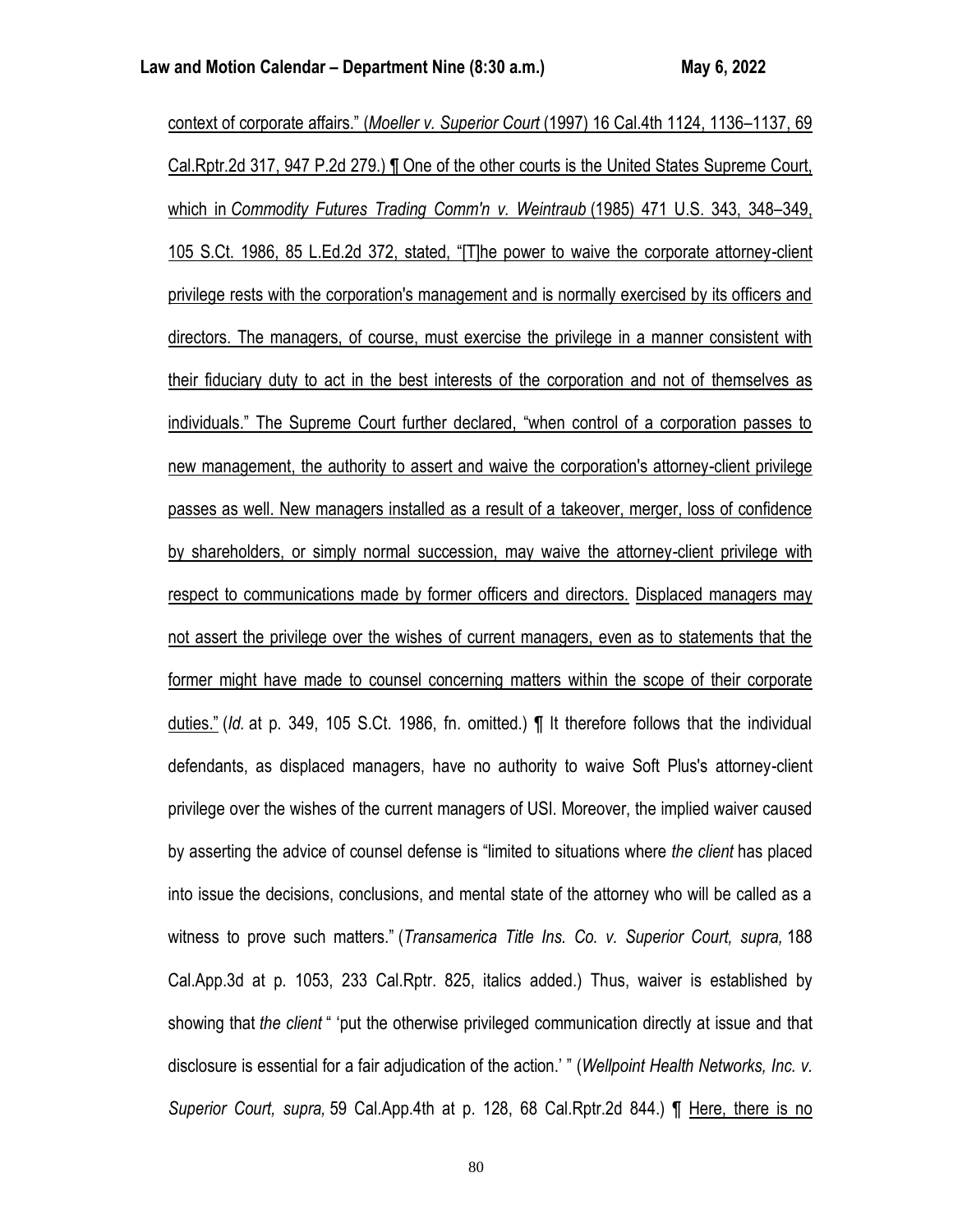context of corporate affairs." (*Moeller v. Superior Court* (1997) 16 Cal.4th 1124, 1136–1137, 69 Cal.Rptr.2d 317, 947 P.2d 279.) ¶ One of the other courts is the United States Supreme Court, which in *Commodity Futures Trading Comm'n v. Weintraub* (1985) 471 U.S. 343, 348–349, 105 S.Ct. 1986, 85 L.Ed.2d 372, stated, "[T]he power to waive the corporate attorney-client privilege rests with the corporation's management and is normally exercised by its officers and directors. The managers, of course, must exercise the privilege in a manner consistent with their fiduciary duty to act in the best interests of the corporation and not of themselves as individuals." The Supreme Court further declared, "when control of a corporation passes to new management, the authority to assert and waive the corporation's attorney-client privilege passes as well. New managers installed as a result of a takeover, merger, loss of confidence by shareholders, or simply normal succession, may waive the attorney-client privilege with respect to communications made by former officers and directors. Displaced managers may not assert the privilege over the wishes of current managers, even as to statements that the former might have made to counsel concerning matters within the scope of their corporate duties." (*Id.* at p. 349, 105 S.Ct. 1986, fn. omitted.) ¶ It therefore follows that the individual defendants, as displaced managers, have no authority to waive Soft Plus's attorney-client privilege over the wishes of the current managers of USI. Moreover, the implied waiver caused by asserting the advice of counsel defense is "limited to situations where *the client* has placed into issue the decisions, conclusions, and mental state of the attorney who will be called as a witness to prove such matters." (*Transamerica Title Ins. Co. v. Superior Court, supra,* 188 Cal.App.3d at p. 1053, 233 Cal.Rptr. 825, italics added.) Thus, waiver is established by showing that *the client* " 'put the otherwise privileged communication directly at issue and that disclosure is essential for a fair adjudication of the action.' " (*Wellpoint Health Networks, Inc. v. Superior Court, supra,* 59 Cal.App.4th at p. 128, 68 Cal.Rptr.2d 844.) ¶ Here, there is no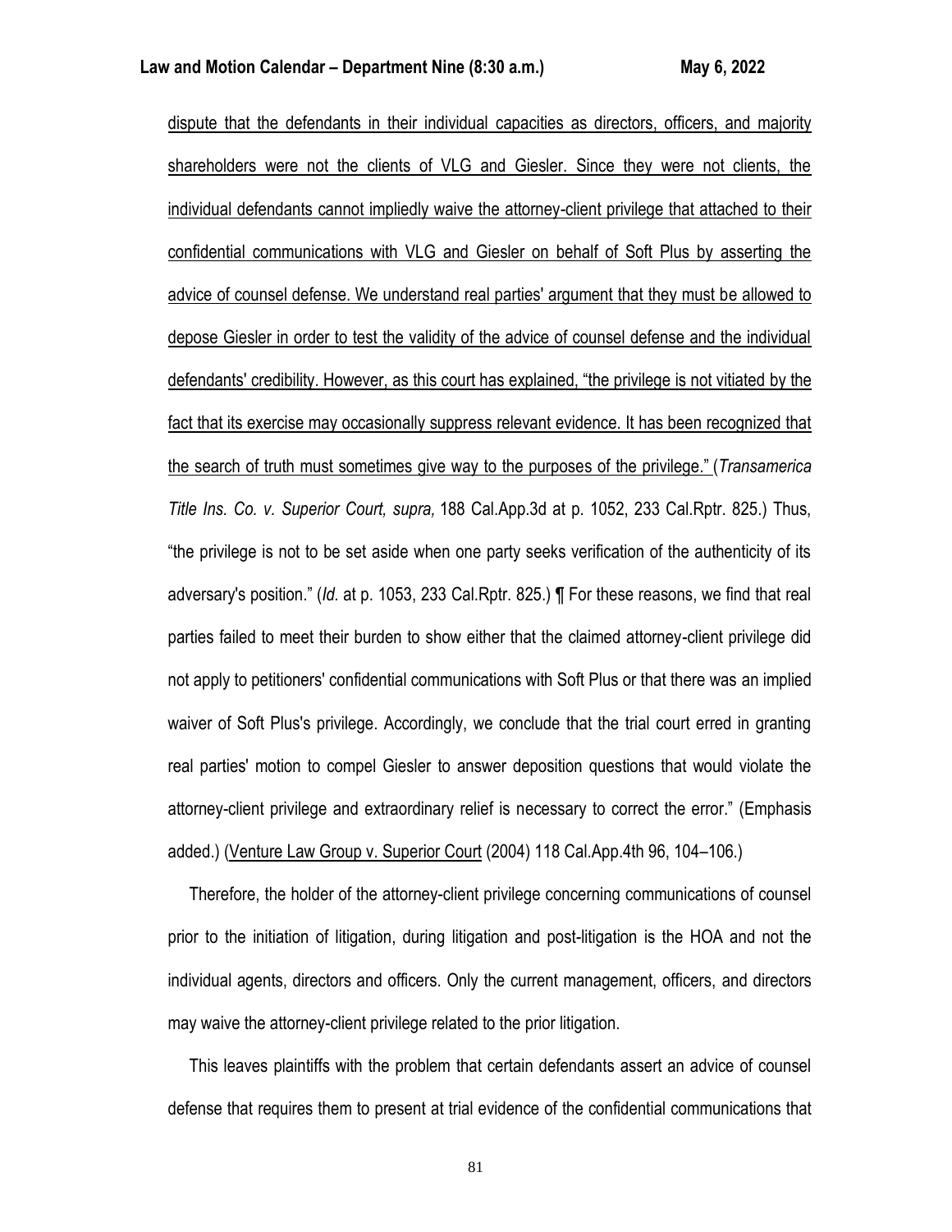dispute that the defendants in their individual capacities as directors, officers, and majority shareholders were not the clients of VLG and Giesler. Since they were not clients, the individual defendants cannot impliedly waive the attorney-client privilege that attached to their confidential communications with VLG and Giesler on behalf of Soft Plus by asserting the advice of counsel defense. We understand real parties' argument that they must be allowed to depose Giesler in order to test the validity of the advice of counsel defense and the individual defendants' credibility. However, as this court has explained, "the privilege is not vitiated by the fact that its exercise may occasionally suppress relevant evidence. It has been recognized that the search of truth must sometimes give way to the purposes of the privilege." (*Transamerica Title Ins. Co. v. Superior Court, supra,* 188 Cal.App.3d at p. 1052, 233 Cal.Rptr. 825.) Thus, "the privilege is not to be set aside when one party seeks verification of the authenticity of its adversary's position." (*Id.* at p. 1053, 233 Cal.Rptr. 825.) ¶ For these reasons, we find that real parties failed to meet their burden to show either that the claimed attorney-client privilege did not apply to petitioners' confidential communications with Soft Plus or that there was an implied waiver of Soft Plus's privilege. Accordingly, we conclude that the trial court erred in granting real parties' motion to compel Giesler to answer deposition questions that would violate the attorney-client privilege and extraordinary relief is necessary to correct the error." (Emphasis added.) (Venture Law Group v. Superior Court (2004) 118 Cal.App.4th 96, 104–106.)

Therefore, the holder of the attorney-client privilege concerning communications of counsel prior to the initiation of litigation, during litigation and post-litigation is the HOA and not the individual agents, directors and officers. Only the current management, officers, and directors may waive the attorney-client privilege related to the prior litigation.

This leaves plaintiffs with the problem that certain defendants assert an advice of counsel defense that requires them to present at trial evidence of the confidential communications that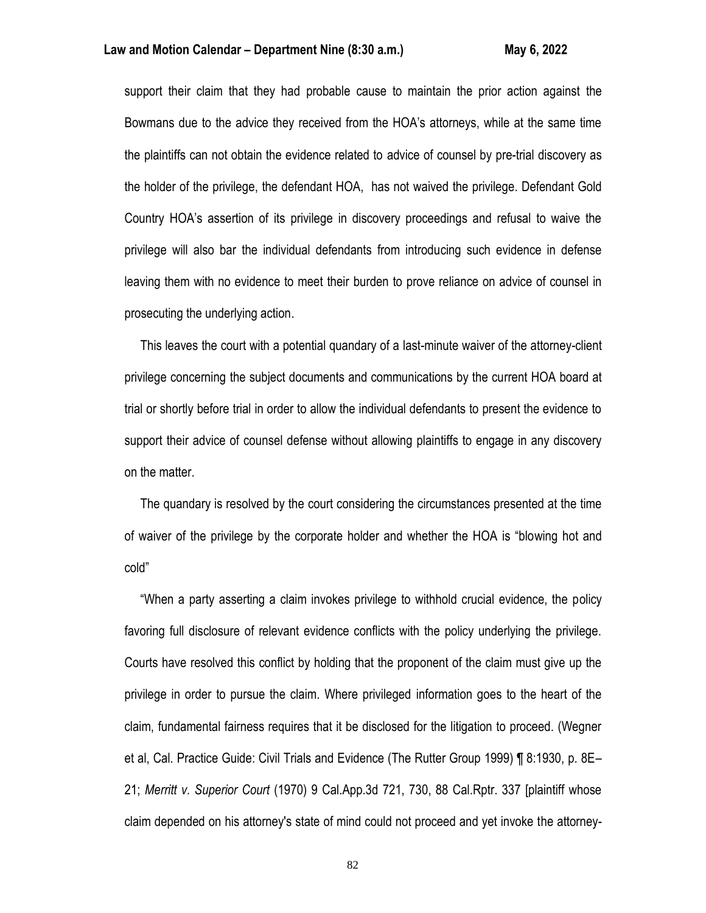support their claim that they had probable cause to maintain the prior action against the Bowmans due to the advice they received from the HOA's attorneys, while at the same time the plaintiffs can not obtain the evidence related to advice of counsel by pre-trial discovery as the holder of the privilege, the defendant HOA, has not waived the privilege. Defendant Gold Country HOA's assertion of its privilege in discovery proceedings and refusal to waive the privilege will also bar the individual defendants from introducing such evidence in defense leaving them with no evidence to meet their burden to prove reliance on advice of counsel in prosecuting the underlying action.

This leaves the court with a potential quandary of a last-minute waiver of the attorney-client privilege concerning the subject documents and communications by the current HOA board at trial or shortly before trial in order to allow the individual defendants to present the evidence to support their advice of counsel defense without allowing plaintiffs to engage in any discovery on the matter.

The quandary is resolved by the court considering the circumstances presented at the time of waiver of the privilege by the corporate holder and whether the HOA is "blowing hot and cold"

"When a party asserting a claim invokes privilege to withhold crucial evidence, the policy favoring full disclosure of relevant evidence conflicts with the policy underlying the privilege. Courts have resolved this conflict by holding that the proponent of the claim must give up the privilege in order to pursue the claim. Where privileged information goes to the heart of the claim, fundamental fairness requires that it be disclosed for the litigation to proceed. (Wegner et al, Cal. Practice Guide: Civil Trials and Evidence (The Rutter Group 1999) ¶ 8:1930, p. 8E–21; *Merritt v. Superior Court* (1970) 9 Cal.App.3d 721, 730, 88 Cal.Rptr. 337 [plaintiff whose claim depended on his attorney's state of mind could not proceed and yet invoke the attorney-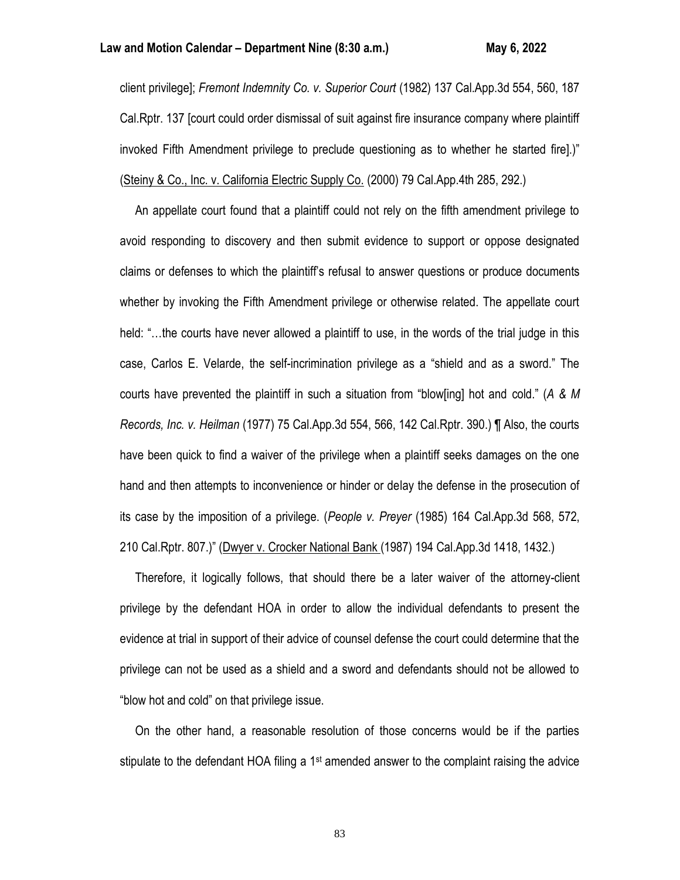client privilege]; *Fremont Indemnity Co. v. Superior Court* (1982) 137 Cal.App.3d 554, 560, 187 Cal.Rptr. 137 [court could order dismissal of suit against fire insurance company where plaintiff invoked Fifth Amendment privilege to preclude questioning as to whether he started fire].)" (Steiny & Co., Inc. v. California Electric Supply Co. (2000) 79 Cal.App.4th 285, 292.)

An appellate court found that a plaintiff could not rely on the fifth amendment privilege to avoid responding to discovery and then submit evidence to support or oppose designated claims or defenses to which the plaintiff's refusal to answer questions or produce documents whether by invoking the Fifth Amendment privilege or otherwise related. The appellate court held: "…the courts have never allowed a plaintiff to use, in the words of the trial judge in this case, Carlos E. Velarde, the self-incrimination privilege as a "shield and as a sword." The courts have prevented the plaintiff in such a situation from "blow[ing] hot and cold." (*A & M Records, Inc. v. Heilman* (1977) 75 Cal.App.3d 554, 566, 142 Cal.Rptr. 390.) ¶ Also, the courts have been quick to find a waiver of the privilege when a plaintiff seeks damages on the one hand and then attempts to inconvenience or hinder or delay the defense in the prosecution of its case by the imposition of a privilege. (*People v. Preyer* (1985) 164 Cal.App.3d 568, 572, 210 Cal.Rptr. 807.)" (Dwyer v. Crocker National Bank (1987) 194 Cal.App.3d 1418, 1432.)

Therefore, it logically follows, that should there be a later waiver of the attorney-client privilege by the defendant HOA in order to allow the individual defendants to present the evidence at trial in support of their advice of counsel defense the court could determine that the privilege can not be used as a shield and a sword and defendants should not be allowed to "blow hot and cold" on that privilege issue.

On the other hand, a reasonable resolution of those concerns would be if the parties stipulate to the defendant HOA filing a 1st amended answer to the complaint raising the advice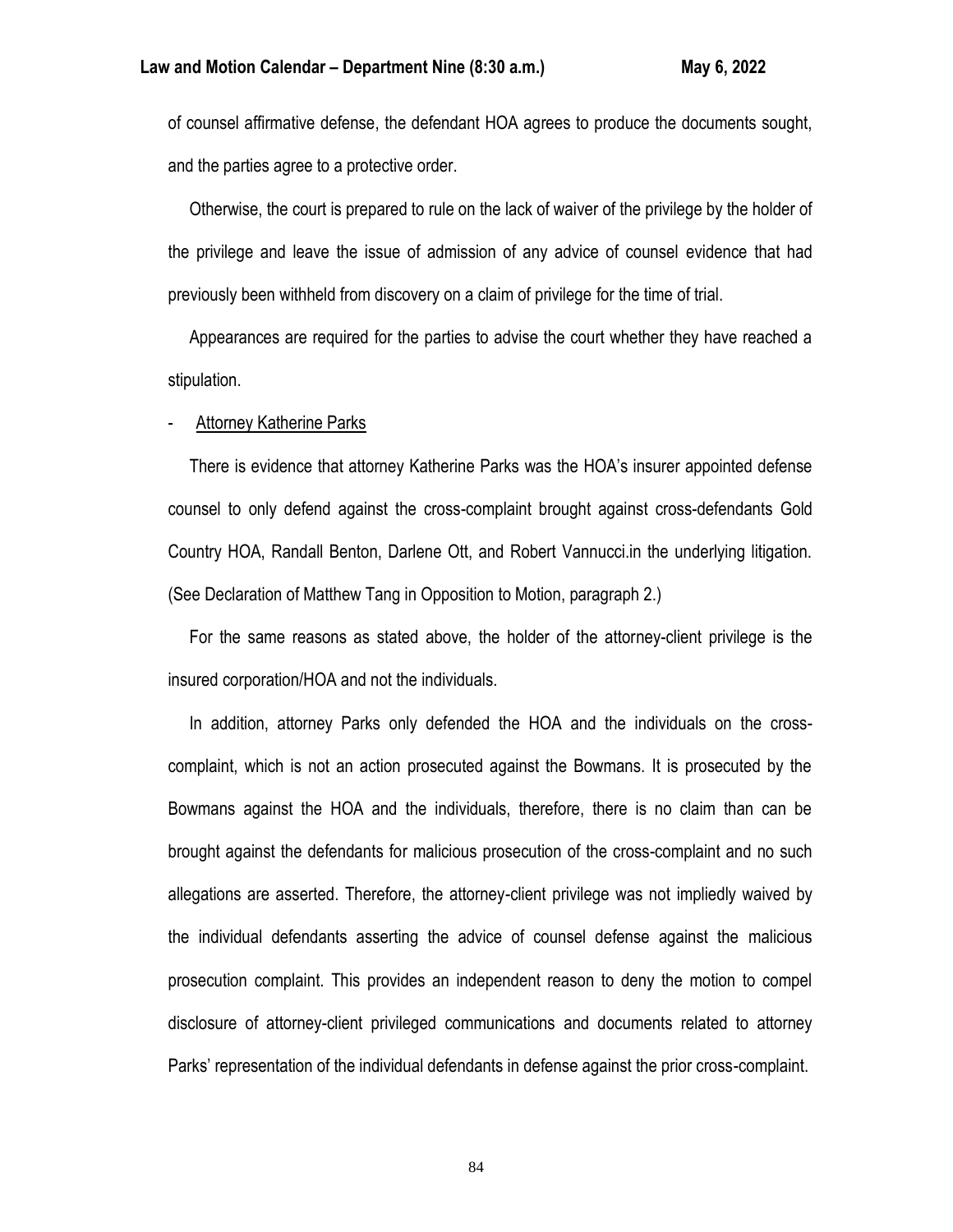of counsel affirmative defense, the defendant HOA agrees to produce the documents sought, and the parties agree to a protective order.

Otherwise, the court is prepared to rule on the lack of waiver of the privilege by the holder of the privilege and leave the issue of admission of any advice of counsel evidence that had previously been withheld from discovery on a claim of privilege for the time of trial.

Appearances are required for the parties to advise the court whether they have reached a stipulation.

- <u>Attorney Katherine Parks</u>

There is evidence that attorney Katherine Parks was the HOA's insurer appointed defense counsel to only defend against the cross-complaint brought against cross-defendants Gold Country HOA, Randall Benton, Darlene Ott, and Robert Vannucci.in the underlying litigation. (See Declaration of Matthew Tang in Opposition to Motion, paragraph 2.)

For the same reasons as stated above, the holder of the attorney-client privilege is the insured corporation/HOA and not the individuals.

In addition, attorney Parks only defended the HOA and the individuals on the cross-complaint, which is not an action prosecuted against the Bowmans. It is prosecuted by the Bowmans against the HOA and the individuals, therefore, there is no claim than can be brought against the defendants for malicious prosecution of the cross-complaint and no such allegations are asserted. Therefore, the attorney-client privilege was not impliedly waived by the individual defendants asserting the advice of counsel defense against the malicious prosecution complaint. This provides an independent reason to deny the motion to compel disclosure of attorney-client privileged communications and documents related to attorney Parks' representation of the individual defendants in defense against the prior cross-complaint.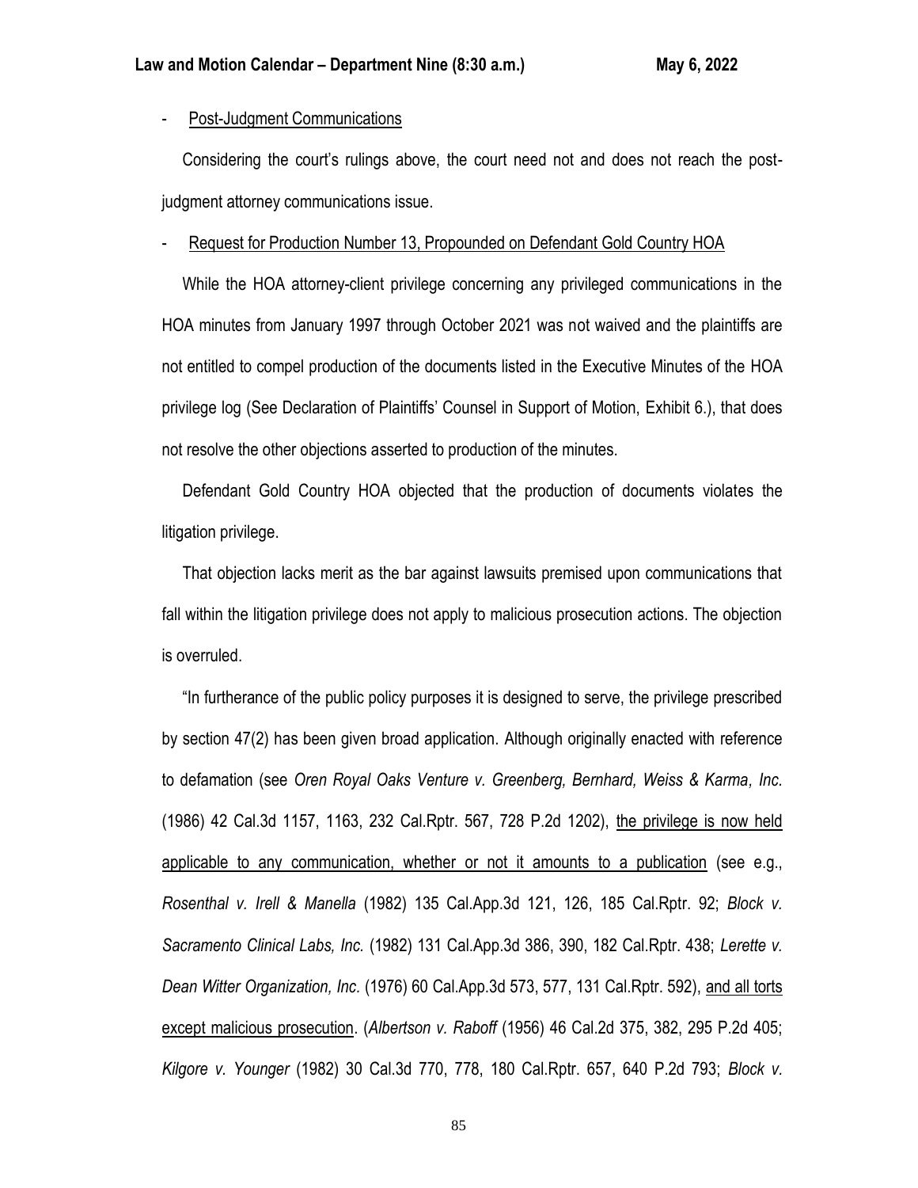- <u>Post-Judgment Communications</u>

Considering the court's rulings above, the court need not and does not reach the post-judgment attorney communications issue.

- <u>Request for Production Number 13, Propounded on Defendant Gold Country HOA</u>

While the HOA attorney-client privilege concerning any privileged communications in the HOA minutes from January 1997 through October 2021 was not waived and the plaintiffs are not entitled to compel production of the documents listed in the Executive Minutes of the HOA privilege log (See Declaration of Plaintiffs' Counsel in Support of Motion, Exhibit 6.), that does not resolve the other objections asserted to production of the minutes.

Defendant Gold Country HOA objected that the production of documents violates the litigation privilege.

That objection lacks merit as the bar against lawsuits premised upon communications that fall within the litigation privilege does not apply to malicious prosecution actions. The objection is overruled.

"In furtherance of the public policy purposes it is designed to serve, the privilege prescribed by section 47(2) has been given broad application. Although originally enacted with reference to defamation (see *Oren Royal Oaks Venture v. Greenberg, Bernhard, Weiss & Karma, Inc.* (1986) 42 Cal.3d 1157, 1163, 232 Cal.Rptr. 567, 728 P.2d 1202), <u>the privilege is now held applicable to any communication, whether or not it amounts to a publication</u> (see e.g., *Rosenthal v. Irell & Manella* (1982) 135 Cal.App.3d 121, 126, 185 Cal.Rptr. 92; *Block v. Sacramento Clinical Labs, Inc.* (1982) 131 Cal.App.3d 386, 390, 182 Cal.Rptr. 438; *Lerette v. Dean Witter Organization, Inc.* (1976) 60 Cal.App.3d 573, 577, 131 Cal.Rptr. 592), <u>and all torts except malicious prosecution</u>. (*Albertson v. Raboff* (1956) 46 Cal.2d 375, 382, 295 P.2d 405; *Kilgore v. Younger* (1982) 30 Cal.3d 770, 778, 180 Cal.Rptr. 657, 640 P.2d 793; *Block v.*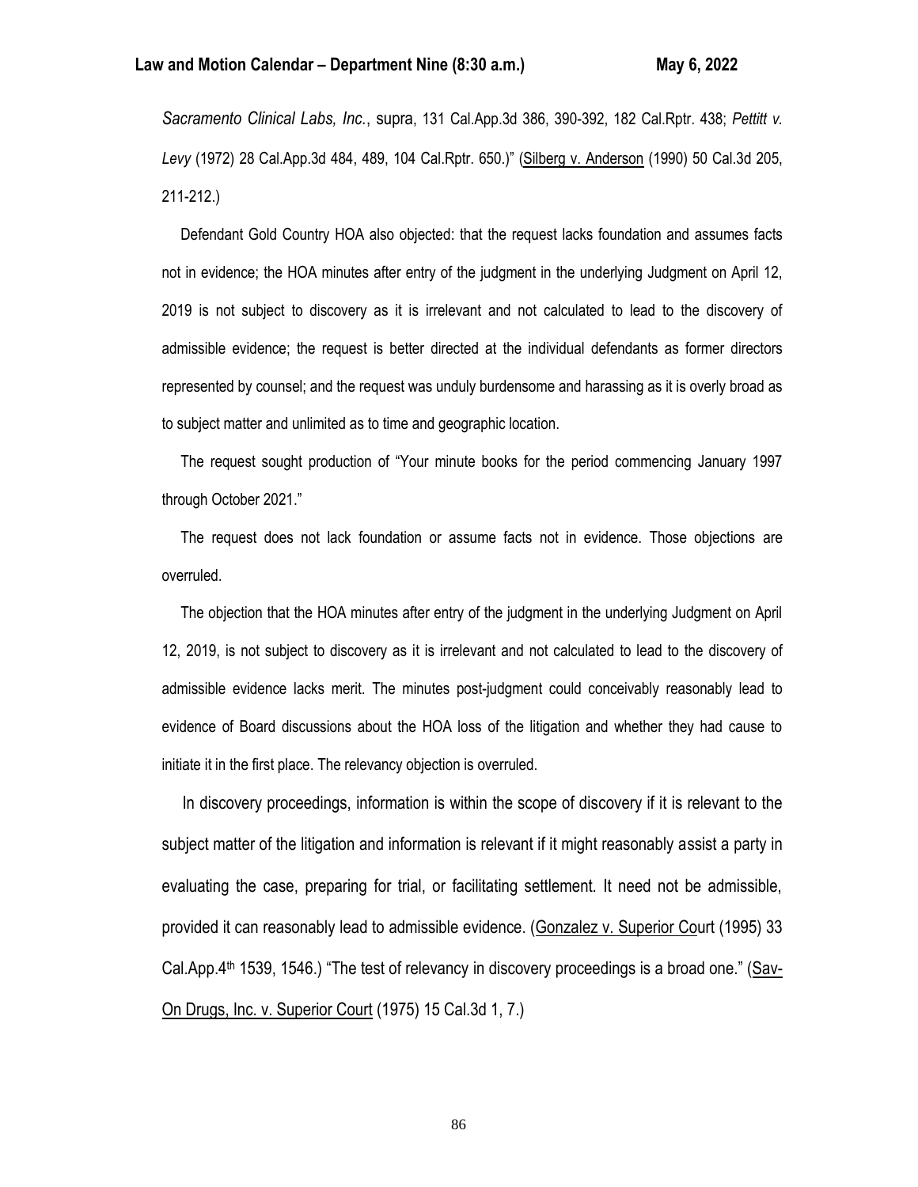*Sacramento Clinical Labs, Inc.*, supra, 131 Cal.App.3d 386, 390-392, 182 Cal.Rptr. 438; *Pettitt v. Levy* (1972) 28 Cal.App.3d 484, 489, 104 Cal.Rptr. 650.)" (Silberg v. Anderson (1990) 50 Cal.3d 205, 211-212.)

Defendant Gold Country HOA also objected: that the request lacks foundation and assumes facts not in evidence; the HOA minutes after entry of the judgment in the underlying Judgment on April 12, 2019 is not subject to discovery as it is irrelevant and not calculated to lead to the discovery of admissible evidence; the request is better directed at the individual defendants as former directors represented by counsel; and the request was unduly burdensome and harassing as it is overly broad as to subject matter and unlimited as to time and geographic location.

The request sought production of "Your minute books for the period commencing January 1997 through October 2021."

The request does not lack foundation or assume facts not in evidence. Those objections are overruled.

The objection that the HOA minutes after entry of the judgment in the underlying Judgment on April 12, 2019, is not subject to discovery as it is irrelevant and not calculated to lead to the discovery of admissible evidence lacks merit. The minutes post-judgment could conceivably reasonably lead to evidence of Board discussions about the HOA loss of the litigation and whether they had cause to initiate it in the first place. The relevancy objection is overruled.

In discovery proceedings, information is within the scope of discovery if it is relevant to the subject matter of the litigation and information is relevant if it might reasonably assist a party in evaluating the case, preparing for trial, or facilitating settlement. It need not be admissible, provided it can reasonably lead to admissible evidence. (Gonzalez v. Superior Court (1995) 33 Cal.App.4th 1539, 1546.) "The test of relevancy in discovery proceedings is a broad one." (Sav-On Drugs, Inc. v. Superior Court (1975) 15 Cal.3d 1, 7.)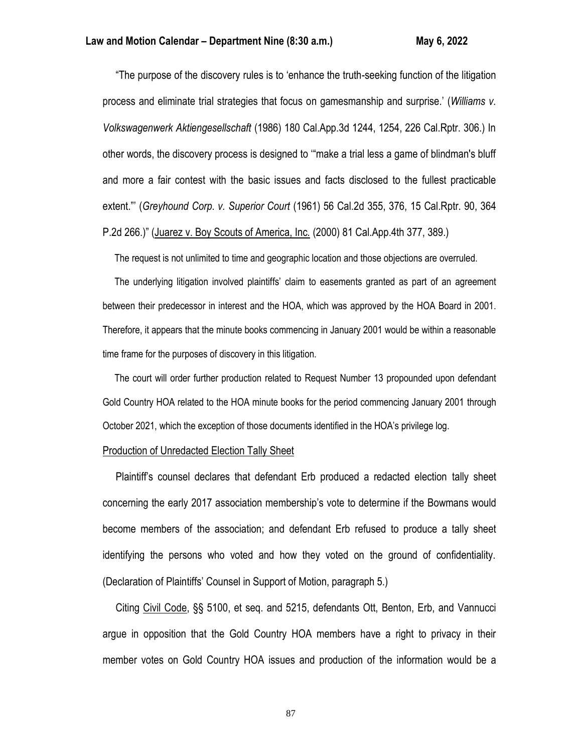"The purpose of the discovery rules is to 'enhance the truth-seeking function of the litigation process and eliminate trial strategies that focus on gamesmanship and surprise.' (*Williams v. Volkswagenwerk Aktiengesellschaft* (1986) 180 Cal.App.3d 1244, 1254, 226 Cal.Rptr. 306.) In other words, the discovery process is designed to '"make a trial less a game of blindman's bluff and more a fair contest with the basic issues and facts disclosed to the fullest practicable extent."' (*Greyhound Corp. v. Superior Court* (1961) 56 Cal.2d 355, 376, 15 Cal.Rptr. 90, 364 P.2d 266.)" (Juarez v. Boy Scouts of America, Inc. (2000) 81 Cal.App.4th 377, 389.)

The request is not unlimited to time and geographic location and those objections are overruled.

The underlying litigation involved plaintiffs' claim to easements granted as part of an agreement between their predecessor in interest and the HOA, which was approved by the HOA Board in 2001. Therefore, it appears that the minute books commencing in January 2001 would be within a reasonable time frame for the purposes of discovery in this litigation.

The court will order further production related to Request Number 13 propounded upon defendant Gold Country HOA related to the HOA minute books for the period commencing January 2001 through October 2021, which the exception of those documents identified in the HOA's privilege log.

Production of Unredacted Election Tally Sheet

Plaintiff's counsel declares that defendant Erb produced a redacted election tally sheet concerning the early 2017 association membership's vote to determine if the Bowmans would become members of the association; and defendant Erb refused to produce a tally sheet identifying the persons who voted and how they voted on the ground of confidentiality. (Declaration of Plaintiffs' Counsel in Support of Motion, paragraph 5.)

Citing Civil Code, §§ 5100, et seq. and 5215, defendants Ott, Benton, Erb, and Vannucci argue in opposition that the Gold Country HOA members have a right to privacy in their member votes on Gold Country HOA issues and production of the information would be a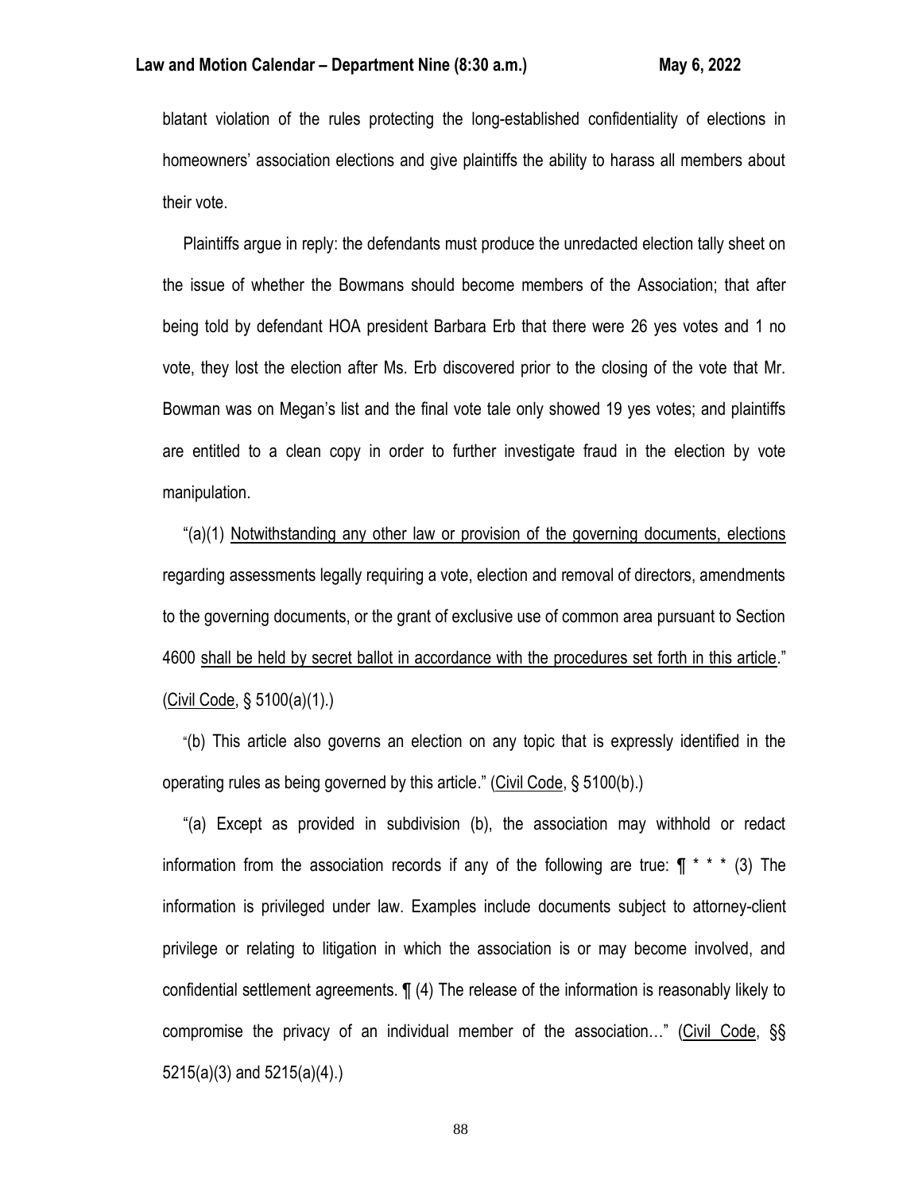blatant violation of the rules protecting the long-established confidentiality of elections in homeowners' association elections and give plaintiffs the ability to harass all members about their vote.

Plaintiffs argue in reply: the defendants must produce the unredacted election tally sheet on the issue of whether the Bowmans should become members of the Association; that after being told by defendant HOA president Barbara Erb that there were 26 yes votes and 1 no vote, they lost the election after Ms. Erb discovered prior to the closing of the vote that Mr. Bowman was on Megan's list and the final vote tale only showed 19 yes votes; and plaintiffs are entitled to a clean copy in order to further investigate fraud in the election by vote manipulation.

"(a)(1) <u>Notwithstanding any other law or provision of the governing documents, elections</u> regarding assessments legally requiring a vote, election and removal of directors, amendments to the governing documents, or the grant of exclusive use of common area pursuant to Section 4600 <u>shall be held by secret ballot in accordance with the procedures set forth in this article</u>." (<u>Civil Code</u>, § 5100(a)(1).)

"(b) This article also governs an election on any topic that is expressly identified in the operating rules as being governed by this article." (<u>Civil Code</u>, § 5100(b).)

"(a) Except as provided in subdivision (b), the association may withhold or redact information from the association records if any of the following are true: ¶ * * * (3) The information is privileged under law. Examples include documents subject to attorney-client privilege or relating to litigation in which the association is or may become involved, and confidential settlement agreements. ¶ (4) The release of the information is reasonably likely to compromise the privacy of an individual member of the association…" (<u>Civil Code</u>, §§ 5215(a)(3) and 5215(a)(4).)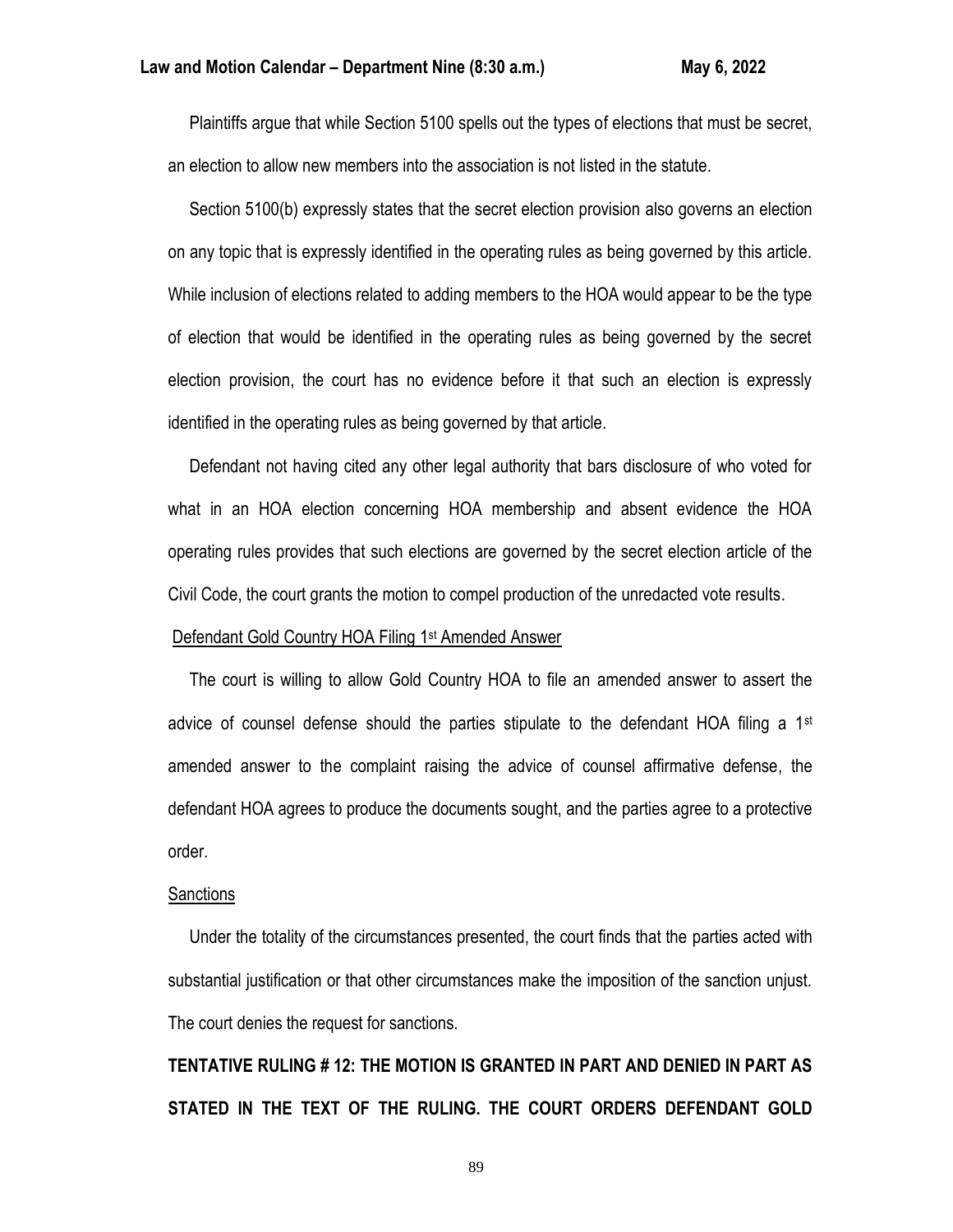Plaintiffs argue that while Section 5100 spells out the types of elections that must be secret, an election to allow new members into the association is not listed in the statute.

Section 5100(b) expressly states that the secret election provision also governs an election on any topic that is expressly identified in the operating rules as being governed by this article. While inclusion of elections related to adding members to the HOA would appear to be the type of election that would be identified in the operating rules as being governed by the secret election provision, the court has no evidence before it that such an election is expressly identified in the operating rules as being governed by that article.

Defendant not having cited any other legal authority that bars disclosure of who voted for what in an HOA election concerning HOA membership and absent evidence the HOA operating rules provides that such elections are governed by the secret election article of the Civil Code, the court grants the motion to compel production of the unredacted vote results.

<u>Defendant Gold Country HOA Filing 1st Amended Answer</u>

The court is willing to allow Gold Country HOA to file an amended answer to assert the advice of counsel defense should the parties stipulate to the defendant HOA filing a 1st amended answer to the complaint raising the advice of counsel affirmative defense, the defendant HOA agrees to produce the documents sought, and the parties agree to a protective order.

<u>Sanctions</u>

Under the totality of the circumstances presented, the court finds that the parties acted with substantial justification or that other circumstances make the imposition of the sanction unjust. The court denies the request for sanctions.

**TENTATIVE RULING # 12: THE MOTION IS GRANTED IN PART AND DENIED IN PART AS STATED IN THE TEXT OF THE RULING. THE COURT ORDERS DEFENDANT GOLD**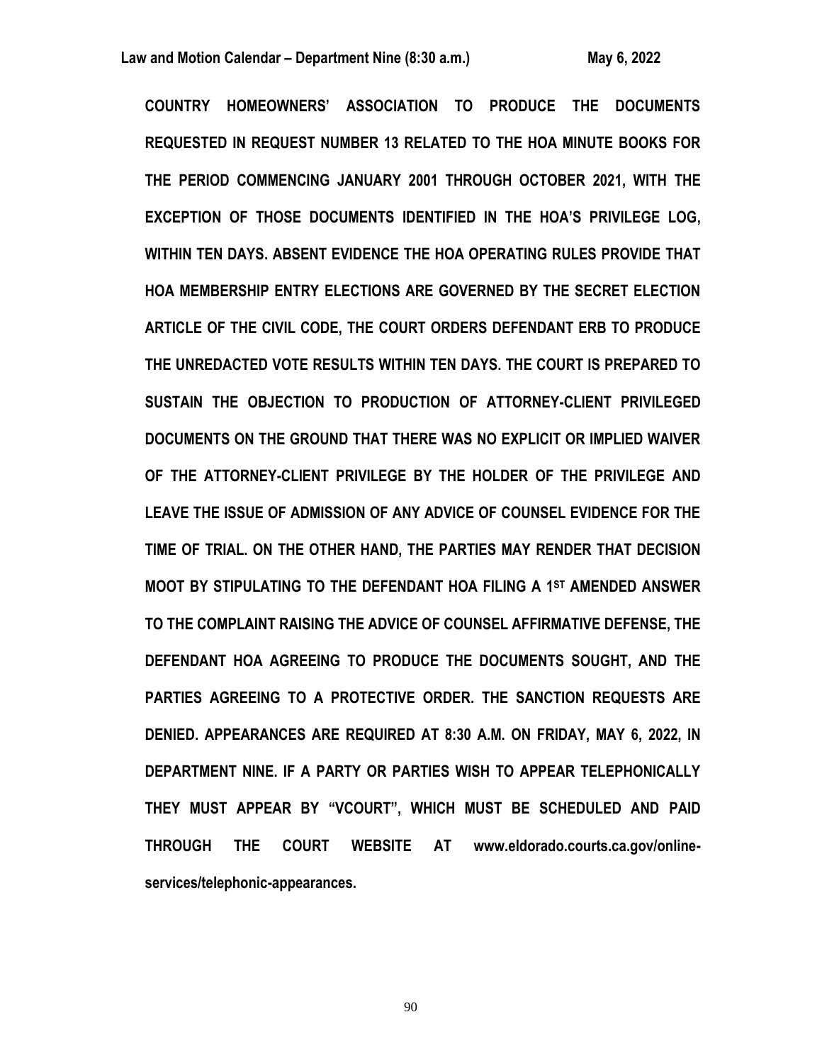**COUNTRY HOMEOWNERS' ASSOCIATION TO PRODUCE THE DOCUMENTS REQUESTED IN REQUEST NUMBER 13 RELATED TO THE HOA MINUTE BOOKS FOR THE PERIOD COMMENCING JANUARY 2001 THROUGH OCTOBER 2021, WITH THE EXCEPTION OF THOSE DOCUMENTS IDENTIFIED IN THE HOA'S PRIVILEGE LOG, WITHIN TEN DAYS. ABSENT EVIDENCE THE HOA OPERATING RULES PROVIDE THAT HOA MEMBERSHIP ENTRY ELECTIONS ARE GOVERNED BY THE SECRET ELECTION ARTICLE OF THE CIVIL CODE, THE COURT ORDERS DEFENDANT ERB TO PRODUCE THE UNREDACTED VOTE RESULTS WITHIN TEN DAYS. THE COURT IS PREPARED TO SUSTAIN THE OBJECTION TO PRODUCTION OF ATTORNEY-CLIENT PRIVILEGED DOCUMENTS ON THE GROUND THAT THERE WAS NO EXPLICIT OR IMPLIED WAIVER OF THE ATTORNEY-CLIENT PRIVILEGE BY THE HOLDER OF THE PRIVILEGE AND LEAVE THE ISSUE OF ADMISSION OF ANY ADVICE OF COUNSEL EVIDENCE FOR THE TIME OF TRIAL. ON THE OTHER HAND, THE PARTIES MAY RENDER THAT DECISION MOOT BY STIPULATING TO THE DEFENDANT HOA FILING A 1ST AMENDED ANSWER TO THE COMPLAINT RAISING THE ADVICE OF COUNSEL AFFIRMATIVE DEFENSE, THE DEFENDANT HOA AGREEING TO PRODUCE THE DOCUMENTS SOUGHT, AND THE PARTIES AGREEING TO A PROTECTIVE ORDER. THE SANCTION REQUESTS ARE DENIED. APPEARANCES ARE REQUIRED AT 8:30 A.M. ON FRIDAY, MAY 6, 2022, IN DEPARTMENT NINE. IF A PARTY OR PARTIES WISH TO APPEAR TELEPHONICALLY THEY MUST APPEAR BY "VCOURT", WHICH MUST BE SCHEDULED AND PAID THROUGH THE COURT WEBSITE AT www.eldorado.courts.ca.gov/online-services/telephonic-appearances.**